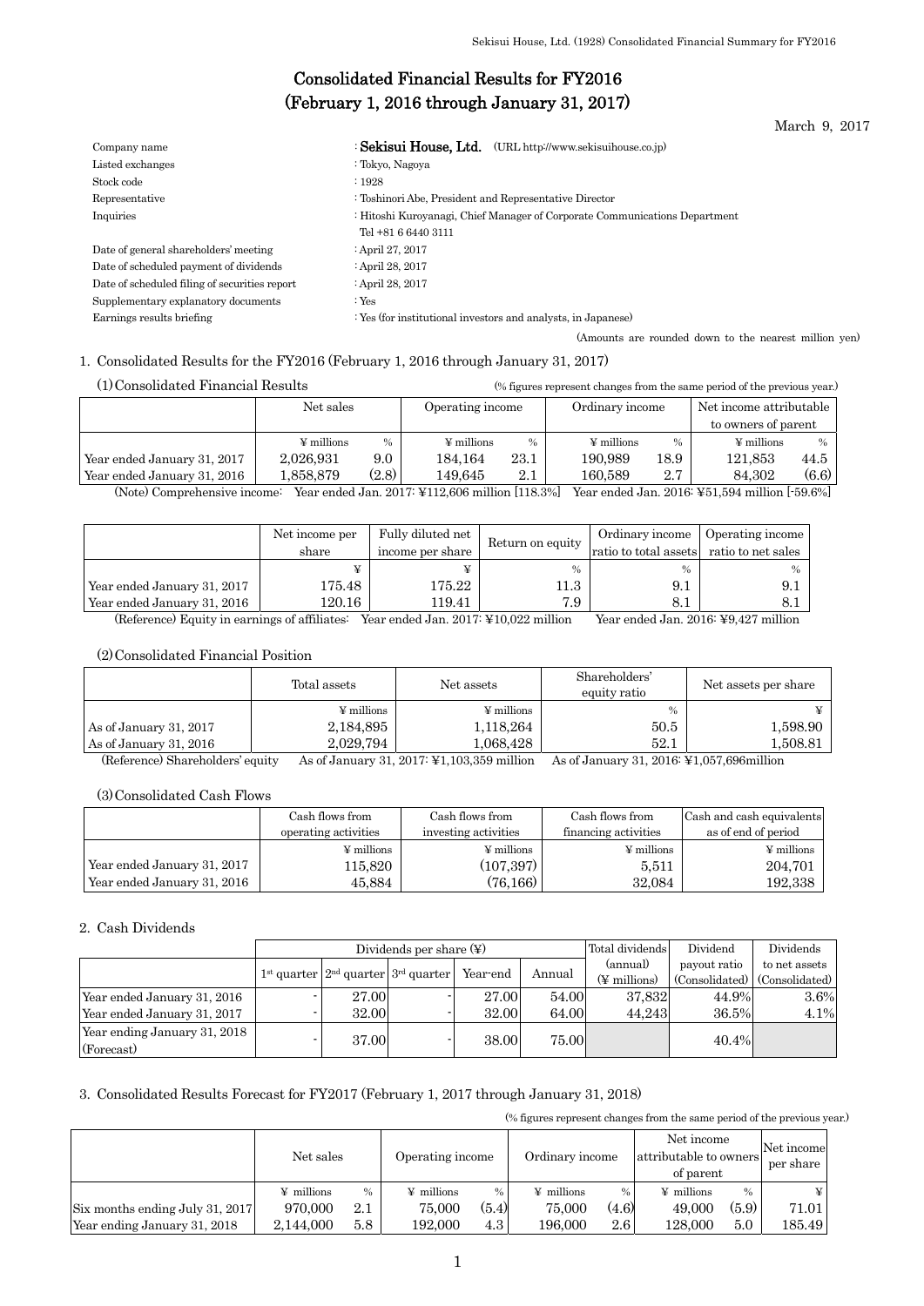# Consolidated Financial Results for FY2016
# (February 1, 2016 through January 31, 2017)

March 9, 2017

| | |
|---|---|
| Company name | : **Sekisui House, Ltd.** (URL http://www.sekisuihouse.co.jp) |
| Listed exchanges | : Tokyo, Nagoya |
| Stock code | : 1928 |
| Representative | : Toshinori Abe, President and Representative Director |
| Inquiries | : Hitoshi Kuroyanagi, Chief Manager of Corporate Communications Department<br>Tel +81 6 6440 3111 |
| Date of general shareholders' meeting | : April 27, 2017 |
| Date of scheduled payment of dividends | : April 28, 2017 |
| Date of scheduled filing of securities report | : April 28, 2017 |
| Supplementary explanatory documents | : Yes |
| Earnings results briefing | : Yes (for institutional investors and analysts, in Japanese) |

(Amounts are rounded down to the nearest million yen)

## 1. Consolidated Results for the FY2016 (February 1, 2016 through January 31, 2017)

### (1) Consolidated Financial Results

(% figures represent changes from the same period of the previous year.)

| | Net sales | | Operating income | | Ordinary income | | Net income attributable to owners of parent | |
|---|---|---|---|---|---|---|---|---|
| | ¥ millions | % | ¥ millions | % | ¥ millions | % | ¥ millions | % |
| Year ended January 31, 2017 | 2,026,931 | 9.0 | 184,164 | 23.1 | 190,989 | 18.9 | 121,853 | 44.5 |
| Year ended January 31, 2016 | 1,858,879 | (2.8) | 149,645 | 2.1 | 160,589 | 2.7 | 84,302 | (6.6) |

(Note) Comprehensive income: Year ended Jan. 2017: ¥112,606 million [118.3%] Year ended Jan. 2016: ¥51,594 million [-59.6%]

| | Net income per share | Fully diluted net income per share | Return on equity | Ordinary income ratio to total assets | Operating income ratio to net sales |
|---|---|---|---|---|---|
| | ¥ | ¥ | % | % | % |
| Year ended January 31, 2017 | 175.48 | 175.22 | 11.3 | 9.1 | 9.1 |
| Year ended January 31, 2016 | 120.16 | 119.41 | 7.9 | 8.1 | 8.1 |

(Reference) Equity in earnings of affiliates: Year ended Jan. 2017: ¥10,022 million Year ended Jan. 2016: ¥9,427 million

### (2) Consolidated Financial Position

| | Total assets | Net assets | Shareholders' equity ratio | Net assets per share |
|---|---|---|---|---|
| | ¥ millions | ¥ millions | % | ¥ |
| As of January 31, 2017 | 2,184,895 | 1,118,264 | 50.5 | 1,598.90 |
| As of January 31, 2016 | 2,029,794 | 1,068,428 | 52.1 | 1,508.81 |

(Reference) Shareholders' equity As of January 31, 2017: ¥1,103,359 million As of January 31, 2016: ¥1,057,696million

### (3) Consolidated Cash Flows

| | Cash flows from operating activities | Cash flows from investing activities | Cash flows from financing activities | Cash and cash equivalents as of end of period |
|---|---|---|---|---|
| | ¥ millions | ¥ millions | ¥ millions | ¥ millions |
| Year ended January 31, 2017 | 115,820 | (107,397) | 5,511 | 204,701 |
| Year ended January 31, 2016 | 45,884 | (76,166) | 32,084 | 192,338 |

## 2. Cash Dividends

| | Dividends per share (¥) | | | | | Total dividends (annual) (¥ millions) | Dividend payout ratio (Consolidated) | Dividends to net assets (Consolidated) |
|---|---|---|---|---|---|---|---|---|
| | 1st quarter | 2nd quarter | 3rd quarter | Year-end | Annual | | | |
| Year ended January 31, 2016 | - | 27.00 | - | 27.00 | 54.00 | 37,832 | 44.9% | 3.6% |
| Year ended January 31, 2017 | - | 32.00 | - | 32.00 | 64.00 | 44,243 | 36.5% | 4.1% |
| Year ending January 31, 2018 (Forecast) | - | 37.00 | - | 38.00 | 75.00 | | 40.4% | |

## 3. Consolidated Results Forecast for FY2017 (February 1, 2017 through January 31, 2018)

(% figures represent changes from the same period of the previous year.)

| | Net sales | | Operating income | | Ordinary income | | Net income attributable to owners of parent | | Net income per share |
|---|---|---|---|---|---|---|---|---|---|
| | ¥ millions | % | ¥ millions | % | ¥ millions | % | ¥ millions | % | ¥ |
| Six months ending July 31, 2017 | 970,000 | 2.1 | 75,000 | (5.4) | 75,000 | (4.6) | 49,000 | (5.9) | 71.01 |
| Year ending January 31, 2018 | 2,144,000 | 5.8 | 192,000 | 4.3 | 196,000 | 2.6 | 128,000 | 5.0 | 185.49 |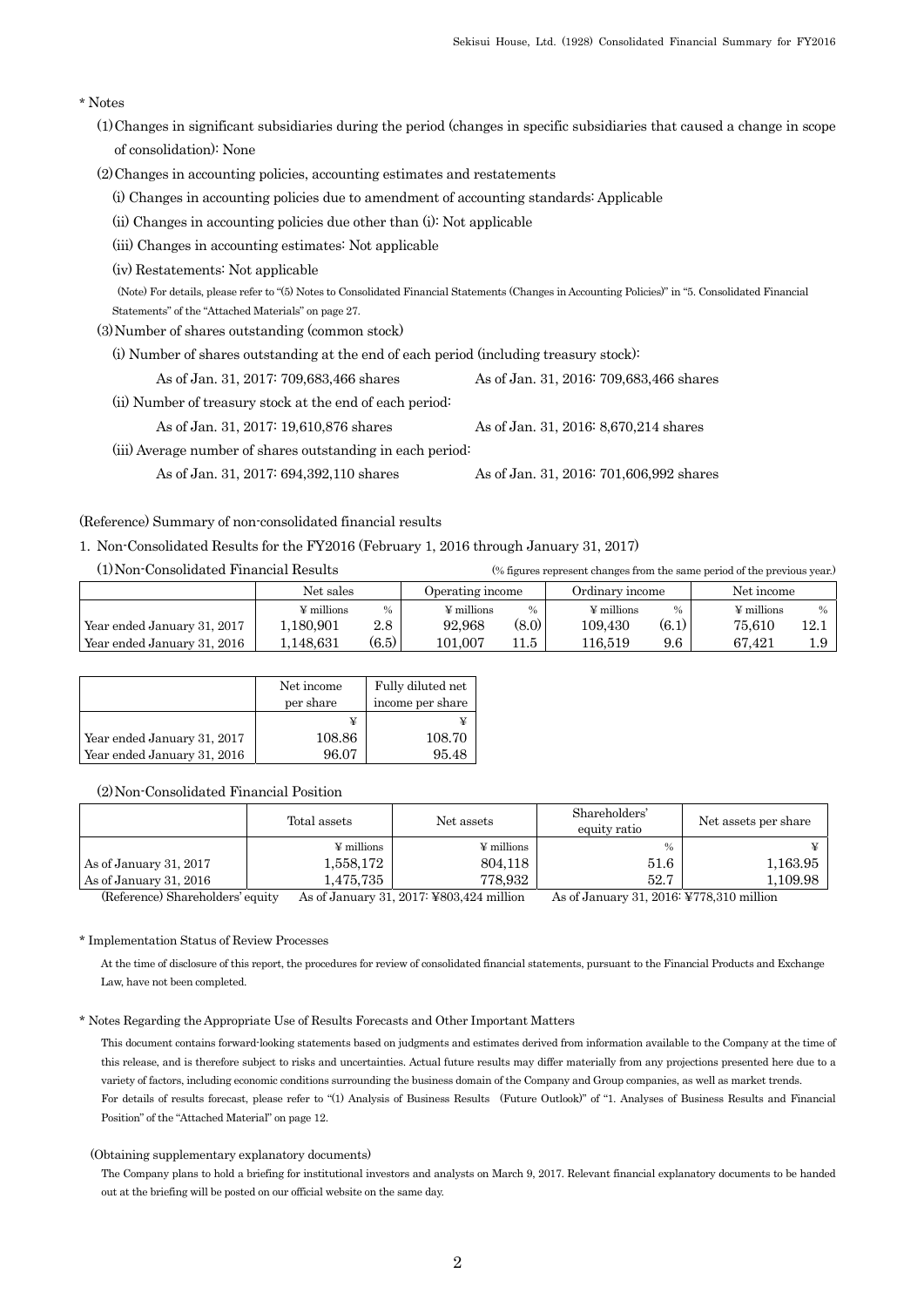\* Notes

(1) Changes in significant subsidiaries during the period (changes in specific subsidiaries that caused a change in scope of consolidation): None

(2) Changes in accounting policies, accounting estimates and restatements

(i) Changes in accounting policies due to amendment of accounting standards: Applicable

(ii) Changes in accounting policies due other than (i): Not applicable

(iii) Changes in accounting estimates: Not applicable

(iv) Restatements: Not applicable

(Note) For details, please refer to "(5) Notes to Consolidated Financial Statements (Changes in Accounting Policies)" in "5. Consolidated Financial Statements" of the "Attached Materials" on page 27.

(3) Number of shares outstanding (common stock)

(i) Number of shares outstanding at the end of each period (including treasury stock):

As of Jan. 31, 2017: 709,683,466 shares    As of Jan. 31, 2016: 709,683,466 shares

(ii) Number of treasury stock at the end of each period:

As of Jan. 31, 2017: 19,610,876 shares    As of Jan. 31, 2016: 8,670,214 shares

(iii) Average number of shares outstanding in each period:

As of Jan. 31, 2017: 694,392,110 shares    As of Jan. 31, 2016: 701,606,992 shares

(Reference) Summary of non-consolidated financial results

1. Non-Consolidated Results for the FY2016 (February 1, 2016 through January 31, 2017)

(1) Non-Consolidated Financial Results (% figures represent changes from the same period of the previous year.)

| | Net sales | | Operating income | | Ordinary income | | Net income | |
|---|---|---|---|---|---|---|---|---|
| | ¥ millions | % | ¥ millions | % | ¥ millions | % | ¥ millions | % |
| Year ended January 31, 2017 | 1,180,901 | 2.8 | 92,968 | (8.0) | 109,430 | (6.1) | 75,610 | 12.1 |
| Year ended January 31, 2016 | 1,148,631 | (6.5) | 101,007 | 11.5 | 116,519 | 9.6 | 67,421 | 1.9 |

| | Net income per share | Fully diluted net income per share |
|---|---|---|
| | ¥ | ¥ |
| Year ended January 31, 2017 | 108.86 | 108.70 |
| Year ended January 31, 2016 | 96.07 | 95.48 |

(2) Non-Consolidated Financial Position

| | Total assets | Net assets | Shareholders' equity ratio | Net assets per share |
|---|---|---|---|---|
| | ¥ millions | ¥ millions | % | ¥ |
| As of January 31, 2017 | 1,558,172 | 804,118 | 51.6 | 1,163.95 |
| As of January 31, 2016 | 1,475,735 | 778,932 | 52.7 | 1,109.98 |

(Reference) Shareholders' equity    As of January 31, 2017: ¥803,424 million    As of January 31, 2016: ¥778,310 million

\* Implementation Status of Review Processes

At the time of disclosure of this report, the procedures for review of consolidated financial statements, pursuant to the Financial Products and Exchange Law, have not been completed.

\* Notes Regarding the Appropriate Use of Results Forecasts and Other Important Matters

This document contains forward-looking statements based on judgments and estimates derived from information available to the Company at the time of this release, and is therefore subject to risks and uncertainties. Actual future results may differ materially from any projections presented here due to a variety of factors, including economic conditions surrounding the business domain of the Company and Group companies, as well as market trends.
For details of results forecast, please refer to "(1) Analysis of Business Results (Future Outlook)" of "1. Analyses of Business Results and Financial Position" of the "Attached Material" on page 12.

(Obtaining supplementary explanatory documents)

The Company plans to hold a briefing for institutional investors and analysts on March 9, 2017. Relevant financial explanatory documents to be handed out at the briefing will be posted on our official website on the same day.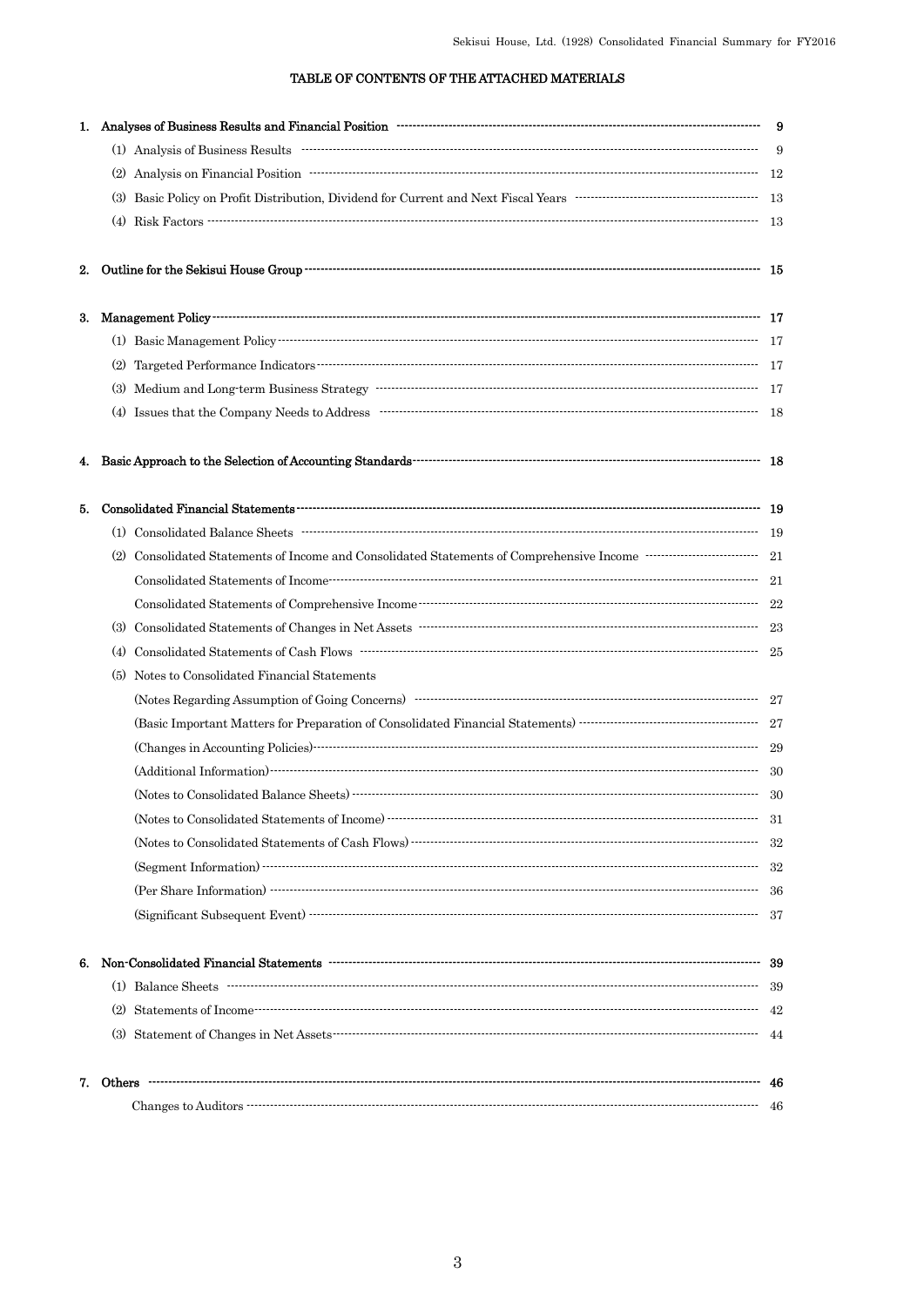# TABLE OF CONTENTS OF THE ATTACHED MATERIALS

| | | |
|---|---|---|
| **1.** | **Analyses of Business Results and Financial Position** | **9** |
| | (1) Analysis of Business Results | 9 |
| | (2) Analysis on Financial Position | 12 |
| | (3) Basic Policy on Profit Distribution, Dividend for Current and Next Fiscal Years | 13 |
| | (4) Risk Factors | 13 |
| **2.** | **Outline for the Sekisui House Group** | **15** |
| **3.** | **Management Policy** | **17** |
| | (1) Basic Management Policy | 17 |
| | (2) Targeted Performance Indicators | 17 |
| | (3) Medium and Long-term Business Strategy | 17 |
| | (4) Issues that the Company Needs to Address | 18 |
| **4.** | **Basic Approach to the Selection of Accounting Standards** | **18** |
| **5.** | **Consolidated Financial Statements** | **19** |
| | (1) Consolidated Balance Sheets | 19 |
| | (2) Consolidated Statements of Income and Consolidated Statements of Comprehensive Income | 21 |
| | Consolidated Statements of Income | 21 |
| | Consolidated Statements of Comprehensive Income | 22 |
| | (3) Consolidated Statements of Changes in Net Assets | 23 |
| | (4) Consolidated Statements of Cash Flows | 25 |
| | (5) Notes to Consolidated Financial Statements | |
| | (Notes Regarding Assumption of Going Concerns) | 27 |
| | (Basic Important Matters for Preparation of Consolidated Financial Statements) | 27 |
| | (Changes in Accounting Policies) | 29 |
| | (Additional Information) | 30 |
| | (Notes to Consolidated Balance Sheets) | 30 |
| | (Notes to Consolidated Statements of Income) | 31 |
| | (Notes to Consolidated Statements of Cash Flows) | 32 |
| | (Segment Information) | 32 |
| | (Per Share Information) | 36 |
| | (Significant Subsequent Event) | 37 |
| **6.** | **Non-Consolidated Financial Statements** | **39** |
| | (1) Balance Sheets | 39 |
| | (2) Statements of Income | 42 |
| | (3) Statement of Changes in Net Assets | 44 |
| **7.** | **Others** | **46** |
| | Changes to Auditors | 46 |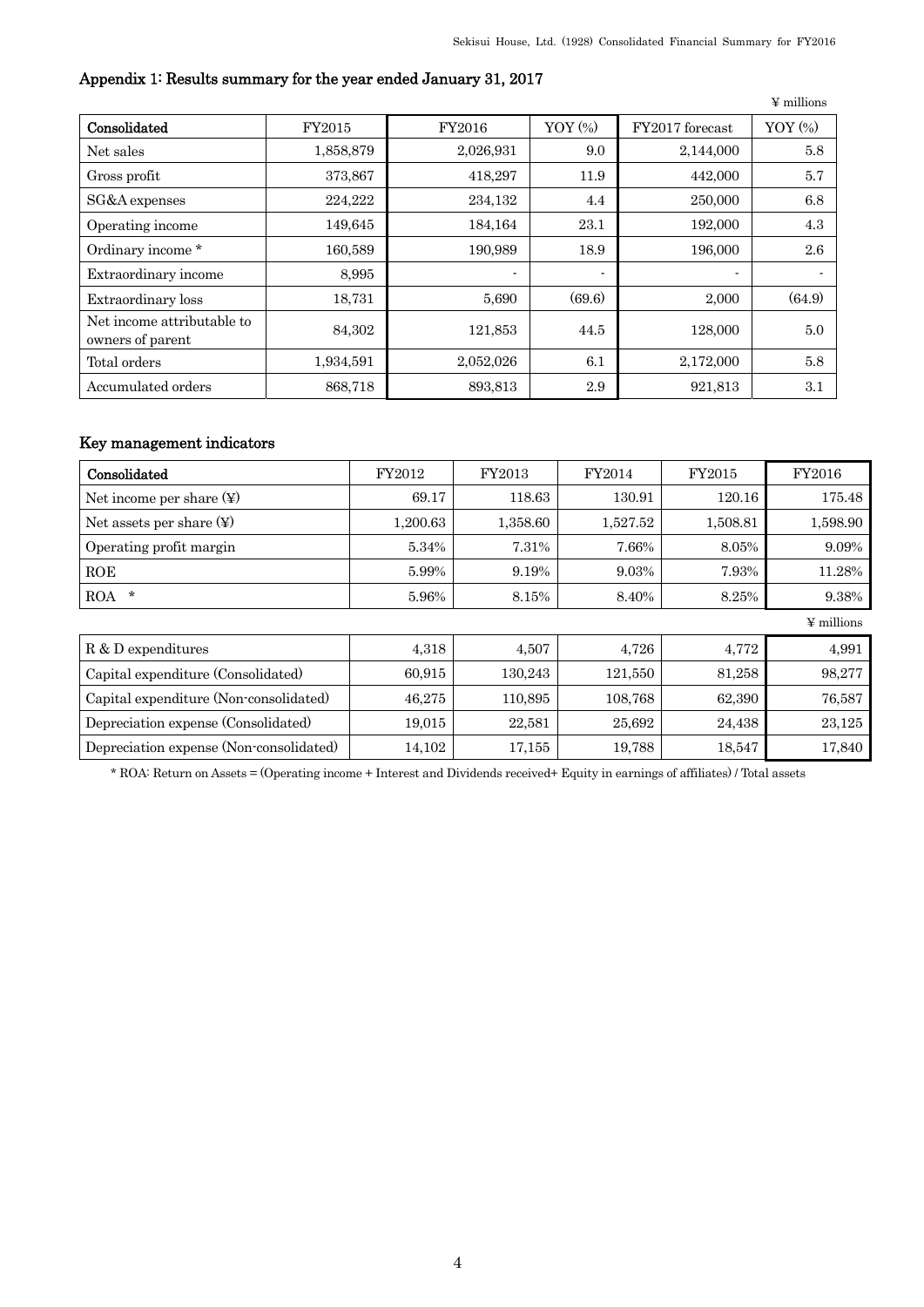## Appendix 1: Results summary for the year ended January 31, 2017

¥ millions

| Consolidated | FY2015 | FY2016 | YOY (%) | FY2017 forecast | YOY (%) |
|---|---|---|---|---|---|
| Net sales | 1,858,879 | 2,026,931 | 9.0 | 2,144,000 | 5.8 |
| Gross profit | 373,867 | 418,297 | 11.9 | 442,000 | 5.7 |
| SG&A expenses | 224,222 | 234,132 | 4.4 | 250,000 | 6.8 |
| Operating income | 149,645 | 184,164 | 23.1 | 192,000 | 4.3 |
| Ordinary income * | 160,589 | 190,989 | 18.9 | 196,000 | 2.6 |
| Extraordinary income | 8,995 | - | - | - | - |
| Extraordinary loss | 18,731 | 5,690 | (69.6) | 2,000 | (64.9) |
| Net income attributable to owners of parent | 84,302 | 121,853 | 44.5 | 128,000 | 5.0 |
| Total orders | 1,934,591 | 2,052,026 | 6.1 | 2,172,000 | 5.8 |
| Accumulated orders | 868,718 | 893,813 | 2.9 | 921,813 | 3.1 |

## Key management indicators

| Consolidated | FY2012 | FY2013 | FY2014 | FY2015 | FY2016 |
|---|---|---|---|---|---|
| Net income per share (¥) | 69.17 | 118.63 | 130.91 | 120.16 | 175.48 |
| Net assets per share (¥) | 1,200.63 | 1,358.60 | 1,527.52 | 1,508.81 | 1,598.90 |
| Operating profit margin | 5.34% | 7.31% | 7.66% | 8.05% | 9.09% |
| ROE | 5.99% | 9.19% | 9.03% | 7.93% | 11.28% |
| ROA * | 5.96% | 8.15% | 8.40% | 8.25% | 9.38% |

¥ millions

| | FY2012 | FY2013 | FY2014 | FY2015 | FY2016 |
|---|---|---|---|---|---|
| R & D expenditures | 4,318 | 4,507 | 4,726 | 4,772 | 4,991 |
| Capital expenditure (Consolidated) | 60,915 | 130,243 | 121,550 | 81,258 | 98,277 |
| Capital expenditure (Non-consolidated) | 46,275 | 110,895 | 108,768 | 62,390 | 76,587 |
| Depreciation expense (Consolidated) | 19,015 | 22,581 | 25,692 | 24,438 | 23,125 |
| Depreciation expense (Non-consolidated) | 14,102 | 17,155 | 19,788 | 18,547 | 17,840 |

* ROA: Return on Assets = (Operating income + Interest and Dividends received+ Equity in earnings of affiliates) / Total assets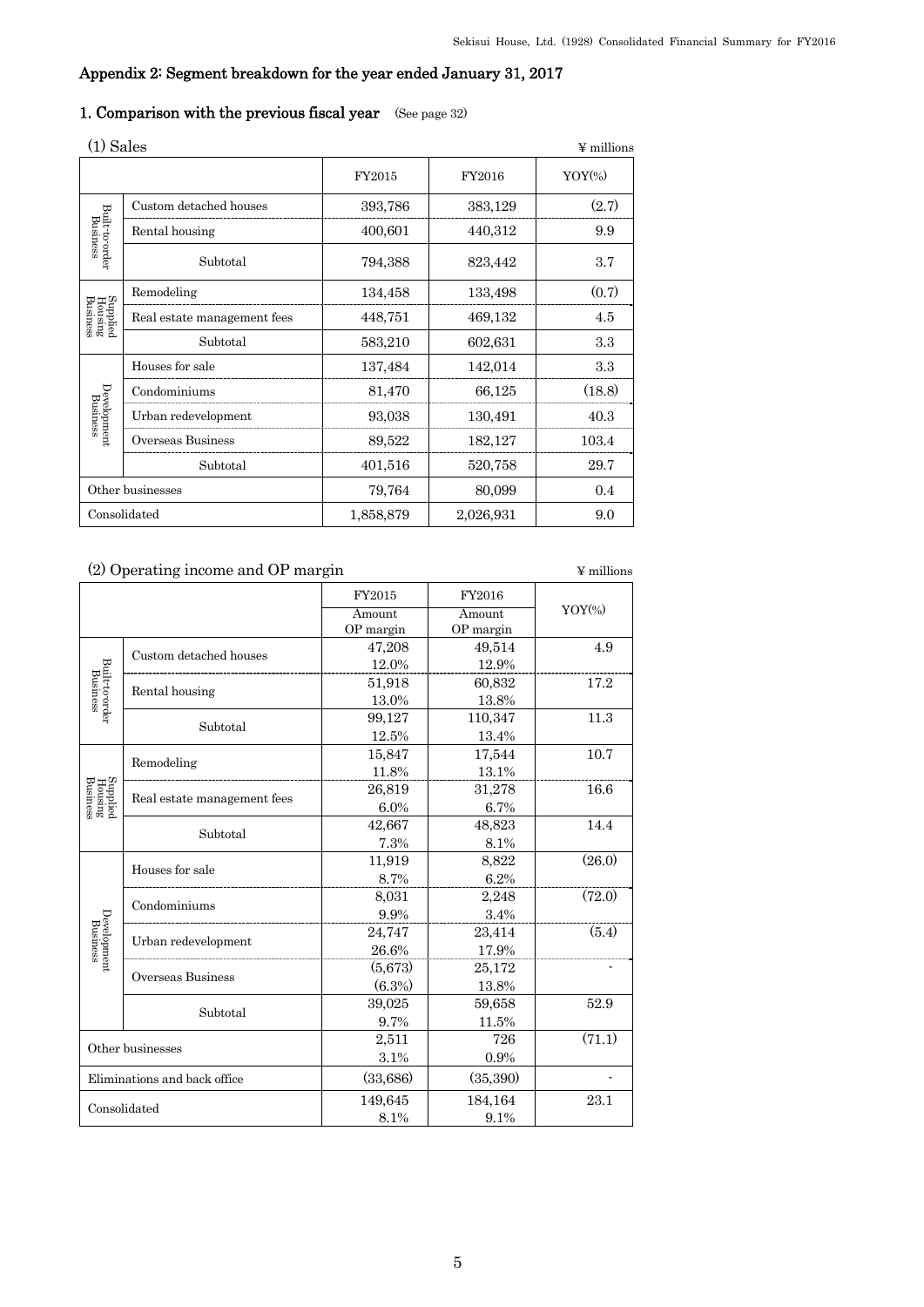## Appendix 2: Segment breakdown for the year ended January 31, 2017

### 1. Comparison with the previous fiscal year (See page 32)

(1) Sales

¥ millions

| | | FY2015 | FY2016 | YOY(%) |
|---|---|---|---|---|
| Built-to-order Business | Custom detached houses | 393,786 | 383,129 | (2.7) |
| | Rental housing | 400,601 | 440,312 | 9.9 |
| | Subtotal | 794,388 | 823,442 | 3.7 |
| Supplied Housing Business | Remodeling | 134,458 | 133,498 | (0.7) |
| | Real estate management fees | 448,751 | 469,132 | 4.5 |
| | Subtotal | 583,210 | 602,631 | 3.3 |
| Development Business | Houses for sale | 137,484 | 142,014 | 3.3 |
| | Condominiums | 81,470 | 66,125 | (18.8) |
| | Urban redevelopment | 93,038 | 130,491 | 40.3 |
| | Overseas Business | 89,522 | 182,127 | 103.4 |
| | Subtotal | 401,516 | 520,758 | 29.7 |
| Other businesses | | 79,764 | 80,099 | 0.4 |
| Consolidated | | 1,858,879 | 2,026,931 | 9.0 |

(2) Operating income and OP margin

¥ millions

| | | FY2015 Amount / OP margin | FY2016 Amount / OP margin | YOY(%) |
|---|---|---|---|---|
| Built-to-order Business | Custom detached houses | 47,208 / 12.0% | 49,514 / 12.9% | 4.9 |
| | Rental housing | 51,918 / 13.0% | 60,832 / 13.8% | 17.2 |
| | Subtotal | 99,127 / 12.5% | 110,347 / 13.4% | 11.3 |
| Supplied Housing Business | Remodeling | 15,847 / 11.8% | 17,544 / 13.1% | 10.7 |
| | Real estate management fees | 26,819 / 6.0% | 31,278 / 6.7% | 16.6 |
| | Subtotal | 42,667 / 7.3% | 48,823 / 8.1% | 14.4 |
| Development Business | Houses for sale | 11,919 / 8.7% | 8,822 / 6.2% | (26.0) |
| | Condominiums | 8,031 / 9.9% | 2,248 / 3.4% | (72.0) |
| | Urban redevelopment | 24,747 / 26.6% | 23,414 / 17.9% | (5.4) |
| | Overseas Business | (5,673) / (6.3%) | 25,172 / 13.8% | - |
| | Subtotal | 39,025 / 9.7% | 59,658 / 11.5% | 52.9 |
| Other businesses | | 2,511 / 3.1% | 726 / 0.9% | (71.1) |
| Eliminations and back office | | (33,686) | (35,390) | - |
| Consolidated | | 149,645 / 8.1% | 184,164 / 9.1% | 23.1 |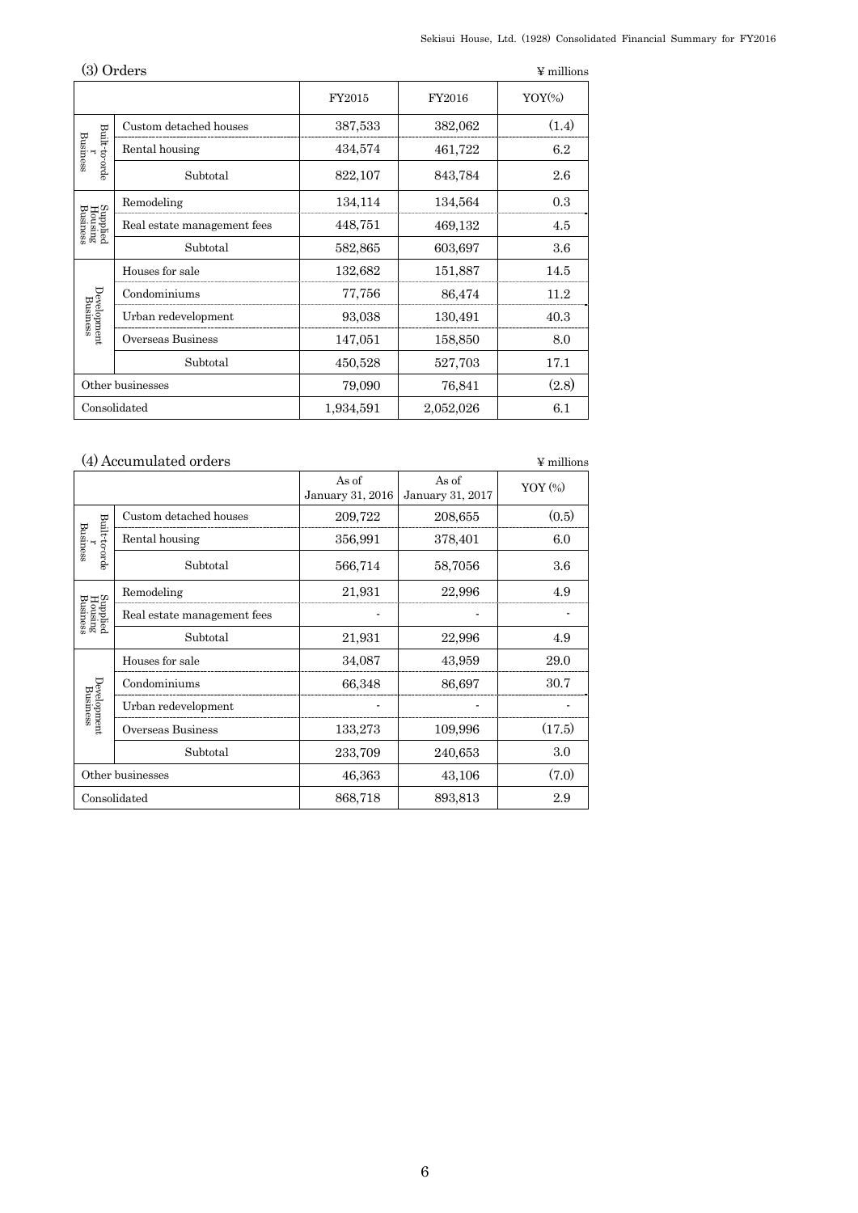### (3) Orders

¥ millions

| | | FY2015 | FY2016 | YOY(%) |
|---|---|---|---|---|
| Built-to-order Business | Custom detached houses | 387,533 | 382,062 | (1.4) |
| | Rental housing | 434,574 | 461,722 | 6.2 |
| | Subtotal | 822,107 | 843,784 | 2.6 |
| Supplied Housing Business | Remodeling | 134,114 | 134,564 | 0.3 |
| | Real estate management fees | 448,751 | 469,132 | 4.5 |
| | Subtotal | 582,865 | 603,697 | 3.6 |
| Development Business | Houses for sale | 132,682 | 151,887 | 14.5 |
| | Condominiums | 77,756 | 86,474 | 11.2 |
| | Urban redevelopment | 93,038 | 130,491 | 40.3 |
| | Overseas Business | 147,051 | 158,850 | 8.0 |
| | Subtotal | 450,528 | 527,703 | 17.1 |
| Other businesses | | 79,090 | 76,841 | (2.8) |
| Consolidated | | 1,934,591 | 2,052,026 | 6.1 |

### (4) Accumulated orders

¥ millions

| | | As of January 31, 2016 | As of January 31, 2017 | YOY (%) |
|---|---|---|---|---|
| Built-to-order Business | Custom detached houses | 209,722 | 208,655 | (0.5) |
| | Rental housing | 356,991 | 378,401 | 6.0 |
| | Subtotal | 566,714 | 58,7056 | 3.6 |
| Supplied Housing Business | Remodeling | 21,931 | 22,996 | 4.9 |
| | Real estate management fees | - | - | - |
| | Subtotal | 21,931 | 22,996 | 4.9 |
| Development Business | Houses for sale | 34,087 | 43,959 | 29.0 |
| | Condominiums | 66,348 | 86,697 | 30.7 |
| | Urban redevelopment | - | - | - |
| | Overseas Business | 133,273 | 109,996 | (17.5) |
| | Subtotal | 233,709 | 240,653 | 3.0 |
| Other businesses | | 46,363 | 43,106 | (7.0) |
| Consolidated | | 868,718 | 893,813 | 2.9 |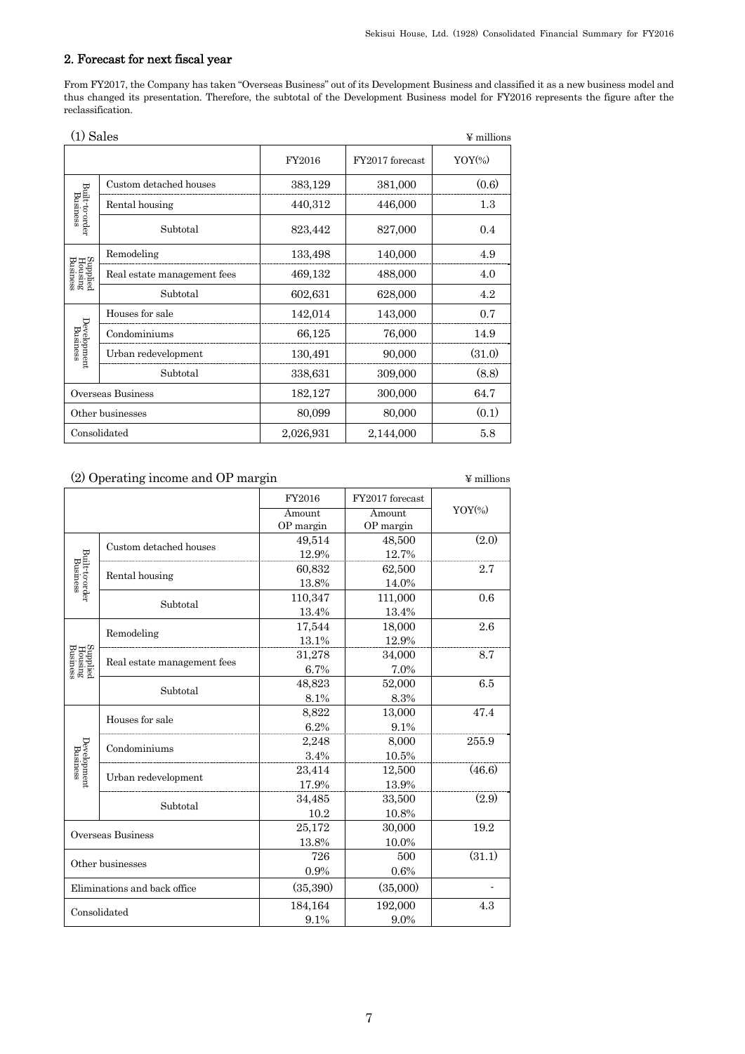## 2. Forecast for next fiscal year

From FY2017, the Company has taken "Overseas Business" out of its Development Business and classified it as a new business model and thus changed its presentation. Therefore, the subtotal of the Development Business model for FY2016 represents the figure after the reclassification.

(1) Sales

¥ millions

| | | FY2016 | FY2017 forecast | YOY(%) |
|---|---|---|---|---|
| Built-to-order Business | Custom detached houses | 383,129 | 381,000 | (0.6) |
| | Rental housing | 440,312 | 446,000 | 1.3 |
| | Subtotal | 823,442 | 827,000 | 0.4 |
| Supplied Housing Business | Remodeling | 133,498 | 140,000 | 4.9 |
| | Real estate management fees | 469,132 | 488,000 | 4.0 |
| | Subtotal | 602,631 | 628,000 | 4.2 |
| Development Business | Houses for sale | 142,014 | 143,000 | 0.7 |
| | Condominiums | 66,125 | 76,000 | 14.9 |
| | Urban redevelopment | 130,491 | 90,000 | (31.0) |
| | Subtotal | 338,631 | 309,000 | (8.8) |
| Overseas Business | | 182,127 | 300,000 | 64.7 |
| Other businesses | | 80,099 | 80,000 | (0.1) |
| Consolidated | | 2,026,931 | 2,144,000 | 5.8 |

(2) Operating income and OP margin

¥ millions

| | | FY2016 Amount | FY2016 OP margin | FY2017 forecast Amount | FY2017 forecast OP margin | YOY(%) |
|---|---|---|---|---|---|---|
| Built-to-order Business | Custom detached houses | 49,514 | 12.9% | 48,500 | 12.7% | (2.0) |
| | Rental housing | 60,832 | 13.8% | 62,500 | 14.0% | 2.7 |
| | Subtotal | 110,347 | 13.4% | 111,000 | 13.4% | 0.6 |
| Supplied Housing Business | Remodeling | 17,544 | 13.1% | 18,000 | 12.9% | 2.6 |
| | Real estate management fees | 31,278 | 6.7% | 34,000 | 7.0% | 8.7 |
| | Subtotal | 48,823 | 8.1% | 52,000 | 8.3% | 6.5 |
| Development Business | Houses for sale | 8,822 | 6.2% | 13,000 | 9.1% | 47.4 |
| | Condominiums | 2,248 | 3.4% | 8,000 | 10.5% | 255.9 |
| | Urban redevelopment | 23,414 | 17.9% | 12,500 | 13.9% | (46.6) |
| | Subtotal | 34,485 | 10.2 | 33,500 | 10.8% | (2.9) |
| Overseas Business | | 25,172 | 13.8% | 30,000 | 10.0% | 19.2 |
| Other businesses | | 726 | 0.9% | 500 | 0.6% | (31.1) |
| Eliminations and back office | | (35,390) | | (35,000) | | - |
| Consolidated | | 184,164 | 9.1% | 192,000 | 9.0% | 4.3 |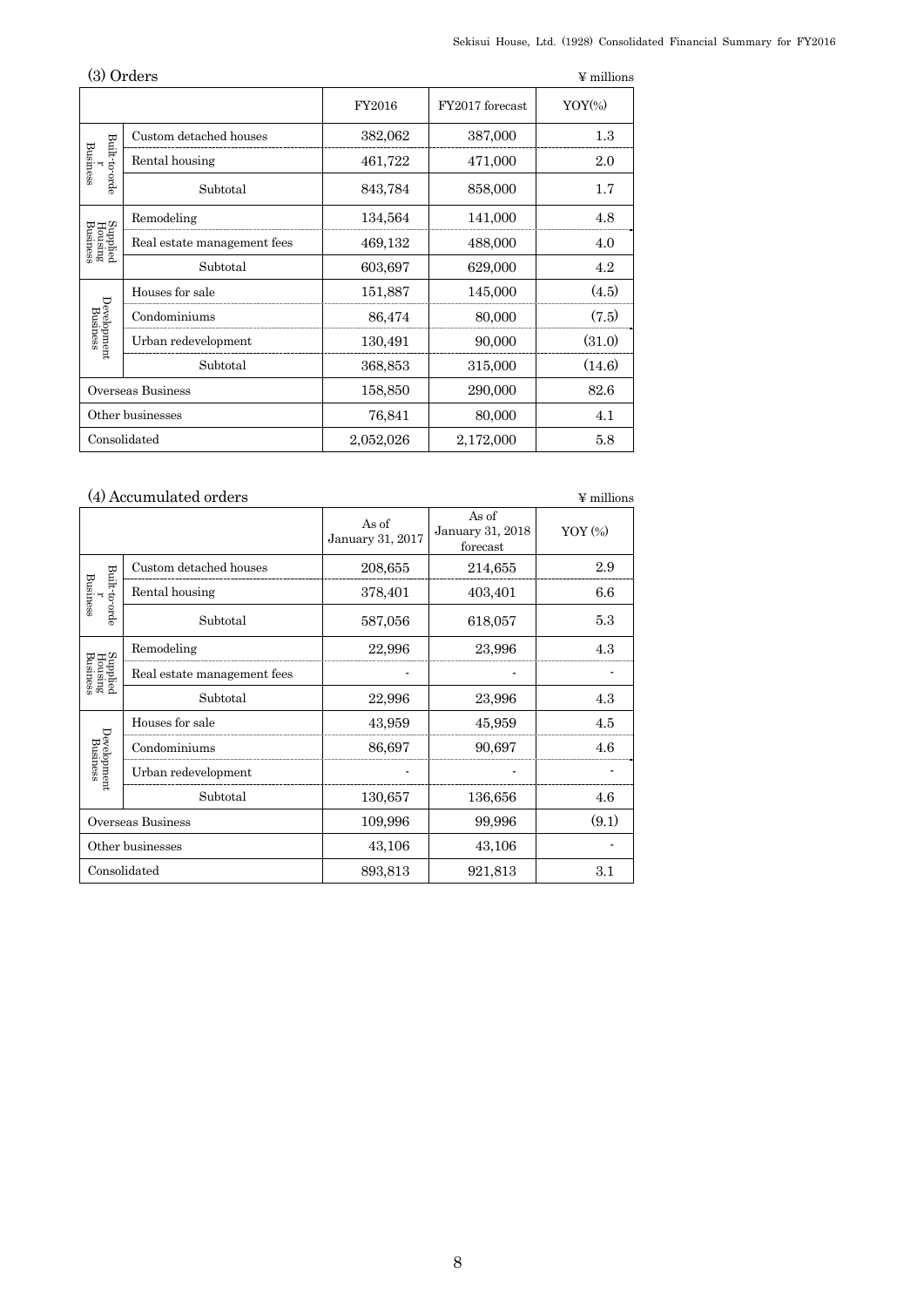### (3) Orders

¥ millions

| | | FY2016 | FY2017 forecast | YOY(%) |
|---|---|---|---|---|
| Built-to-order Business | Custom detached houses | 382,062 | 387,000 | 1.3 |
| | Rental housing | 461,722 | 471,000 | 2.0 |
| | Subtotal | 843,784 | 858,000 | 1.7 |
| Supplied Housing Business | Remodeling | 134,564 | 141,000 | 4.8 |
| | Real estate management fees | 469,132 | 488,000 | 4.0 |
| | Subtotal | 603,697 | 629,000 | 4.2 |
| Development Business | Houses for sale | 151,887 | 145,000 | (4.5) |
| | Condominiums | 86,474 | 80,000 | (7.5) |
| | Urban redevelopment | 130,491 | 90,000 | (31.0) |
| | Subtotal | 368,853 | 315,000 | (14.6) |
| Overseas Business | | 158,850 | 290,000 | 82.6 |
| Other businesses | | 76,841 | 80,000 | 4.1 |
| Consolidated | | 2,052,026 | 2,172,000 | 5.8 |

### (4) Accumulated orders

¥ millions

| | | As of January 31, 2017 | As of January 31, 2018 forecast | YOY (%) |
|---|---|---|---|---|
| Built-to-order Business | Custom detached houses | 208,655 | 214,655 | 2.9 |
| | Rental housing | 378,401 | 403,401 | 6.6 |
| | Subtotal | 587,056 | 618,057 | 5.3 |
| Supplied Housing Business | Remodeling | 22,996 | 23,996 | 4.3 |
| | Real estate management fees | - | - | - |
| | Subtotal | 22,996 | 23,996 | 4.3 |
| Development Business | Houses for sale | 43,959 | 45,959 | 4.5 |
| | Condominiums | 86,697 | 90,697 | 4.6 |
| | Urban redevelopment | - | - | - |
| | Subtotal | 130,657 | 136,656 | 4.6 |
| Overseas Business | | 109,996 | 99,996 | (9.1) |
| Other businesses | | 43,106 | 43,106 | - |
| Consolidated | | 893,813 | 921,813 | 3.1 |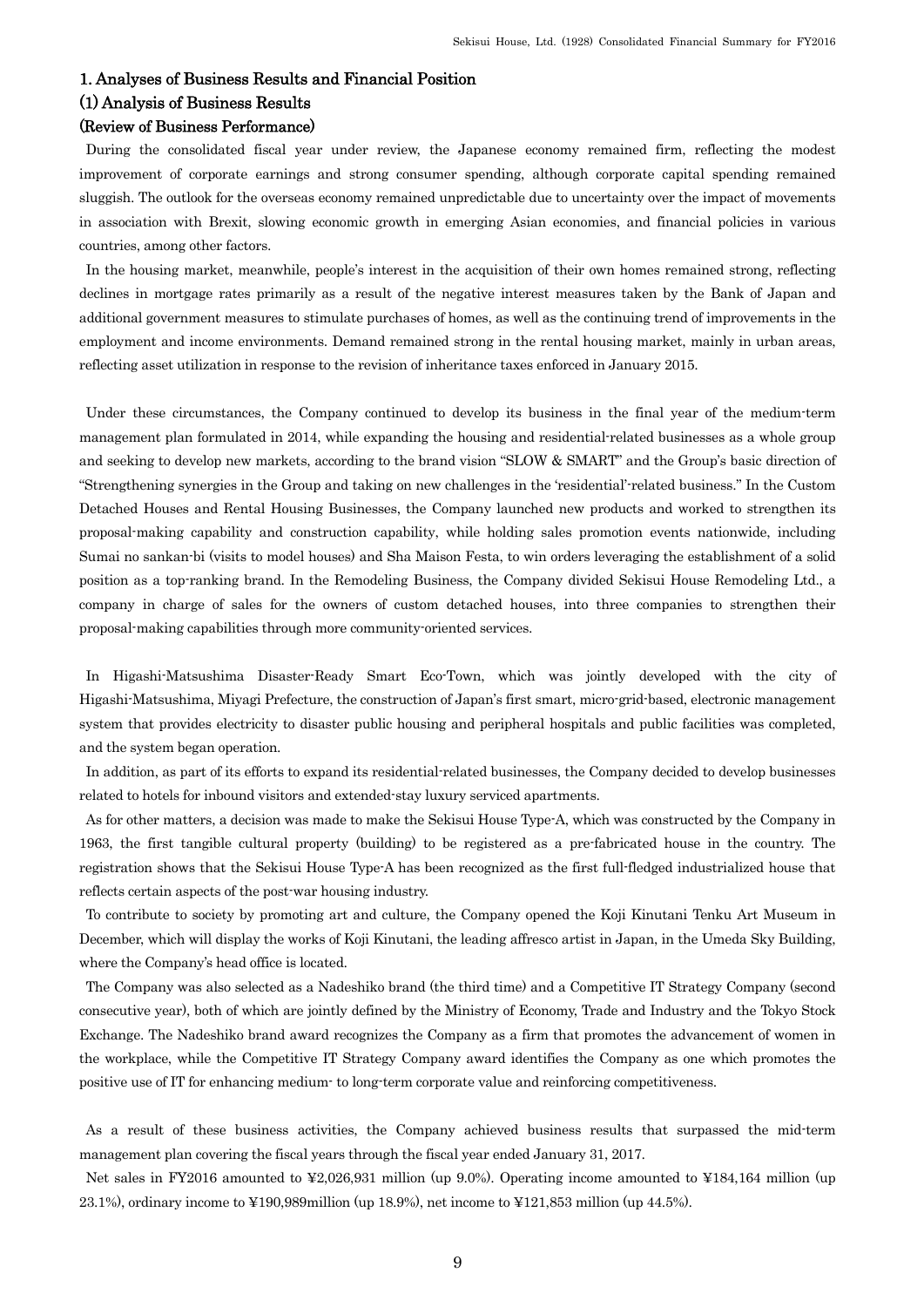# 1. Analyses of Business Results and Financial Position

## (1) Analysis of Business Results

### (Review of Business Performance)

During the consolidated fiscal year under review, the Japanese economy remained firm, reflecting the modest improvement of corporate earnings and strong consumer spending, although corporate capital spending remained sluggish. The outlook for the overseas economy remained unpredictable due to uncertainty over the impact of movements in association with Brexit, slowing economic growth in emerging Asian economies, and financial policies in various countries, among other factors.

In the housing market, meanwhile, people's interest in the acquisition of their own homes remained strong, reflecting declines in mortgage rates primarily as a result of the negative interest measures taken by the Bank of Japan and additional government measures to stimulate purchases of homes, as well as the continuing trend of improvements in the employment and income environments. Demand remained strong in the rental housing market, mainly in urban areas, reflecting asset utilization in response to the revision of inheritance taxes enforced in January 2015.

Under these circumstances, the Company continued to develop its business in the final year of the medium-term management plan formulated in 2014, while expanding the housing and residential-related businesses as a whole group and seeking to develop new markets, according to the brand vision "SLOW & SMART" and the Group's basic direction of "Strengthening synergies in the Group and taking on new challenges in the 'residential'-related business." In the Custom Detached Houses and Rental Housing Businesses, the Company launched new products and worked to strengthen its proposal-making capability and construction capability, while holding sales promotion events nationwide, including Sumai no sankan-bi (visits to model houses) and Sha Maison Festa, to win orders leveraging the establishment of a solid position as a top-ranking brand. In the Remodeling Business, the Company divided Sekisui House Remodeling Ltd., a company in charge of sales for the owners of custom detached houses, into three companies to strengthen their proposal-making capabilities through more community-oriented services.

In Higashi-Matsushima Disaster-Ready Smart Eco-Town, which was jointly developed with the city of Higashi-Matsushima, Miyagi Prefecture, the construction of Japan's first smart, micro-grid-based, electronic management system that provides electricity to disaster public housing and peripheral hospitals and public facilities was completed, and the system began operation.

In addition, as part of its efforts to expand its residential-related businesses, the Company decided to develop businesses related to hotels for inbound visitors and extended-stay luxury serviced apartments.

As for other matters, a decision was made to make the Sekisui House Type-A, which was constructed by the Company in 1963, the first tangible cultural property (building) to be registered as a pre-fabricated house in the country. The registration shows that the Sekisui House Type-A has been recognized as the first full-fledged industrialized house that reflects certain aspects of the post-war housing industry.

To contribute to society by promoting art and culture, the Company opened the Koji Kinutani Tenku Art Museum in December, which will display the works of Koji Kinutani, the leading affresco artist in Japan, in the Umeda Sky Building, where the Company's head office is located.

The Company was also selected as a Nadeshiko brand (the third time) and a Competitive IT Strategy Company (second consecutive year), both of which are jointly defined by the Ministry of Economy, Trade and Industry and the Tokyo Stock Exchange. The Nadeshiko brand award recognizes the Company as a firm that promotes the advancement of women in the workplace, while the Competitive IT Strategy Company award identifies the Company as one which promotes the positive use of IT for enhancing medium- to long-term corporate value and reinforcing competitiveness.

As a result of these business activities, the Company achieved business results that surpassed the mid-term management plan covering the fiscal years through the fiscal year ended January 31, 2017.

Net sales in FY2016 amounted to ¥2,026,931 million (up 9.0%). Operating income amounted to ¥184,164 million (up 23.1%), ordinary income to ¥190,989million (up 18.9%), net income to ¥121,853 million (up 44.5%).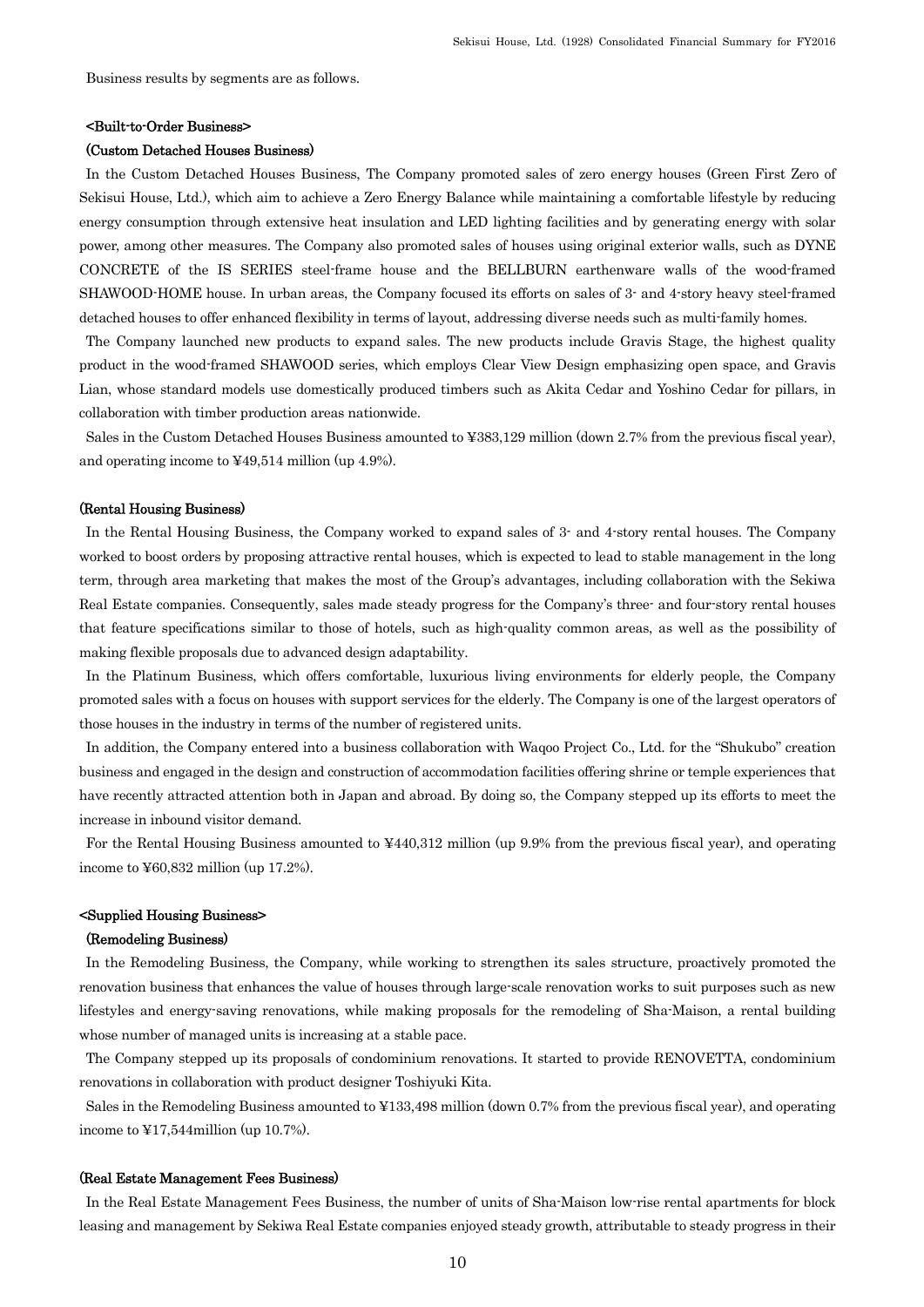Business results by segments are as follows.

### <Built-to-Order Business>

#### (Custom Detached Houses Business)

In the Custom Detached Houses Business, The Company promoted sales of zero energy houses (Green First Zero of Sekisui House, Ltd.), which aim to achieve a Zero Energy Balance while maintaining a comfortable lifestyle by reducing energy consumption through extensive heat insulation and LED lighting facilities and by generating energy with solar power, among other measures. The Company also promoted sales of houses using original exterior walls, such as DYNE CONCRETE of the IS SERIES steel-frame house and the BELLBURN earthenware walls of the wood-framed SHAWOOD-HOME house. In urban areas, the Company focused its efforts on sales of 3- and 4-story heavy steel-framed detached houses to offer enhanced flexibility in terms of layout, addressing diverse needs such as multi-family homes.

The Company launched new products to expand sales. The new products include Gravis Stage, the highest quality product in the wood-framed SHAWOOD series, which employs Clear View Design emphasizing open space, and Gravis Lian, whose standard models use domestically produced timbers such as Akita Cedar and Yoshino Cedar for pillars, in collaboration with timber production areas nationwide.

Sales in the Custom Detached Houses Business amounted to ¥383,129 million (down 2.7% from the previous fiscal year), and operating income to ¥49,514 million (up 4.9%).

#### (Rental Housing Business)

In the Rental Housing Business, the Company worked to expand sales of 3- and 4-story rental houses. The Company worked to boost orders by proposing attractive rental houses, which is expected to lead to stable management in the long term, through area marketing that makes the most of the Group's advantages, including collaboration with the Sekiwa Real Estate companies. Consequently, sales made steady progress for the Company's three- and four-story rental houses that feature specifications similar to those of hotels, such as high-quality common areas, as well as the possibility of making flexible proposals due to advanced design adaptability.

In the Platinum Business, which offers comfortable, luxurious living environments for elderly people, the Company promoted sales with a focus on houses with support services for the elderly. The Company is one of the largest operators of those houses in the industry in terms of the number of registered units.

In addition, the Company entered into a business collaboration with Waqoo Project Co., Ltd. for the "Shukubo" creation business and engaged in the design and construction of accommodation facilities offering shrine or temple experiences that have recently attracted attention both in Japan and abroad. By doing so, the Company stepped up its efforts to meet the increase in inbound visitor demand.

For the Rental Housing Business amounted to ¥440,312 million (up 9.9% from the previous fiscal year), and operating income to ¥60,832 million (up 17.2%).

### <Supplied Housing Business>

#### (Remodeling Business)

In the Remodeling Business, the Company, while working to strengthen its sales structure, proactively promoted the renovation business that enhances the value of houses through large-scale renovation works to suit purposes such as new lifestyles and energy-saving renovations, while making proposals for the remodeling of Sha-Maison, a rental building whose number of managed units is increasing at a stable pace.

The Company stepped up its proposals of condominium renovations. It started to provide RENOVETTA, condominium renovations in collaboration with product designer Toshiyuki Kita.

Sales in the Remodeling Business amounted to ¥133,498 million (down 0.7% from the previous fiscal year), and operating income to ¥17,544million (up 10.7%).

#### (Real Estate Management Fees Business)

In the Real Estate Management Fees Business, the number of units of Sha-Maison low-rise rental apartments for block leasing and management by Sekiwa Real Estate companies enjoyed steady growth, attributable to steady progress in their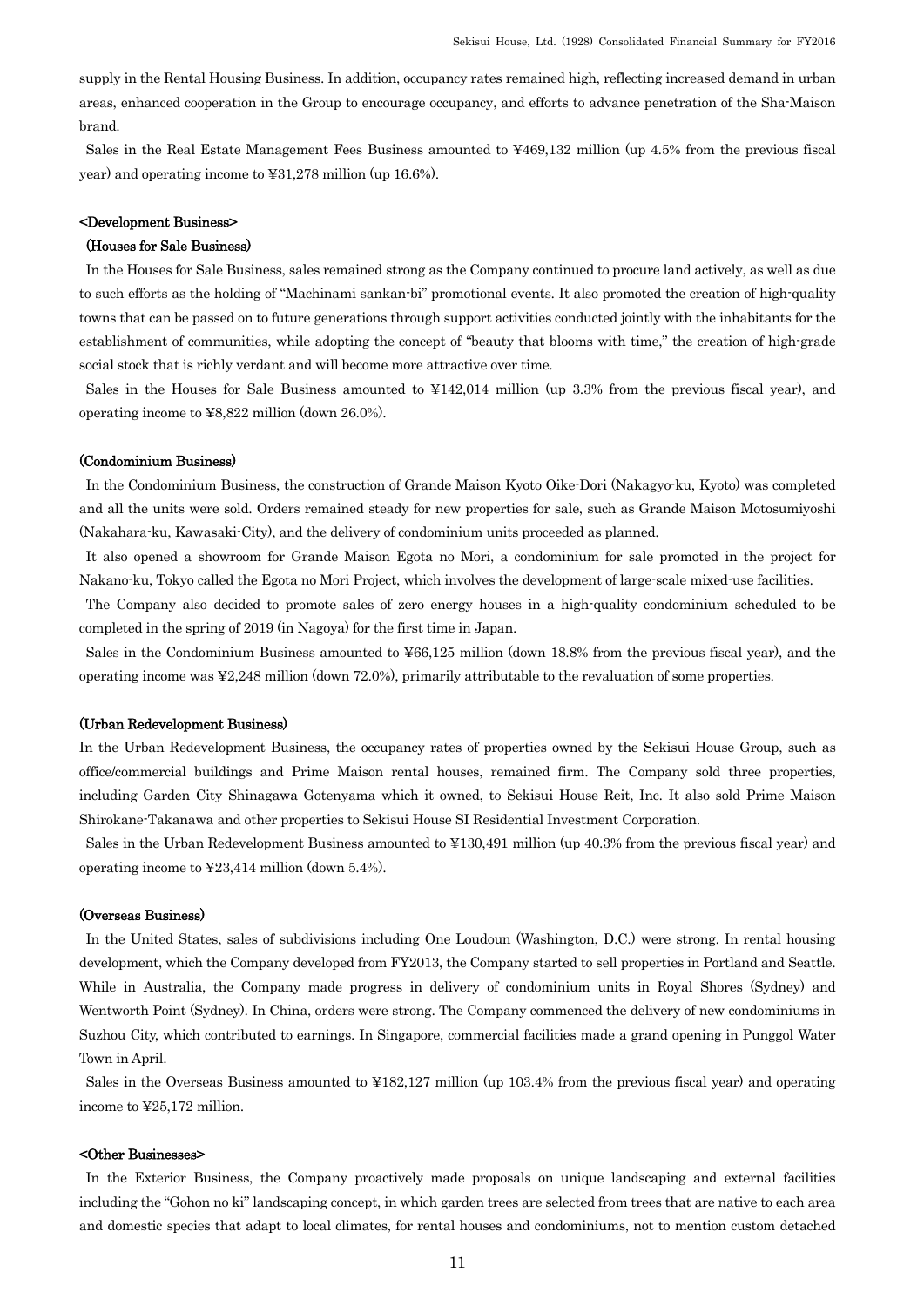supply in the Rental Housing Business. In addition, occupancy rates remained high, reflecting increased demand in urban areas, enhanced cooperation in the Group to encourage occupancy, and efforts to advance penetration of the Sha-Maison brand.

Sales in the Real Estate Management Fees Business amounted to ¥469,132 million (up 4.5% from the previous fiscal year) and operating income to ¥31,278 million (up 16.6%).

**<Development Business>**

**(Houses for Sale Business)**

In the Houses for Sale Business, sales remained strong as the Company continued to procure land actively, as well as due to such efforts as the holding of "Machinami sankan-bi" promotional events. It also promoted the creation of high-quality towns that can be passed on to future generations through support activities conducted jointly with the inhabitants for the establishment of communities, while adopting the concept of "beauty that blooms with time," the creation of high-grade social stock that is richly verdant and will become more attractive over time.

Sales in the Houses for Sale Business amounted to ¥142,014 million (up 3.3% from the previous fiscal year), and operating income to ¥8,822 million (down 26.0%).

**(Condominium Business)**

In the Condominium Business, the construction of Grande Maison Kyoto Oike-Dori (Nakagyo-ku, Kyoto) was completed and all the units were sold. Orders remained steady for new properties for sale, such as Grande Maison Motosumiyoshi (Nakahara-ku, Kawasaki-City), and the delivery of condominium units proceeded as planned.

It also opened a showroom for Grande Maison Egota no Mori, a condominium for sale promoted in the project for Nakano-ku, Tokyo called the Egota no Mori Project, which involves the development of large-scale mixed-use facilities.

The Company also decided to promote sales of zero energy houses in a high-quality condominium scheduled to be completed in the spring of 2019 (in Nagoya) for the first time in Japan.

Sales in the Condominium Business amounted to ¥66,125 million (down 18.8% from the previous fiscal year), and the operating income was ¥2,248 million (down 72.0%), primarily attributable to the revaluation of some properties.

**(Urban Redevelopment Business)**

In the Urban Redevelopment Business, the occupancy rates of properties owned by the Sekisui House Group, such as office/commercial buildings and Prime Maison rental houses, remained firm. The Company sold three properties, including Garden City Shinagawa Gotenyama which it owned, to Sekisui House Reit, Inc. It also sold Prime Maison Shirokane-Takanawa and other properties to Sekisui House SI Residential Investment Corporation.

Sales in the Urban Redevelopment Business amounted to ¥130,491 million (up 40.3% from the previous fiscal year) and operating income to ¥23,414 million (down 5.4%).

**(Overseas Business)**

In the United States, sales of subdivisions including One Loudoun (Washington, D.C.) were strong. In rental housing development, which the Company developed from FY2013, the Company started to sell properties in Portland and Seattle. While in Australia, the Company made progress in delivery of condominium units in Royal Shores (Sydney) and Wentworth Point (Sydney). In China, orders were strong. The Company commenced the delivery of new condominiums in Suzhou City, which contributed to earnings. In Singapore, commercial facilities made a grand opening in Punggol Water Town in April.

Sales in the Overseas Business amounted to ¥182,127 million (up 103.4% from the previous fiscal year) and operating income to ¥25,172 million.

**<Other Businesses>**

In the Exterior Business, the Company proactively made proposals on unique landscaping and external facilities including the "Gohon no ki" landscaping concept, in which garden trees are selected from trees that are native to each area and domestic species that adapt to local climates, for rental houses and condominiums, not to mention custom detached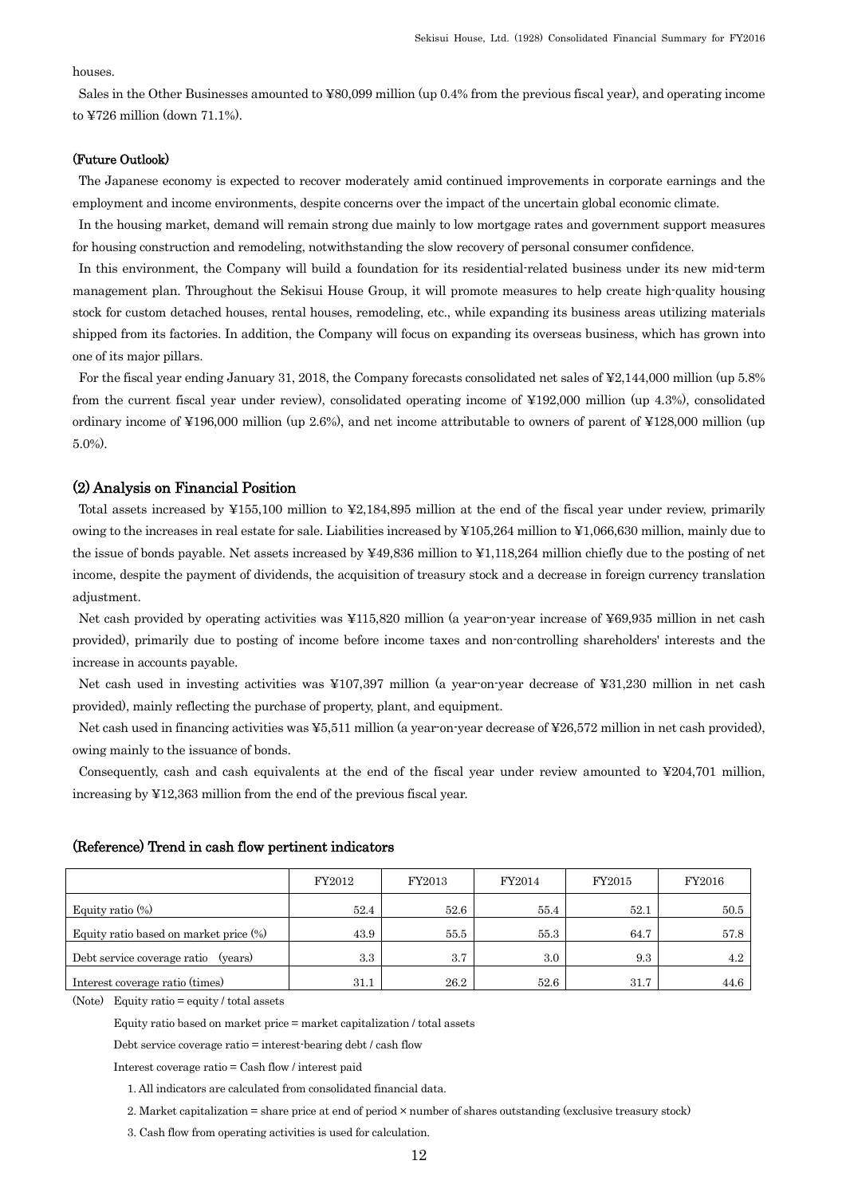houses.

Sales in the Other Businesses amounted to ¥80,099 million (up 0.4% from the previous fiscal year), and operating income to ¥726 million (down 71.1%).

(Future Outlook)

The Japanese economy is expected to recover moderately amid continued improvements in corporate earnings and the employment and income environments, despite concerns over the impact of the uncertain global economic climate.

In the housing market, demand will remain strong due mainly to low mortgage rates and government support measures for housing construction and remodeling, notwithstanding the slow recovery of personal consumer confidence.

In this environment, the Company will build a foundation for its residential-related business under its new mid-term management plan. Throughout the Sekisui House Group, it will promote measures to help create high-quality housing stock for custom detached houses, rental houses, remodeling, etc., while expanding its business areas utilizing materials shipped from its factories. In addition, the Company will focus on expanding its overseas business, which has grown into one of its major pillars.

For the fiscal year ending January 31, 2018, the Company forecasts consolidated net sales of ¥2,144,000 million (up 5.8% from the current fiscal year under review), consolidated operating income of ¥192,000 million (up 4.3%), consolidated ordinary income of ¥196,000 million (up 2.6%), and net income attributable to owners of parent of ¥128,000 million (up 5.0%).

## (2) Analysis on Financial Position

Total assets increased by ¥155,100 million to ¥2,184,895 million at the end of the fiscal year under review, primarily owing to the increases in real estate for sale. Liabilities increased by ¥105,264 million to ¥1,066,630 million, mainly due to the issue of bonds payable. Net assets increased by ¥49,836 million to ¥1,118,264 million chiefly due to the posting of net income, despite the payment of dividends, the acquisition of treasury stock and a decrease in foreign currency translation adjustment.

Net cash provided by operating activities was ¥115,820 million (a year-on-year increase of ¥69,935 million in net cash provided), primarily due to posting of income before income taxes and non-controlling shareholders' interests and the increase in accounts payable.

Net cash used in investing activities was ¥107,397 million (a year-on-year decrease of ¥31,230 million in net cash provided), mainly reflecting the purchase of property, plant, and equipment.

Net cash used in financing activities was ¥5,511 million (a year-on-year decrease of ¥26,572 million in net cash provided), owing mainly to the issuance of bonds.

Consequently, cash and cash equivalents at the end of the fiscal year under review amounted to ¥204,701 million, increasing by ¥12,363 million from the end of the previous fiscal year.

(Reference) Trend in cash flow pertinent indicators

| | FY2012 | FY2013 | FY2014 | FY2015 | FY2016 |
|---|---|---|---|---|---|
| Equity ratio (%) | 52.4 | 52.6 | 55.4 | 52.1 | 50.5 |
| Equity ratio based on market price (%) | 43.9 | 55.5 | 55.3 | 64.7 | 57.8 |
| Debt service coverage ratio (years) | 3.3 | 3.7 | 3.0 | 9.3 | 4.2 |
| Interest coverage ratio (times) | 31.1 | 26.2 | 52.6 | 31.7 | 44.6 |

(Note) Equity ratio = equity / total assets

Equity ratio based on market price = market capitalization / total assets

Debt service coverage ratio = interest-bearing debt / cash flow

Interest coverage ratio = Cash flow / interest paid

1. All indicators are calculated from consolidated financial data.
2. Market capitalization = share price at end of period × number of shares outstanding (exclusive treasury stock)
3. Cash flow from operating activities is used for calculation.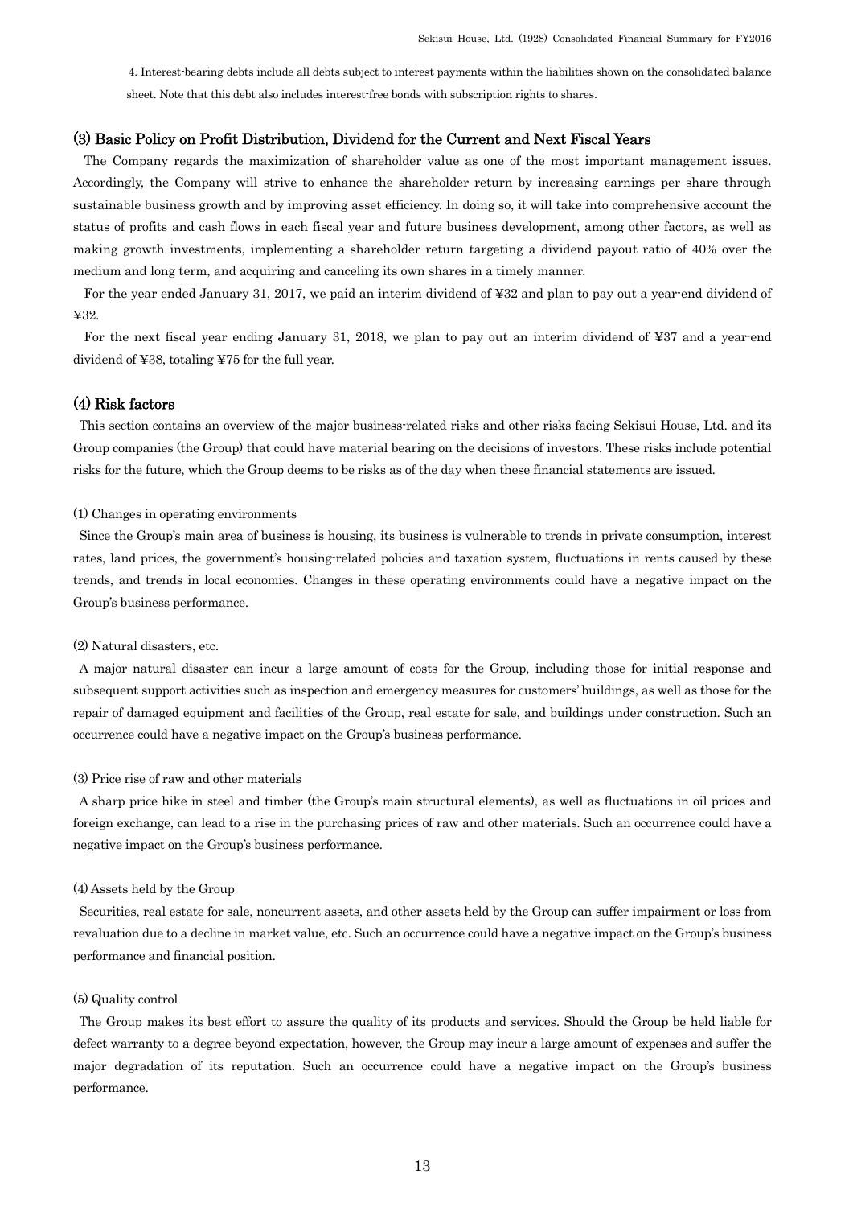4. Interest-bearing debts include all debts subject to interest payments within the liabilities shown on the consolidated balance sheet. Note that this debt also includes interest-free bonds with subscription rights to shares.

### (3) Basic Policy on Profit Distribution, Dividend for the Current and Next Fiscal Years

The Company regards the maximization of shareholder value as one of the most important management issues. Accordingly, the Company will strive to enhance the shareholder return by increasing earnings per share through sustainable business growth and by improving asset efficiency. In doing so, it will take into comprehensive account the status of profits and cash flows in each fiscal year and future business development, among other factors, as well as making growth investments, implementing a shareholder return targeting a dividend payout ratio of 40% over the medium and long term, and acquiring and canceling its own shares in a timely manner.

For the year ended January 31, 2017, we paid an interim dividend of ¥32 and plan to pay out a year-end dividend of ¥32.

For the next fiscal year ending January 31, 2018, we plan to pay out an interim dividend of ¥37 and a year-end dividend of ¥38, totaling ¥75 for the full year.

### (4) Risk factors

This section contains an overview of the major business-related risks and other risks facing Sekisui House, Ltd. and its Group companies (the Group) that could have material bearing on the decisions of investors. These risks include potential risks for the future, which the Group deems to be risks as of the day when these financial statements are issued.

(1) Changes in operating environments

Since the Group's main area of business is housing, its business is vulnerable to trends in private consumption, interest rates, land prices, the government's housing-related policies and taxation system, fluctuations in rents caused by these trends, and trends in local economies. Changes in these operating environments could have a negative impact on the Group's business performance.

(2) Natural disasters, etc.

A major natural disaster can incur a large amount of costs for the Group, including those for initial response and subsequent support activities such as inspection and emergency measures for customers' buildings, as well as those for the repair of damaged equipment and facilities of the Group, real estate for sale, and buildings under construction. Such an occurrence could have a negative impact on the Group's business performance.

(3) Price rise of raw and other materials

A sharp price hike in steel and timber (the Group's main structural elements), as well as fluctuations in oil prices and foreign exchange, can lead to a rise in the purchasing prices of raw and other materials. Such an occurrence could have a negative impact on the Group's business performance.

(4) Assets held by the Group

Securities, real estate for sale, noncurrent assets, and other assets held by the Group can suffer impairment or loss from revaluation due to a decline in market value, etc. Such an occurrence could have a negative impact on the Group's business performance and financial position.

(5) Quality control

The Group makes its best effort to assure the quality of its products and services. Should the Group be held liable for defect warranty to a degree beyond expectation, however, the Group may incur a large amount of expenses and suffer the major degradation of its reputation. Such an occurrence could have a negative impact on the Group's business performance.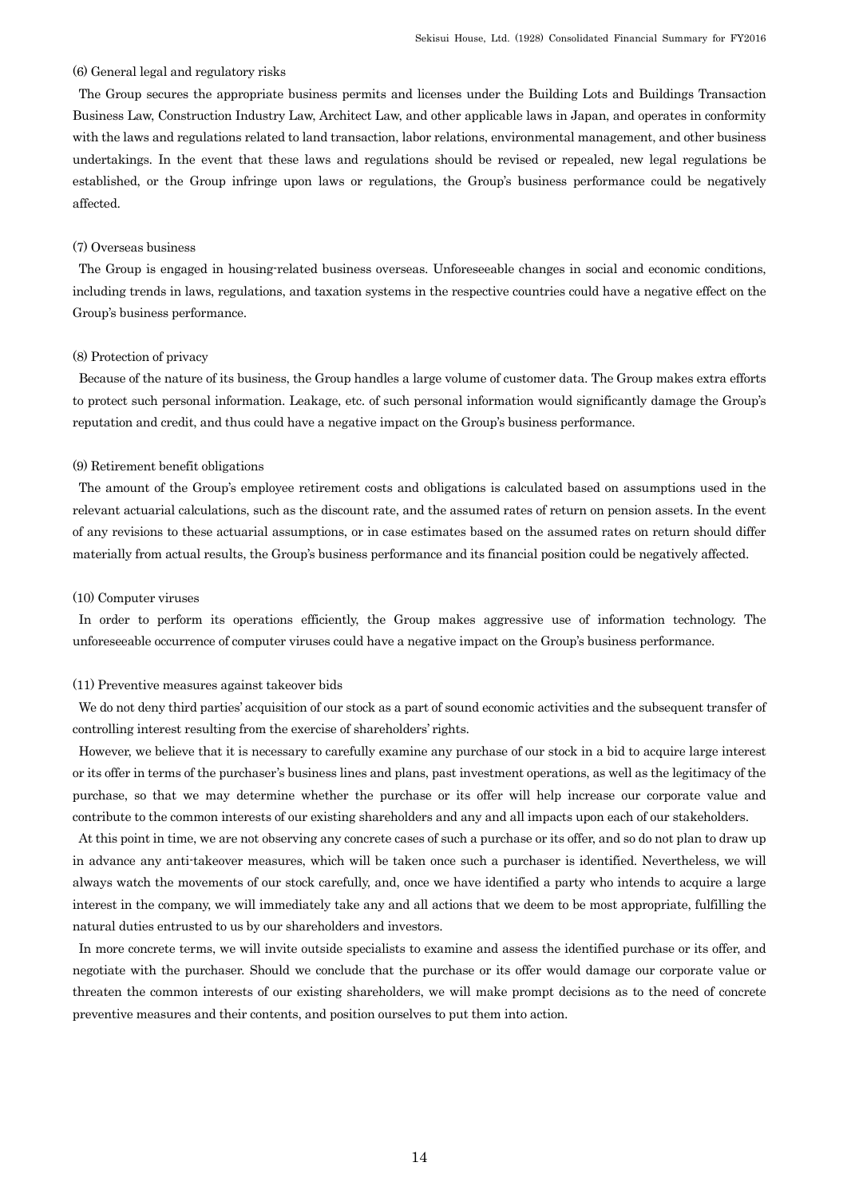### (6) General legal and regulatory risks

The Group secures the appropriate business permits and licenses under the Building Lots and Buildings Transaction Business Law, Construction Industry Law, Architect Law, and other applicable laws in Japan, and operates in conformity with the laws and regulations related to land transaction, labor relations, environmental management, and other business undertakings. In the event that these laws and regulations should be revised or repealed, new legal regulations be established, or the Group infringe upon laws or regulations, the Group's business performance could be negatively affected.

### (7) Overseas business

The Group is engaged in housing-related business overseas. Unforeseeable changes in social and economic conditions, including trends in laws, regulations, and taxation systems in the respective countries could have a negative effect on the Group's business performance.

### (8) Protection of privacy

Because of the nature of its business, the Group handles a large volume of customer data. The Group makes extra efforts to protect such personal information. Leakage, etc. of such personal information would significantly damage the Group's reputation and credit, and thus could have a negative impact on the Group's business performance.

### (9) Retirement benefit obligations

The amount of the Group's employee retirement costs and obligations is calculated based on assumptions used in the relevant actuarial calculations, such as the discount rate, and the assumed rates of return on pension assets. In the event of any revisions to these actuarial assumptions, or in case estimates based on the assumed rates on return should differ materially from actual results, the Group's business performance and its financial position could be negatively affected.

### (10) Computer viruses

In order to perform its operations efficiently, the Group makes aggressive use of information technology. The unforeseeable occurrence of computer viruses could have a negative impact on the Group's business performance.

### (11) Preventive measures against takeover bids

We do not deny third parties' acquisition of our stock as a part of sound economic activities and the subsequent transfer of controlling interest resulting from the exercise of shareholders' rights.

However, we believe that it is necessary to carefully examine any purchase of our stock in a bid to acquire large interest or its offer in terms of the purchaser's business lines and plans, past investment operations, as well as the legitimacy of the purchase, so that we may determine whether the purchase or its offer will help increase our corporate value and contribute to the common interests of our existing shareholders and any and all impacts upon each of our stakeholders.

At this point in time, we are not observing any concrete cases of such a purchase or its offer, and so do not plan to draw up in advance any anti-takeover measures, which will be taken once such a purchaser is identified. Nevertheless, we will always watch the movements of our stock carefully, and, once we have identified a party who intends to acquire a large interest in the company, we will immediately take any and all actions that we deem to be most appropriate, fulfilling the natural duties entrusted to us by our shareholders and investors.

In more concrete terms, we will invite outside specialists to examine and assess the identified purchase or its offer, and negotiate with the purchaser. Should we conclude that the purchase or its offer would damage our corporate value or threaten the common interests of our existing shareholders, we will make prompt decisions as to the need of concrete preventive measures and their contents, and position ourselves to put them into action.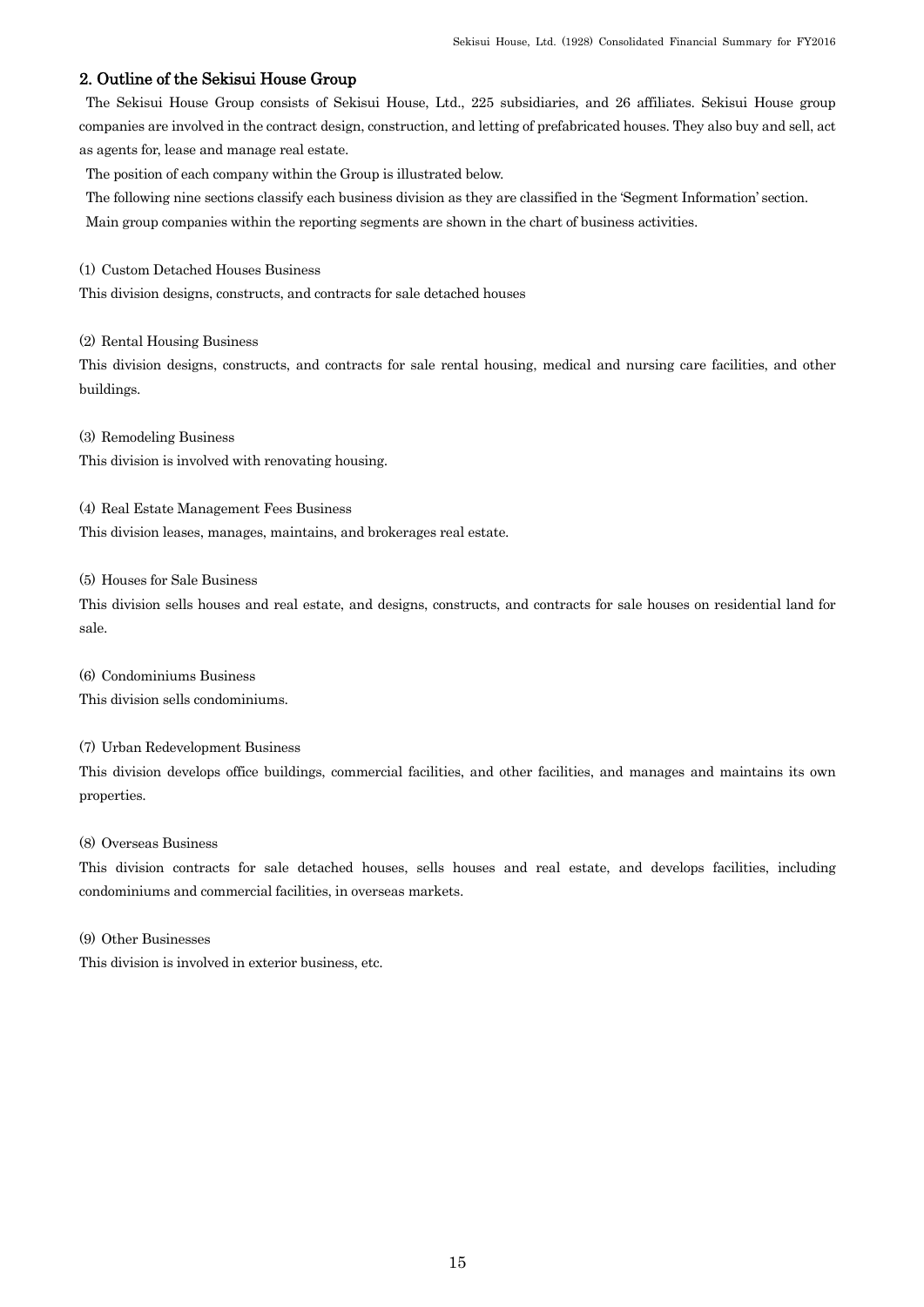## 2. Outline of the Sekisui House Group

The Sekisui House Group consists of Sekisui House, Ltd., 225 subsidiaries, and 26 affiliates. Sekisui House group companies are involved in the contract design, construction, and letting of prefabricated houses. They also buy and sell, act as agents for, lease and manage real estate.

The position of each company within the Group is illustrated below.

The following nine sections classify each business division as they are classified in the 'Segment Information' section.

Main group companies within the reporting segments are shown in the chart of business activities.

(1) Custom Detached Houses Business

This division designs, constructs, and contracts for sale detached houses

(2) Rental Housing Business

This division designs, constructs, and contracts for sale rental housing, medical and nursing care facilities, and other buildings.

(3) Remodeling Business

This division is involved with renovating housing.

(4) Real Estate Management Fees Business

This division leases, manages, maintains, and brokerages real estate.

(5) Houses for Sale Business

This division sells houses and real estate, and designs, constructs, and contracts for sale houses on residential land for sale.

(6) Condominiums Business

This division sells condominiums.

(7) Urban Redevelopment Business

This division develops office buildings, commercial facilities, and other facilities, and manages and maintains its own properties.

(8) Overseas Business

This division contracts for sale detached houses, sells houses and real estate, and develops facilities, including condominiums and commercial facilities, in overseas markets.

(9) Other Businesses

This division is involved in exterior business, etc.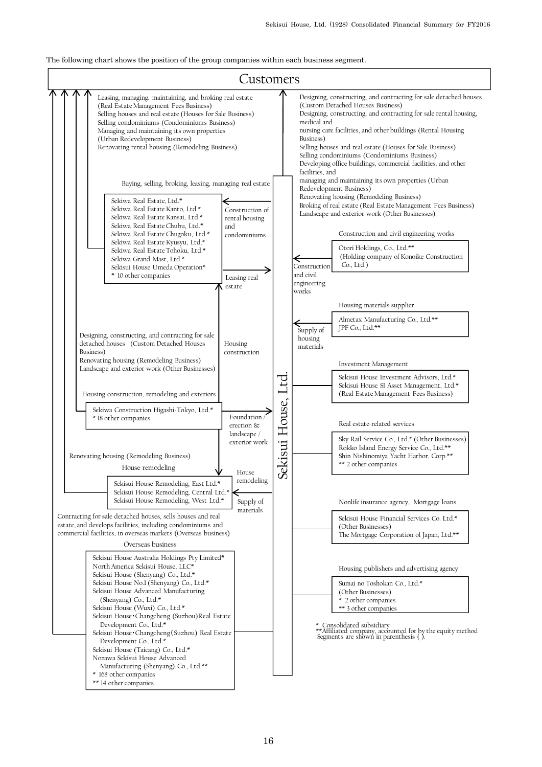The following chart shows the position of the group companies within each business segment.

# Customers

**Sekisui House, Ltd.**

## Services from Sekisui House, Ltd. to Customers

Designing, constructing, and contracting for sale detached houses (Custom Detached Houses Business)
Designing, constructing, and contracting for sale rental housing, medical and nursing care facilities, and other buildings (Rental Housing Business)
Selling houses and real estate (Houses for Sale Business)
Selling condominiums (Condominiums Business)
Developing office buildings, commercial facilities, and other facilities, and managing and maintaining its own properties (Urban Redevelopment Business)
Renovating housing (Remodeling Business)
Broking of real estate (Real Estate Management Fees Business)
Landscape and exterior work (Other Businesses)

## Buying, selling, broking, leasing, managing real estate

Sekiwa Real Estate, Ltd.*
Sekiwa Real Estate Kanto, Ltd.*
Sekiwa Real Estate Kansai, Ltd.*
Sekiwa Real Estate Chubu, Ltd.*
Sekiwa Real Estate Chugoku, Ltd.*
Sekiwa Real Estate Kyusyu, Ltd.*
Sekiwa Real Estate Tohoku, Ltd.*
Sekiwa Grand Mast, Ltd.*
Sekisui House Umeda Operation*
* 10 other companies

- To Customers: Leasing, managing, maintaining, and broking real estate (Real Estate Management Fees Business); Selling houses and real estate (Houses for Sale Business); Selling condominiums (Condominiums Business); Managing and maintaining its own properties (Urban Redevelopment Business); Renovating rental housing (Remodeling Business)
- From Sekisui House, Ltd.: Construction of rental housing and condominiums
- To Sekisui House, Ltd.: Leasing real estate

## Housing construction, remodeling and exteriors

Sekiwa Construction Higashi-Tokyo, Ltd.*
* 18 other companies

- To Customers: Designing, constructing, and contracting for sale detached houses (Custom Detached Houses Business); Renovating housing (Remodeling Business); Landscape and exterior work (Other Businesses)
- To Sekiwa Real Estate group: Housing construction
- To Sekisui House, Ltd.: Foundation / erection & landscape / exterior work

## House remodeling

Sekisui House Remodeling, East Ltd.*
Sekisui House Remodeling, Central Ltd.*
Sekisui House Remodeling, West Ltd.*

- To Customers: Renovating housing (Remodeling Business)
- From Sekisui House, Ltd.: House remodeling; Supply of materials

## Overseas business

Sekisui House Australia Holdings Pty Limited*
North America Sekisui House, LLC*
Sekisui House (Shenyang) Co., Ltd.*
Sekisui House No.1 (Shenyang) Co., Ltd.*
Sekisui House Advanced Manufacturing (Shenyang) Co., Ltd.*
Sekisui House (Wuxi) Co., Ltd.*
Sekisui House・Changcheng (Suzhou)Real Estate Development Co., Ltd.*
Sekisui House・Changcheng(Suzhou) Real Estate Development Co., Ltd.*
Sekisui House (Taicang) Co., Ltd.*
Nozawa Sekisui House Advanced Manufacturing (Shenyang) Co., Ltd.**
* 168 other companies
** 14 other companies

- To Customers: Contracting for sale detached houses, sells houses and real estate, and develops facilities, including condominiums and commercial facilities, in overseas markets (Overseas business)

## Construction and civil engineering works

Otori Holdings, Co., Ltd.**
(Holding company of Konoike Construction Co., Ltd.)

- To Sekisui House, Ltd.: Construction and civil engineering works

## Housing materials supplier

Almetax Manufacturing Co., Ltd.**
JPF Co., Ltd.**

- To Sekisui House, Ltd.: Supply of housing materials

## Investment Management

Sekisui House Investment Advisors, Ltd.*
Sekisui House SI Asset Management, Ltd.*
(Real Estate Management Fees Business)

## Real estate-related services

Sky Rail Service Co., Ltd.* (Other Businesses)
Rokko Island Energy Service Co., Ltd.**
Shin Nishinomiya Yacht Harbor, Corp.**
** 2 other companies

## Nonlife insurance agency, Mortgage loans

Sekisui House Financial Services Co. Ltd.*
(Other Businesses)
The Mortgage Corporation of Japan, Ltd.**

## Housing publishers and advertising agency

Sumai no Toshokan Co., Ltd.*
(Other Businesses)
* 2 other companies
** 3 other companies

\* Consolidated subsidiary
\*\*Affiliated company, accounted for by the equity method
Segments are shown in parenthesis ( ).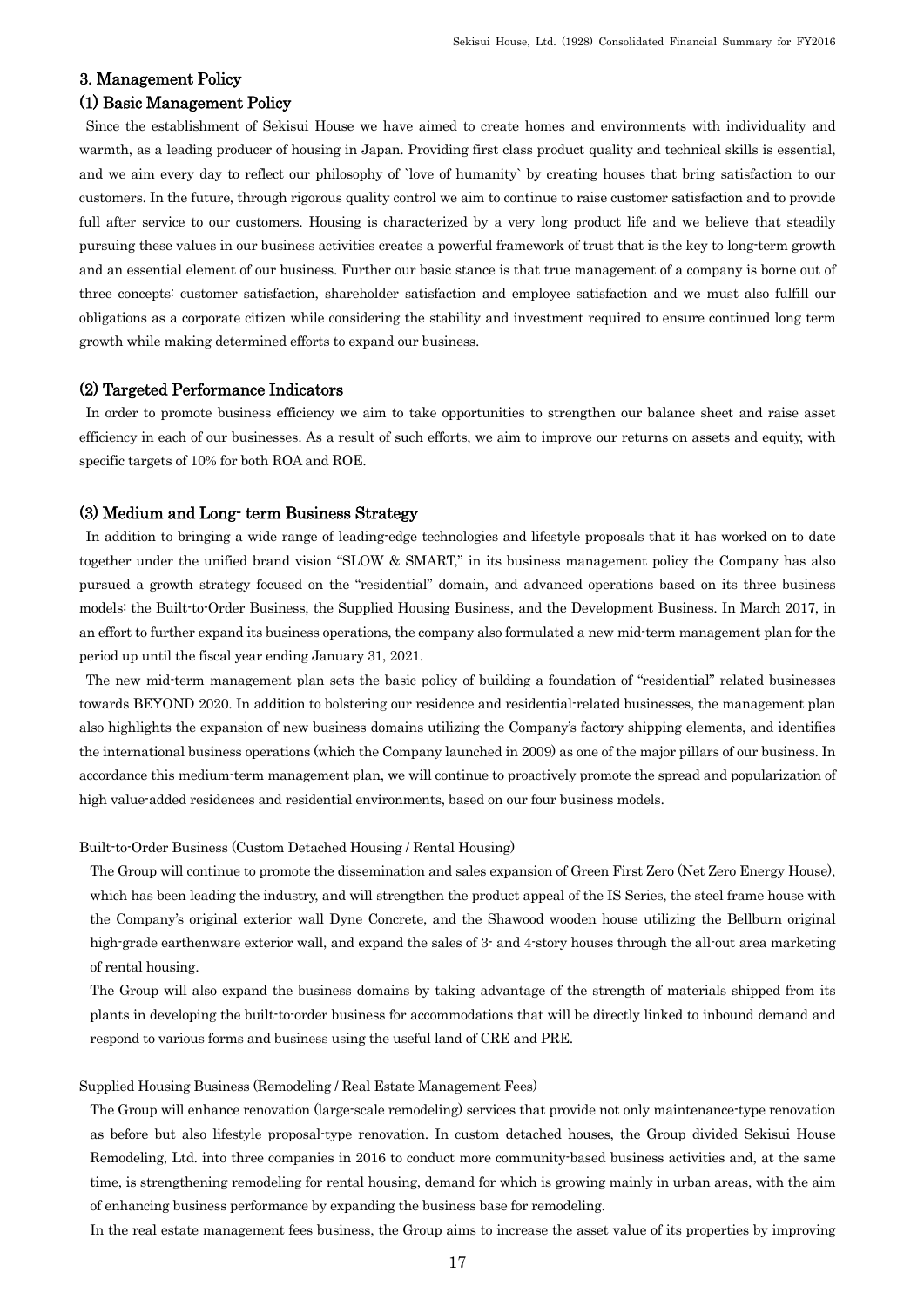## 3. Management Policy

### (1) Basic Management Policy

Since the establishment of Sekisui House we have aimed to create homes and environments with individuality and warmth, as a leading producer of housing in Japan. Providing first class product quality and technical skills is essential, and we aim every day to reflect our philosophy of `love of humanity` by creating houses that bring satisfaction to our customers. In the future, through rigorous quality control we aim to continue to raise customer satisfaction and to provide full after service to our customers. Housing is characterized by a very long product life and we believe that steadily pursuing these values in our business activities creates a powerful framework of trust that is the key to long-term growth and an essential element of our business. Further our basic stance is that true management of a company is borne out of three concepts: customer satisfaction, shareholder satisfaction and employee satisfaction and we must also fulfill our obligations as a corporate citizen while considering the stability and investment required to ensure continued long term growth while making determined efforts to expand our business.

### (2) Targeted Performance Indicators

In order to promote business efficiency we aim to take opportunities to strengthen our balance sheet and raise asset efficiency in each of our businesses. As a result of such efforts, we aim to improve our returns on assets and equity, with specific targets of 10% for both ROA and ROE.

### (3) Medium and Long- term Business Strategy

In addition to bringing a wide range of leading-edge technologies and lifestyle proposals that it has worked on to date together under the unified brand vision "SLOW & SMART," in its business management policy the Company has also pursued a growth strategy focused on the "residential" domain, and advanced operations based on its three business models: the Built-to-Order Business, the Supplied Housing Business, and the Development Business. In March 2017, in an effort to further expand its business operations, the company also formulated a new mid-term management plan for the period up until the fiscal year ending January 31, 2021.

The new mid-term management plan sets the basic policy of building a foundation of "residential" related businesses towards BEYOND 2020. In addition to bolstering our residence and residential-related businesses, the management plan also highlights the expansion of new business domains utilizing the Company's factory shipping elements, and identifies the international business operations (which the Company launched in 2009) as one of the major pillars of our business. In accordance this medium-term management plan, we will continue to proactively promote the spread and popularization of high value-added residences and residential environments, based on our four business models.

Built-to-Order Business (Custom Detached Housing / Rental Housing)

The Group will continue to promote the dissemination and sales expansion of Green First Zero (Net Zero Energy House), which has been leading the industry, and will strengthen the product appeal of the IS Series, the steel frame house with the Company's original exterior wall Dyne Concrete, and the Shawood wooden house utilizing the Bellburn original high-grade earthenware exterior wall, and expand the sales of 3- and 4-story houses through the all-out area marketing of rental housing.

The Group will also expand the business domains by taking advantage of the strength of materials shipped from its plants in developing the built-to-order business for accommodations that will be directly linked to inbound demand and respond to various forms and business using the useful land of CRE and PRE.

Supplied Housing Business (Remodeling / Real Estate Management Fees)

The Group will enhance renovation (large-scale remodeling) services that provide not only maintenance-type renovation as before but also lifestyle proposal-type renovation. In custom detached houses, the Group divided Sekisui House Remodeling, Ltd. into three companies in 2016 to conduct more community-based business activities and, at the same time, is strengthening remodeling for rental housing, demand for which is growing mainly in urban areas, with the aim of enhancing business performance by expanding the business base for remodeling.

In the real estate management fees business, the Group aims to increase the asset value of its properties by improving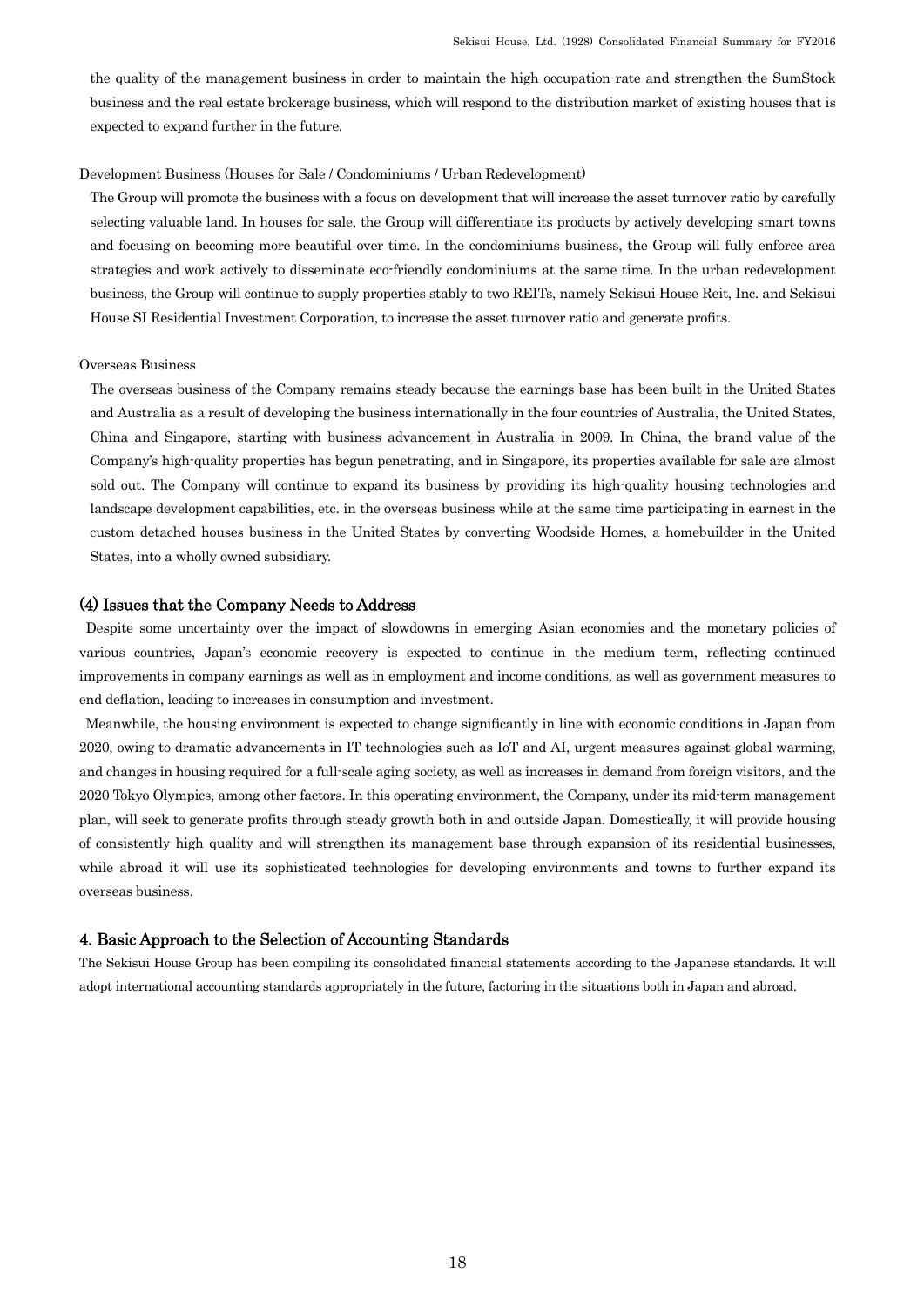the quality of the management business in order to maintain the high occupation rate and strengthen the SumStock business and the real estate brokerage business, which will respond to the distribution market of existing houses that is expected to expand further in the future.

Development Business (Houses for Sale / Condominiums / Urban Redevelopment)

The Group will promote the business with a focus on development that will increase the asset turnover ratio by carefully selecting valuable land. In houses for sale, the Group will differentiate its products by actively developing smart towns and focusing on becoming more beautiful over time. In the condominiums business, the Group will fully enforce area strategies and work actively to disseminate eco-friendly condominiums at the same time. In the urban redevelopment business, the Group will continue to supply properties stably to two REITs, namely Sekisui House Reit, Inc. and Sekisui House SI Residential Investment Corporation, to increase the asset turnover ratio and generate profits.

Overseas Business

The overseas business of the Company remains steady because the earnings base has been built in the United States and Australia as a result of developing the business internationally in the four countries of Australia, the United States, China and Singapore, starting with business advancement in Australia in 2009. In China, the brand value of the Company's high-quality properties has begun penetrating, and in Singapore, its properties available for sale are almost sold out. The Company will continue to expand its business by providing its high-quality housing technologies and landscape development capabilities, etc. in the overseas business while at the same time participating in earnest in the custom detached houses business in the United States by converting Woodside Homes, a homebuilder in the United States, into a wholly owned subsidiary.

### (4) Issues that the Company Needs to Address

Despite some uncertainty over the impact of slowdowns in emerging Asian economies and the monetary policies of various countries, Japan's economic recovery is expected to continue in the medium term, reflecting continued improvements in company earnings as well as in employment and income conditions, as well as government measures to end deflation, leading to increases in consumption and investment.

Meanwhile, the housing environment is expected to change significantly in line with economic conditions in Japan from 2020, owing to dramatic advancements in IT technologies such as IoT and AI, urgent measures against global warming, and changes in housing required for a full-scale aging society, as well as increases in demand from foreign visitors, and the 2020 Tokyo Olympics, among other factors. In this operating environment, the Company, under its mid-term management plan, will seek to generate profits through steady growth both in and outside Japan. Domestically, it will provide housing of consistently high quality and will strengthen its management base through expansion of its residential businesses, while abroad it will use its sophisticated technologies for developing environments and towns to further expand its overseas business.

## 4. Basic Approach to the Selection of Accounting Standards

The Sekisui House Group has been compiling its consolidated financial statements according to the Japanese standards. It will adopt international accounting standards appropriately in the future, factoring in the situations both in Japan and abroad.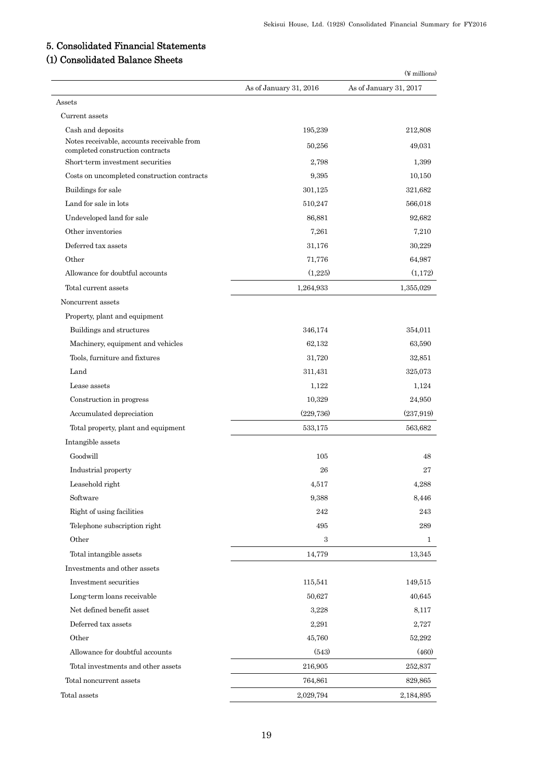# 5. Consolidated Financial Statements

## (1) Consolidated Balance Sheets

(¥ millions)

| | As of January 31, 2016 | As of January 31, 2017 |
|---|---|---|
| Assets | | |
| Current assets | | |
| Cash and deposits | 195,239 | 212,808 |
| Notes receivable, accounts receivable from completed construction contracts | 50,256 | 49,031 |
| Short-term investment securities | 2,798 | 1,399 |
| Costs on uncompleted construction contracts | 9,395 | 10,150 |
| Buildings for sale | 301,125 | 321,682 |
| Land for sale in lots | 510,247 | 566,018 |
| Undeveloped land for sale | 86,881 | 92,682 |
| Other inventories | 7,261 | 7,210 |
| Deferred tax assets | 31,176 | 30,229 |
| Other | 71,776 | 64,987 |
| Allowance for doubtful accounts | (1,225) | (1,172) |
| Total current assets | 1,264,933 | 1,355,029 |
| Noncurrent assets | | |
| Property, plant and equipment | | |
| Buildings and structures | 346,174 | 354,011 |
| Machinery, equipment and vehicles | 62,132 | 63,590 |
| Tools, furniture and fixtures | 31,720 | 32,851 |
| Land | 311,431 | 325,073 |
| Lease assets | 1,122 | 1,124 |
| Construction in progress | 10,329 | 24,950 |
| Accumulated depreciation | (229,736) | (237,919) |
| Total property, plant and equipment | 533,175 | 563,682 |
| Intangible assets | | |
| Goodwill | 105 | 48 |
| Industrial property | 26 | 27 |
| Leasehold right | 4,517 | 4,288 |
| Software | 9,388 | 8,446 |
| Right of using facilities | 242 | 243 |
| Telephone subscription right | 495 | 289 |
| Other | 3 | 1 |
| Total intangible assets | 14,779 | 13,345 |
| Investments and other assets | | |
| Investment securities | 115,541 | 149,515 |
| Long-term loans receivable | 50,627 | 40,645 |
| Net defined benefit asset | 3,228 | 8,117 |
| Deferred tax assets | 2,291 | 2,727 |
| Other | 45,760 | 52,292 |
| Allowance for doubtful accounts | (543) | (460) |
| Total investments and other assets | 216,905 | 252,837 |
| Total noncurrent assets | 764,861 | 829,865 |
| Total assets | 2,029,794 | 2,184,895 |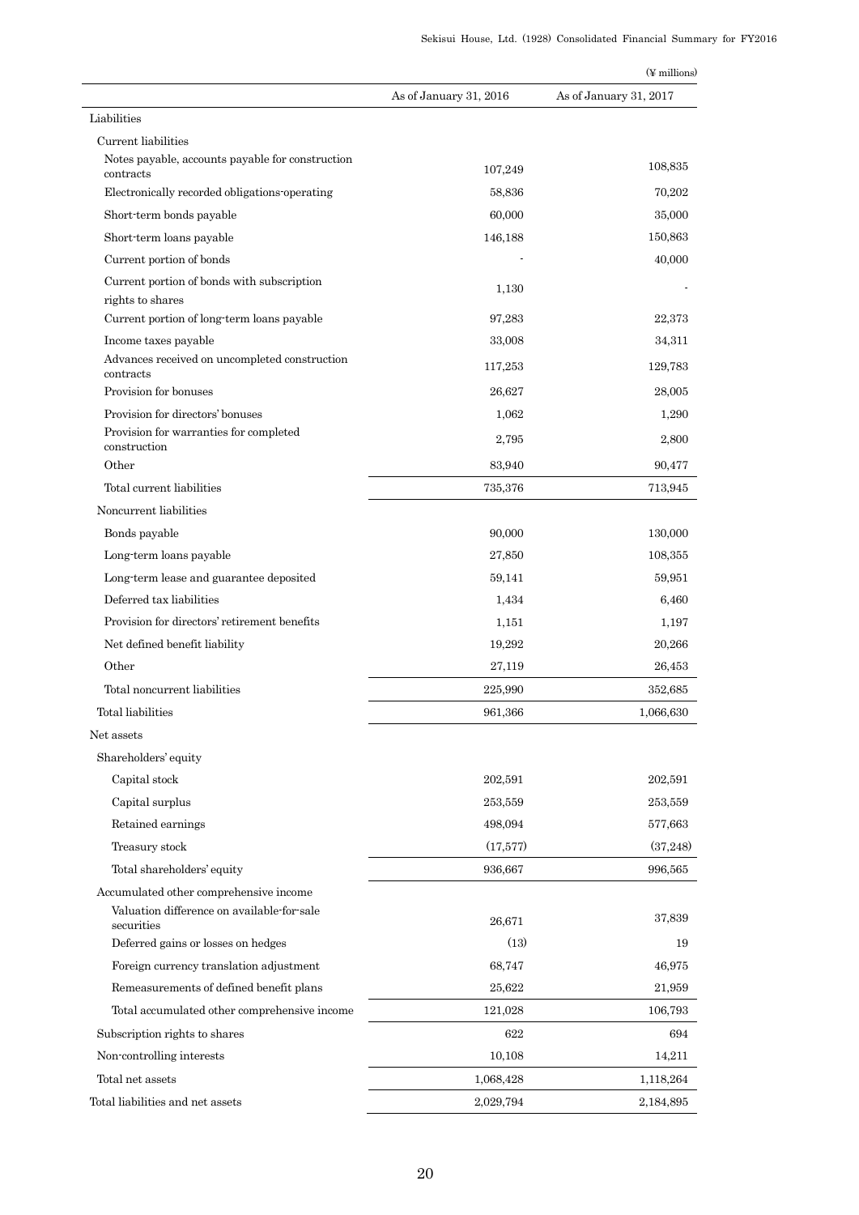(¥ millions)

| | As of January 31, 2016 | As of January 31, 2017 |
|---|---|---|
| Liabilities | | |
| Current liabilities | | |
| Notes payable, accounts payable for construction contracts | 107,249 | 108,835 |
| Electronically recorded obligations-operating | 58,836 | 70,202 |
| Short-term bonds payable | 60,000 | 35,000 |
| Short-term loans payable | 146,188 | 150,863 |
| Current portion of bonds | - | 40,000 |
| Current portion of bonds with subscription rights to shares | 1,130 | - |
| Current portion of long-term loans payable | 97,283 | 22,373 |
| Income taxes payable | 33,008 | 34,311 |
| Advances received on uncompleted construction contracts | 117,253 | 129,783 |
| Provision for bonuses | 26,627 | 28,005 |
| Provision for directors' bonuses | 1,062 | 1,290 |
| Provision for warranties for completed construction | 2,795 | 2,800 |
| Other | 83,940 | 90,477 |
| Total current liabilities | 735,376 | 713,945 |
| Noncurrent liabilities | | |
| Bonds payable | 90,000 | 130,000 |
| Long-term loans payable | 27,850 | 108,355 |
| Long-term lease and guarantee deposited | 59,141 | 59,951 |
| Deferred tax liabilities | 1,434 | 6,460 |
| Provision for directors' retirement benefits | 1,151 | 1,197 |
| Net defined benefit liability | 19,292 | 20,266 |
| Other | 27,119 | 26,453 |
| Total noncurrent liabilities | 225,990 | 352,685 |
| Total liabilities | 961,366 | 1,066,630 |
| Net assets | | |
| Shareholders' equity | | |
| Capital stock | 202,591 | 202,591 |
| Capital surplus | 253,559 | 253,559 |
| Retained earnings | 498,094 | 577,663 |
| Treasury stock | (17,577) | (37,248) |
| Total shareholders' equity | 936,667 | 996,565 |
| Accumulated other comprehensive income | | |
| Valuation difference on available-for-sale securities | 26,671 | 37,839 |
| Deferred gains or losses on hedges | (13) | 19 |
| Foreign currency translation adjustment | 68,747 | 46,975 |
| Remeasurements of defined benefit plans | 25,622 | 21,959 |
| Total accumulated other comprehensive income | 121,028 | 106,793 |
| Subscription rights to shares | 622 | 694 |
| Non-controlling interests | 10,108 | 14,211 |
| Total net assets | 1,068,428 | 1,118,264 |
| Total liabilities and net assets | 2,029,794 | 2,184,895 |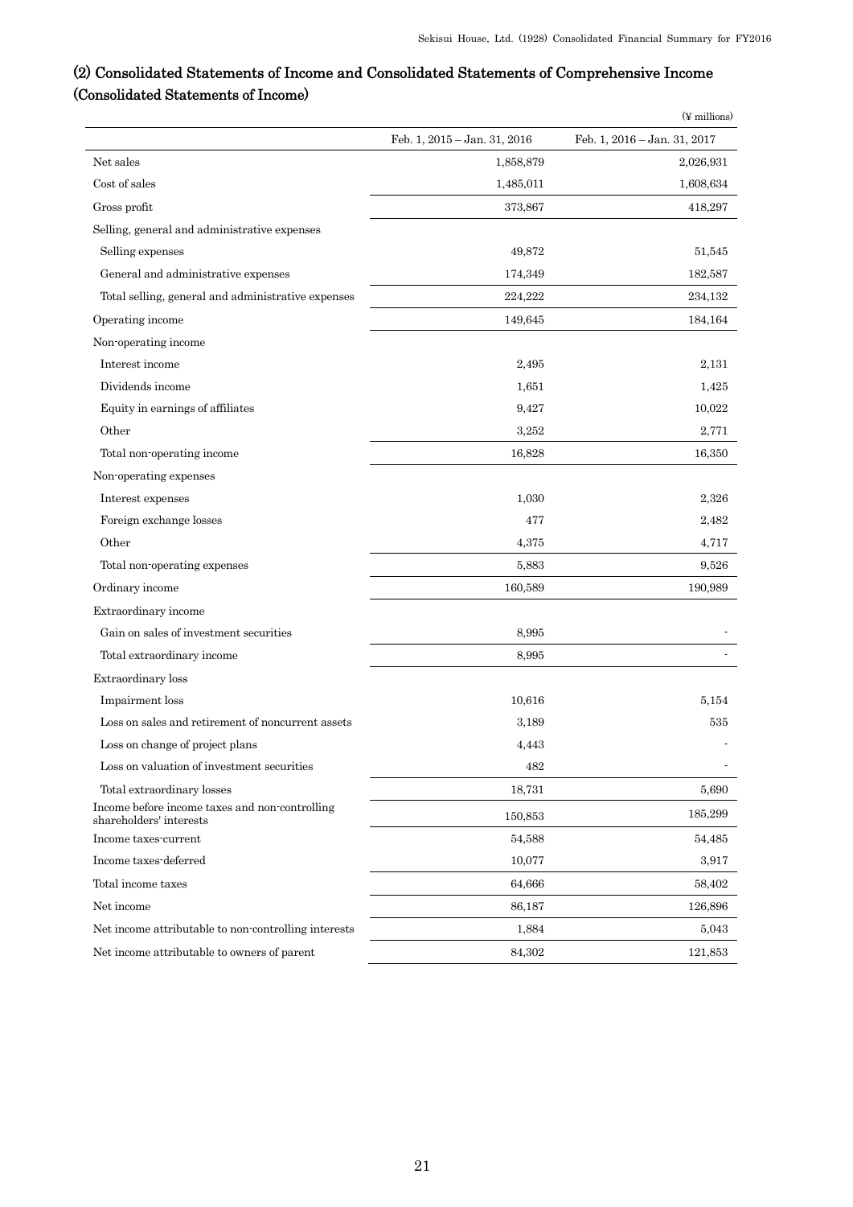## (2) Consolidated Statements of Income and Consolidated Statements of Comprehensive Income

## (Consolidated Statements of Income)

(¥ millions)

| | Feb. 1, 2015 – Jan. 31, 2016 | Feb. 1, 2016 – Jan. 31, 2017 |
|---|---|---|
| Net sales | 1,858,879 | 2,026,931 |
| Cost of sales | 1,485,011 | 1,608,634 |
| Gross profit | 373,867 | 418,297 |
| Selling, general and administrative expenses | | |
| Selling expenses | 49,872 | 51,545 |
| General and administrative expenses | 174,349 | 182,587 |
| Total selling, general and administrative expenses | 224,222 | 234,132 |
| Operating income | 149,645 | 184,164 |
| Non-operating income | | |
| Interest income | 2,495 | 2,131 |
| Dividends income | 1,651 | 1,425 |
| Equity in earnings of affiliates | 9,427 | 10,022 |
| Other | 3,252 | 2,771 |
| Total non-operating income | 16,828 | 16,350 |
| Non-operating expenses | | |
| Interest expenses | 1,030 | 2,326 |
| Foreign exchange losses | 477 | 2,482 |
| Other | 4,375 | 4,717 |
| Total non-operating expenses | 5,883 | 9,526 |
| Ordinary income | 160,589 | 190,989 |
| Extraordinary income | | |
| Gain on sales of investment securities | 8,995 | - |
| Total extraordinary income | 8,995 | - |
| Extraordinary loss | | |
| Impairment loss | 10,616 | 5,154 |
| Loss on sales and retirement of noncurrent assets | 3,189 | 535 |
| Loss on change of project plans | 4,443 | - |
| Loss on valuation of investment securities | 482 | - |
| Total extraordinary losses | 18,731 | 5,690 |
| Income before income taxes and non-controlling shareholders' interests | 150,853 | 185,299 |
| Income taxes-current | 54,588 | 54,485 |
| Income taxes-deferred | 10,077 | 3,917 |
| Total income taxes | 64,666 | 58,402 |
| Net income | 86,187 | 126,896 |
| Net income attributable to non-controlling interests | 1,884 | 5,043 |
| Net income attributable to owners of parent | 84,302 | 121,853 |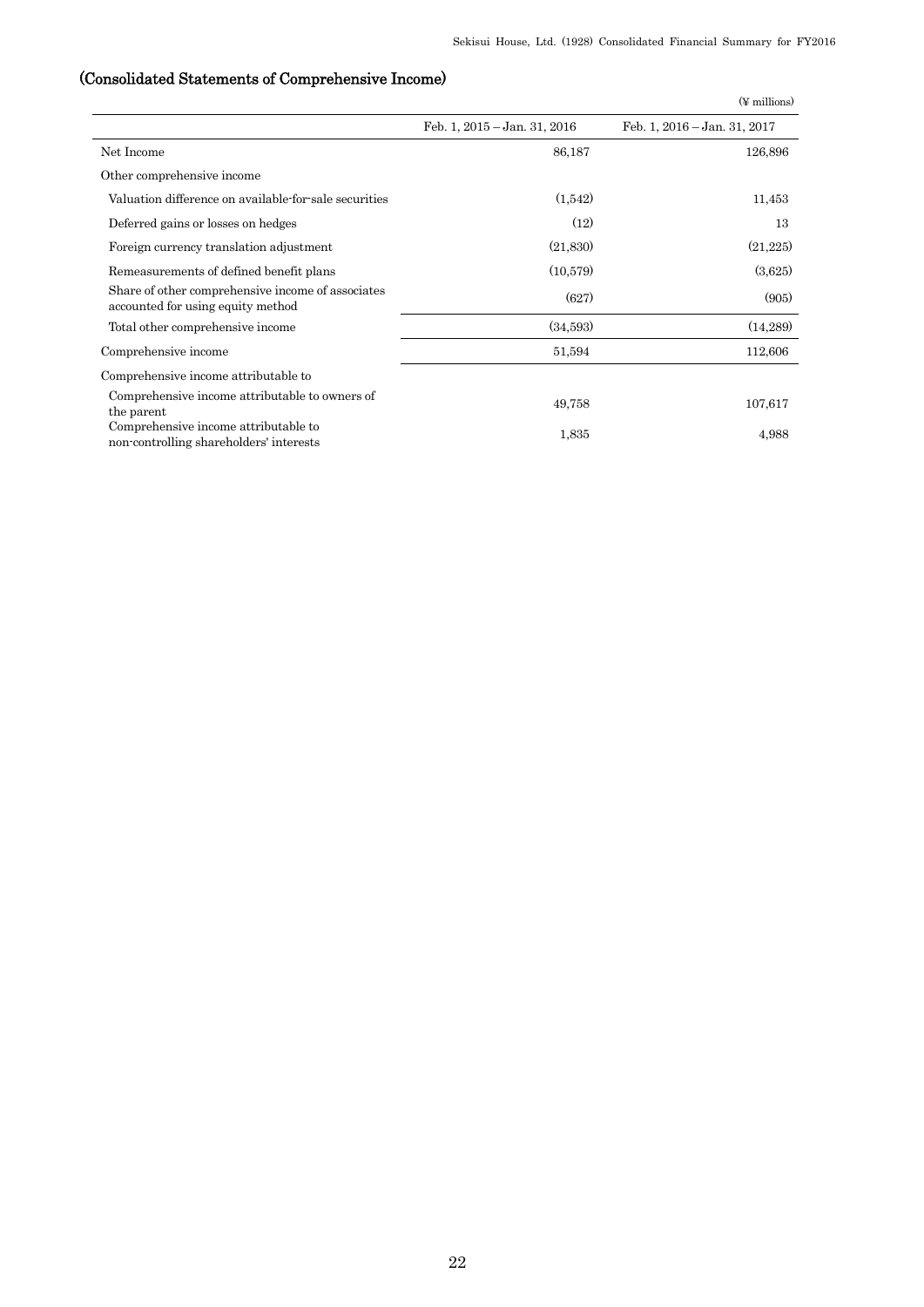## (Consolidated Statements of Comprehensive Income)

(¥ millions)

| | Feb. 1, 2015 – Jan. 31, 2016 | Feb. 1, 2016 – Jan. 31, 2017 |
|---|---|---|
| Net Income | 86,187 | 126,896 |
| Other comprehensive income | | |
| Valuation difference on available-for-sale securities | (1,542) | 11,453 |
| Deferred gains or losses on hedges | (12) | 13 |
| Foreign currency translation adjustment | (21,830) | (21,225) |
| Remeasurements of defined benefit plans | (10,579) | (3,625) |
| Share of other comprehensive income of associates accounted for using equity method | (627) | (905) |
| Total other comprehensive income | (34,593) | (14,289) |
| Comprehensive income | 51,594 | 112,606 |
| Comprehensive income attributable to | | |
| Comprehensive income attributable to owners of the parent | 49,758 | 107,617 |
| Comprehensive income attributable to non-controlling shareholders' interests | 1,835 | 4,988 |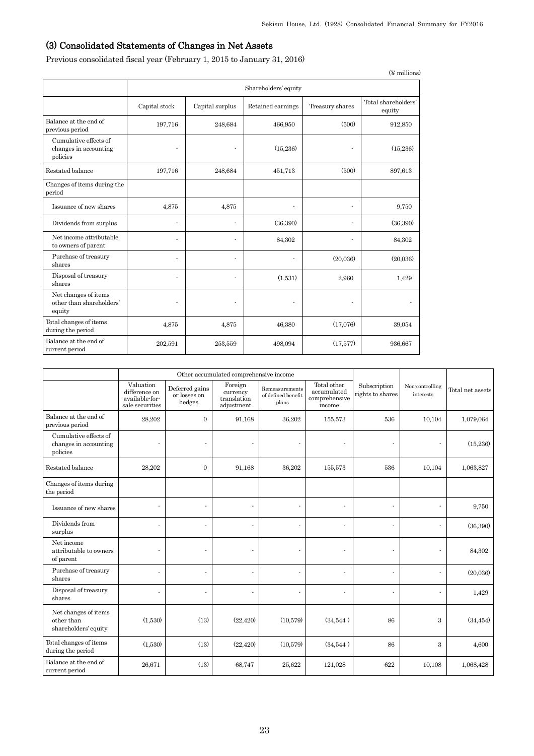## (3) Consolidated Statements of Changes in Net Assets

Previous consolidated fiscal year (February 1, 2015 to January 31, 2016)

(¥ millions)

| | Shareholders' equity | | | | |
|---|---|---|---|---|---|
| | Capital stock | Capital surplus | Retained earnings | Treasury shares | Total shareholders' equity |
| Balance at the end of previous period | 197,716 | 248,684 | 466,950 | (500) | 912,850 |
| Cumulative effects of changes in accounting policies | - | - | (15,236) | - | (15,236) |
| Restated balance | 197,716 | 248,684 | 451,713 | (500) | 897,613 |
| Changes of items during the period | | | | | |
| Issuance of new shares | 4,875 | 4,875 | - | - | 9,750 |
| Dividends from surplus | - | - | (36,390) | - | (36,390) |
| Net income attributable to owners of parent | - | - | 84,302 | - | 84,302 |
| Purchase of treasury shares | - | - | - | (20,036) | (20,036) |
| Disposal of treasury shares | - | - | (1,531) | 2,960 | 1,429 |
| Net changes of items other than shareholders' equity | - | - | - | - | - |
| Total changes of items during the period | 4,875 | 4,875 | 46,380 | (17,076) | 39,054 |
| Balance at the end of current period | 202,591 | 253,559 | 498,094 | (17,577) | 936,667 |

| | Other accumulated comprehensive income | | | | | Subscription rights to shares | Non-controlling interests | Total net assets |
|---|---|---|---|---|---|---|---|---|
| | Valuation difference on available-for-sale securities | Deferred gains or losses on hedges | Foreign currency translation adjustment | Remeasurements of defined benefit plans | Total other accumulated comprehensive income | | | |
| Balance at the end of previous period | 28,202 | 0 | 91,168 | 36,202 | 155,573 | 536 | 10,104 | 1,079,064 |
| Cumulative effects of changes in accounting policies | - | - | - | - | - | - | - | (15,236) |
| Restated balance | 28,202 | 0 | 91,168 | 36,202 | 155,573 | 536 | 10,104 | 1,063,827 |
| Changes of items during the period | | | | | | | | |
| Issuance of new shares | - | - | - | - | - | - | - | 9,750 |
| Dividends from surplus | - | - | - | - | - | - | - | (36,390) |
| Net income attributable to owners of parent | - | - | - | - | - | - | - | 84,302 |
| Purchase of treasury shares | - | - | - | - | - | - | - | (20,036) |
| Disposal of treasury shares | - | - | - | - | - | - | - | 1,429 |
| Net changes of items other than shareholders' equity | (1,530) | (13) | (22,420) | (10,579) | (34,544 ) | 86 | 3 | (34,454) |
| Total changes of items during the period | (1,530) | (13) | (22,420) | (10,579) | (34,544 ) | 86 | 3 | 4,600 |
| Balance at the end of current period | 26,671 | (13) | 68,747 | 25,622 | 121,028 | 622 | 10,108 | 1,068,428 |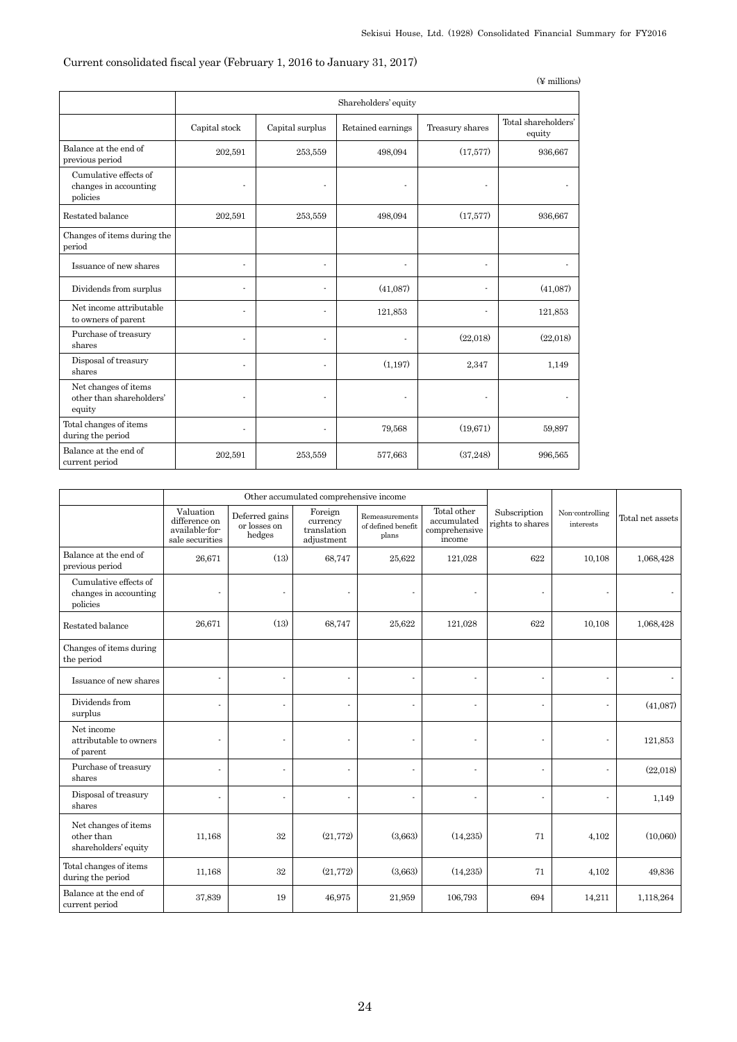Current consolidated fiscal year (February 1, 2016 to January 31, 2017)

(¥ millions)

| | Shareholders' equity | | | | |
|---|---|---|---|---|---|
| | Capital stock | Capital surplus | Retained earnings | Treasury shares | Total shareholders' equity |
| Balance at the end of previous period | 202,591 | 253,559 | 498,094 | (17,577) | 936,667 |
| Cumulative effects of changes in accounting policies | - | - | - | - | - |
| Restated balance | 202,591 | 253,559 | 498,094 | (17,577) | 936,667 |
| Changes of items during the period | | | | | |
| Issuance of new shares | - | - | - | - | - |
| Dividends from surplus | - | - | (41,087) | - | (41,087) |
| Net income attributable to owners of parent | - | - | 121,853 | - | 121,853 |
| Purchase of treasury shares | - | - | - | (22,018) | (22,018) |
| Disposal of treasury shares | - | - | (1,197) | 2,347 | 1,149 |
| Net changes of items other than shareholders' equity | - | - | - | - | - |
| Total changes of items during the period | - | - | 79,568 | (19,671) | 59,897 |
| Balance at the end of current period | 202,591 | 253,559 | 577,663 | (37,248) | 996,565 |

| | Other accumulated comprehensive income | | | | | Subscription rights to shares | Non-controlling interests | Total net assets |
|---|---|---|---|---|---|---|---|---|
| | Valuation difference on available-for-sale securities | Deferred gains or losses on hedges | Foreign currency translation adjustment | Remeasurements of defined benefit plans | Total other accumulated comprehensive income | | | |
| Balance at the end of previous period | 26,671 | (13) | 68,747 | 25,622 | 121,028 | 622 | 10,108 | 1,068,428 |
| Cumulative effects of changes in accounting policies | - | - | - | - | - | - | - | - |
| Restated balance | 26,671 | (13) | 68,747 | 25,622 | 121,028 | 622 | 10,108 | 1,068,428 |
| Changes of items during the period | | | | | | | | |
| Issuance of new shares | - | - | - | - | - | - | - | - |
| Dividends from surplus | - | - | - | - | - | - | - | (41,087) |
| Net income attributable to owners of parent | - | - | - | - | - | - | - | 121,853 |
| Purchase of treasury shares | - | - | - | - | - | - | - | (22,018) |
| Disposal of treasury shares | - | - | - | - | - | - | - | 1,149 |
| Net changes of items other than shareholders' equity | 11,168 | 32 | (21,772) | (3,663) | (14,235) | 71 | 4,102 | (10,060) |
| Total changes of items during the period | 11,168 | 32 | (21,772) | (3,663) | (14,235) | 71 | 4,102 | 49,836 |
| Balance at the end of current period | 37,839 | 19 | 46,975 | 21,959 | 106,793 | 694 | 14,211 | 1,118,264 |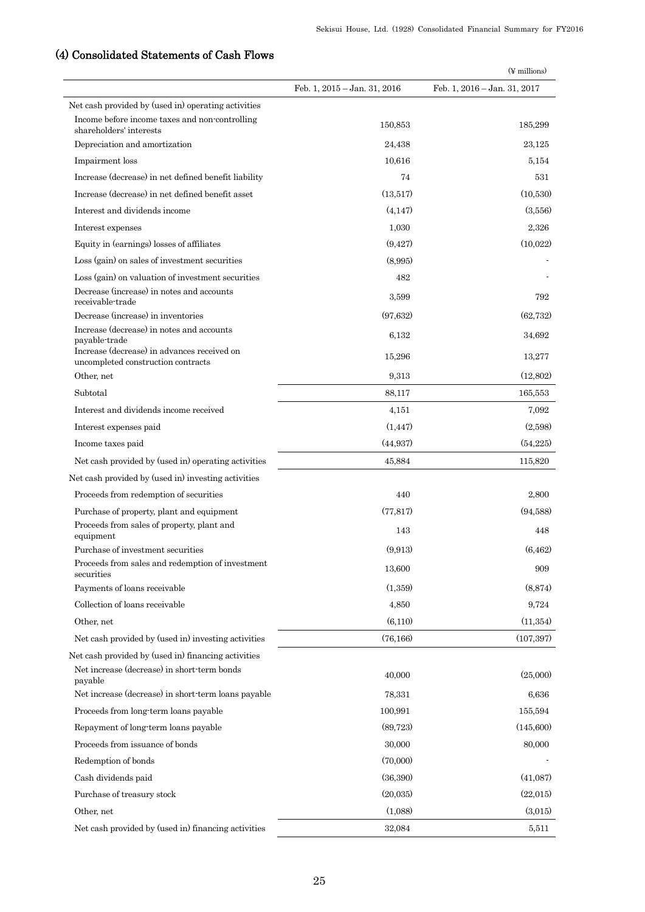## (4) Consolidated Statements of Cash Flows

(¥ millions)

| | Feb. 1, 2015 – Jan. 31, 2016 | Feb. 1, 2016 – Jan. 31, 2017 |
|---|---|---|
| Net cash provided by (used in) operating activities | | |
| Income before income taxes and non-controlling shareholders' interests | 150,853 | 185,299 |
| Depreciation and amortization | 24,438 | 23,125 |
| Impairment loss | 10,616 | 5,154 |
| Increase (decrease) in net defined benefit liability | 74 | 531 |
| Increase (decrease) in net defined benefit asset | (13,517) | (10,530) |
| Interest and dividends income | (4,147) | (3,556) |
| Interest expenses | 1,030 | 2,326 |
| Equity in (earnings) losses of affiliates | (9,427) | (10,022) |
| Loss (gain) on sales of investment securities | (8,995) | - |
| Loss (gain) on valuation of investment securities | 482 | - |
| Decrease (increase) in notes and accounts receivable-trade | 3,599 | 792 |
| Decrease (increase) in inventories | (97,632) | (62,732) |
| Increase (decrease) in notes and accounts payable-trade | 6,132 | 34,692 |
| Increase (decrease) in advances received on uncompleted construction contracts | 15,296 | 13,277 |
| Other, net | 9,313 | (12,802) |
| Subtotal | 88,117 | 165,553 |
| Interest and dividends income received | 4,151 | 7,092 |
| Interest expenses paid | (1,447) | (2,598) |
| Income taxes paid | (44,937) | (54,225) |
| Net cash provided by (used in) operating activities | 45,884 | 115,820 |
| Net cash provided by (used in) investing activities | | |
| Proceeds from redemption of securities | 440 | 2,800 |
| Purchase of property, plant and equipment | (77,817) | (94,588) |
| Proceeds from sales of property, plant and equipment | 143 | 448 |
| Purchase of investment securities | (9,913) | (6,462) |
| Proceeds from sales and redemption of investment securities | 13,600 | 909 |
| Payments of loans receivable | (1,359) | (8,874) |
| Collection of loans receivable | 4,850 | 9,724 |
| Other, net | (6,110) | (11,354) |
| Net cash provided by (used in) investing activities | (76,166) | (107,397) |
| Net cash provided by (used in) financing activities | | |
| Net increase (decrease) in short-term bonds payable | 40,000 | (25,000) |
| Net increase (decrease) in short-term loans payable | 78,331 | 6,636 |
| Proceeds from long-term loans payable | 100,991 | 155,594 |
| Repayment of long-term loans payable | (89,723) | (145,600) |
| Proceeds from issuance of bonds | 30,000 | 80,000 |
| Redemption of bonds | (70,000) | - |
| Cash dividends paid | (36,390) | (41,087) |
| Purchase of treasury stock | (20,035) | (22,015) |
| Other, net | (1,088) | (3,015) |
| Net cash provided by (used in) financing activities | 32,084 | 5,511 |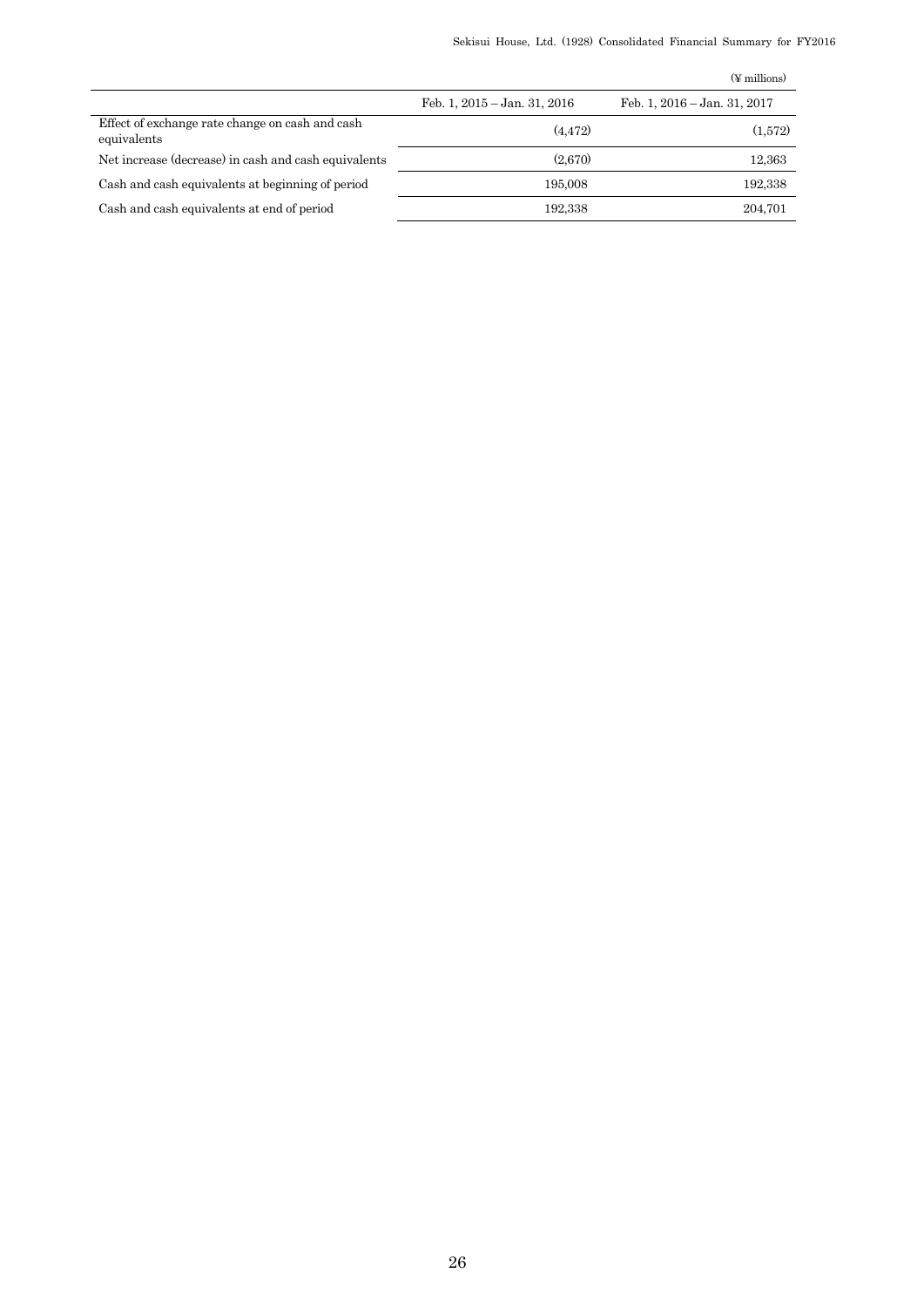(¥ millions)

| | Feb. 1, 2015 – Jan. 31, 2016 | Feb. 1, 2016 – Jan. 31, 2017 |
|---|---|---|
| Effect of exchange rate change on cash and cash equivalents | (4,472) | (1,572) |
| Net increase (decrease) in cash and cash equivalents | (2,670) | 12,363 |
| Cash and cash equivalents at beginning of period | 195,008 | 192,338 |
| Cash and cash equivalents at end of period | 192,338 | 204,701 |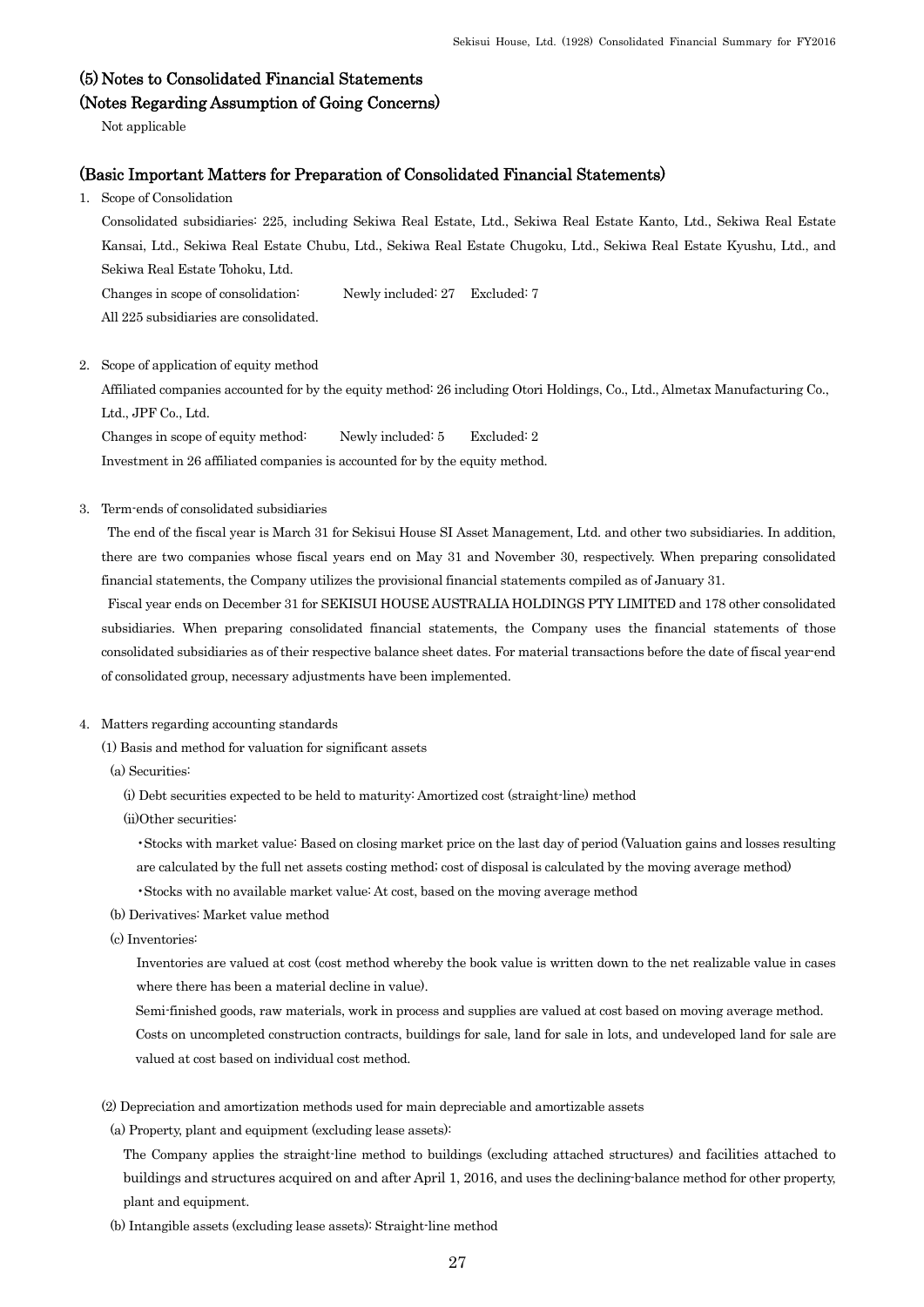## (5) Notes to Consolidated Financial Statements

### (Notes Regarding Assumption of Going Concerns)

Not applicable

### (Basic Important Matters for Preparation of Consolidated Financial Statements)

1. Scope of Consolidation

   Consolidated subsidiaries: 225, including Sekiwa Real Estate, Ltd., Sekiwa Real Estate Kanto, Ltd., Sekiwa Real Estate Kansai, Ltd., Sekiwa Real Estate Chubu, Ltd., Sekiwa Real Estate Chugoku, Ltd., Sekiwa Real Estate Kyushu, Ltd., and Sekiwa Real Estate Tohoku, Ltd.

   Changes in scope of consolidation: Newly included: 27 Excluded: 7

   All 225 subsidiaries are consolidated.

2. Scope of application of equity method

   Affiliated companies accounted for by the equity method: 26 including Otori Holdings, Co., Ltd., Almetax Manufacturing Co., Ltd., JPF Co., Ltd.

   Changes in scope of equity method: Newly included: 5 Excluded: 2

   Investment in 26 affiliated companies is accounted for by the equity method.

3. Term-ends of consolidated subsidiaries

   The end of the fiscal year is March 31 for Sekisui House SI Asset Management, Ltd. and other two subsidiaries. In addition, there are two companies whose fiscal years end on May 31 and November 30, respectively. When preparing consolidated financial statements, the Company utilizes the provisional financial statements compiled as of January 31.

   Fiscal year ends on December 31 for SEKISUI HOUSE AUSTRALIA HOLDINGS PTY LIMITED and 178 other consolidated subsidiaries. When preparing consolidated financial statements, the Company uses the financial statements of those consolidated subsidiaries as of their respective balance sheet dates. For material transactions before the date of fiscal year-end of consolidated group, necessary adjustments have been implemented.

4. Matters regarding accounting standards

   (1) Basis and method for valuation for significant assets

   (a) Securities:

   (i) Debt securities expected to be held to maturity: Amortized cost (straight-line) method

   (ii)Other securities:

   ・Stocks with market value: Based on closing market price on the last day of period (Valuation gains and losses resulting are calculated by the full net assets costing method; cost of disposal is calculated by the moving average method)

   ・Stocks with no available market value: At cost, based on the moving average method

   (b) Derivatives: Market value method

   (c) Inventories:

   Inventories are valued at cost (cost method whereby the book value is written down to the net realizable value in cases where there has been a material decline in value).

   Semi-finished goods, raw materials, work in process and supplies are valued at cost based on moving average method.

   Costs on uncompleted construction contracts, buildings for sale, land for sale in lots, and undeveloped land for sale are valued at cost based on individual cost method.

   (2) Depreciation and amortization methods used for main depreciable and amortizable assets

   (a) Property, plant and equipment (excluding lease assets):

   The Company applies the straight-line method to buildings (excluding attached structures) and facilities attached to buildings and structures acquired on and after April 1, 2016, and uses the declining-balance method for other property, plant and equipment.

   (b) Intangible assets (excluding lease assets): Straight-line method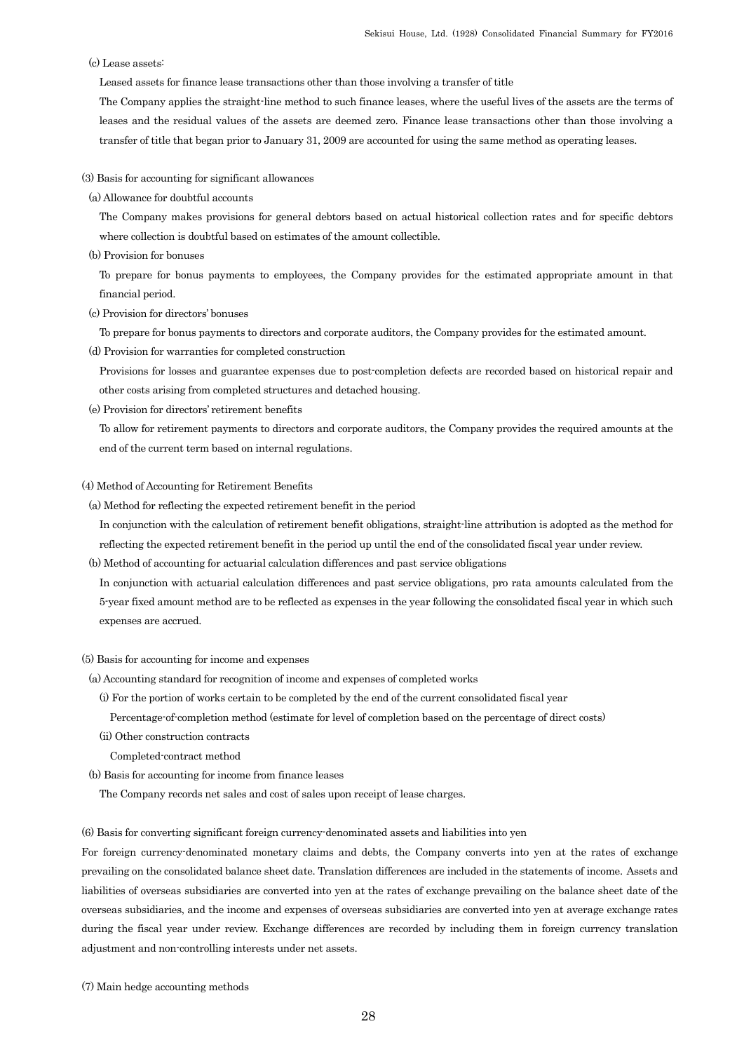(c) Lease assets:

Leased assets for finance lease transactions other than those involving a transfer of title

The Company applies the straight-line method to such finance leases, where the useful lives of the assets are the terms of leases and the residual values of the assets are deemed zero. Finance lease transactions other than those involving a transfer of title that began prior to January 31, 2009 are accounted for using the same method as operating leases.

(3) Basis for accounting for significant allowances

(a) Allowance for doubtful accounts

The Company makes provisions for general debtors based on actual historical collection rates and for specific debtors where collection is doubtful based on estimates of the amount collectible.

(b) Provision for bonuses

To prepare for bonus payments to employees, the Company provides for the estimated appropriate amount in that financial period.

(c) Provision for directors' bonuses

To prepare for bonus payments to directors and corporate auditors, the Company provides for the estimated amount.

(d) Provision for warranties for completed construction

Provisions for losses and guarantee expenses due to post-completion defects are recorded based on historical repair and other costs arising from completed structures and detached housing.

(e) Provision for directors' retirement benefits

To allow for retirement payments to directors and corporate auditors, the Company provides the required amounts at the end of the current term based on internal regulations.

(4) Method of Accounting for Retirement Benefits

(a) Method for reflecting the expected retirement benefit in the period

In conjunction with the calculation of retirement benefit obligations, straight-line attribution is adopted as the method for reflecting the expected retirement benefit in the period up until the end of the consolidated fiscal year under review.

(b) Method of accounting for actuarial calculation differences and past service obligations

In conjunction with actuarial calculation differences and past service obligations, pro rata amounts calculated from the 5-year fixed amount method are to be reflected as expenses in the year following the consolidated fiscal year in which such expenses are accrued.

(5) Basis for accounting for income and expenses

(a) Accounting standard for recognition of income and expenses of completed works

(i) For the portion of works certain to be completed by the end of the current consolidated fiscal year

Percentage-of-completion method (estimate for level of completion based on the percentage of direct costs)

(ii) Other construction contracts

Completed-contract method

(b) Basis for accounting for income from finance leases

The Company records net sales and cost of sales upon receipt of lease charges.

(6) Basis for converting significant foreign currency-denominated assets and liabilities into yen

For foreign currency-denominated monetary claims and debts, the Company converts into yen at the rates of exchange prevailing on the consolidated balance sheet date. Translation differences are included in the statements of income. Assets and liabilities of overseas subsidiaries are converted into yen at the rates of exchange prevailing on the balance sheet date of the overseas subsidiaries, and the income and expenses of overseas subsidiaries are converted into yen at average exchange rates during the fiscal year under review. Exchange differences are recorded by including them in foreign currency translation adjustment and non-controlling interests under net assets.

(7) Main hedge accounting methods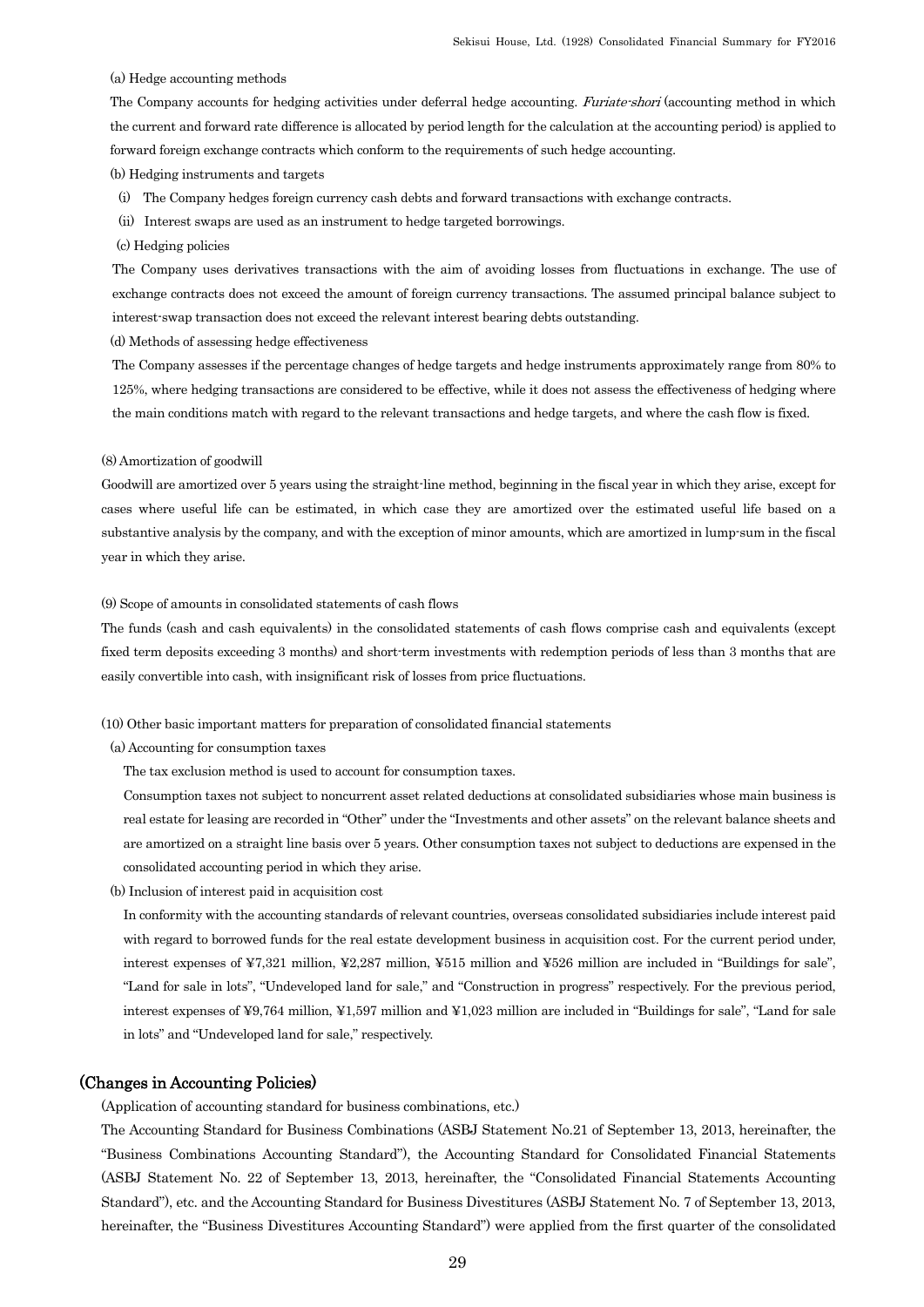(a) Hedge accounting methods

The Company accounts for hedging activities under deferral hedge accounting. *Furiate-shori* (accounting method in which the current and forward rate difference is allocated by period length for the calculation at the accounting period) is applied to forward foreign exchange contracts which conform to the requirements of such hedge accounting.

(b) Hedging instruments and targets

(i) The Company hedges foreign currency cash debts and forward transactions with exchange contracts.

(ii) Interest swaps are used as an instrument to hedge targeted borrowings.

(c) Hedging policies

The Company uses derivatives transactions with the aim of avoiding losses from fluctuations in exchange. The use of exchange contracts does not exceed the amount of foreign currency transactions. The assumed principal balance subject to interest-swap transaction does not exceed the relevant interest bearing debts outstanding.

(d) Methods of assessing hedge effectiveness

The Company assesses if the percentage changes of hedge targets and hedge instruments approximately range from 80% to 125%, where hedging transactions are considered to be effective, while it does not assess the effectiveness of hedging where the main conditions match with regard to the relevant transactions and hedge targets, and where the cash flow is fixed.

(8) Amortization of goodwill

Goodwill are amortized over 5 years using the straight-line method, beginning in the fiscal year in which they arise, except for cases where useful life can be estimated, in which case they are amortized over the estimated useful life based on a substantive analysis by the company, and with the exception of minor amounts, which are amortized in lump-sum in the fiscal year in which they arise.

(9) Scope of amounts in consolidated statements of cash flows

The funds (cash and cash equivalents) in the consolidated statements of cash flows comprise cash and equivalents (except fixed term deposits exceeding 3 months) and short-term investments with redemption periods of less than 3 months that are easily convertible into cash, with insignificant risk of losses from price fluctuations.

(10) Other basic important matters for preparation of consolidated financial statements

(a) Accounting for consumption taxes

The tax exclusion method is used to account for consumption taxes.

Consumption taxes not subject to noncurrent asset related deductions at consolidated subsidiaries whose main business is real estate for leasing are recorded in "Other" under the "Investments and other assets" on the relevant balance sheets and are amortized on a straight line basis over 5 years. Other consumption taxes not subject to deductions are expensed in the consolidated accounting period in which they arise.

(b) Inclusion of interest paid in acquisition cost

In conformity with the accounting standards of relevant countries, overseas consolidated subsidiaries include interest paid with regard to borrowed funds for the real estate development business in acquisition cost. For the current period under, interest expenses of ¥7,321 million, ¥2,287 million, ¥515 million and ¥526 million are included in "Buildings for sale", "Land for sale in lots", "Undeveloped land for sale," and "Construction in progress" respectively. For the previous period, interest expenses of ¥9,764 million, ¥1,597 million and ¥1,023 million are included in "Buildings for sale", "Land for sale in lots" and "Undeveloped land for sale," respectively.

## (Changes in Accounting Policies)

(Application of accounting standard for business combinations, etc.)

The Accounting Standard for Business Combinations (ASBJ Statement No.21 of September 13, 2013, hereinafter, the "Business Combinations Accounting Standard"), the Accounting Standard for Consolidated Financial Statements (ASBJ Statement No. 22 of September 13, 2013, hereinafter, the "Consolidated Financial Statements Accounting Standard"), etc. and the Accounting Standard for Business Divestitures (ASBJ Statement No. 7 of September 13, 2013, hereinafter, the "Business Divestitures Accounting Standard") were applied from the first quarter of the consolidated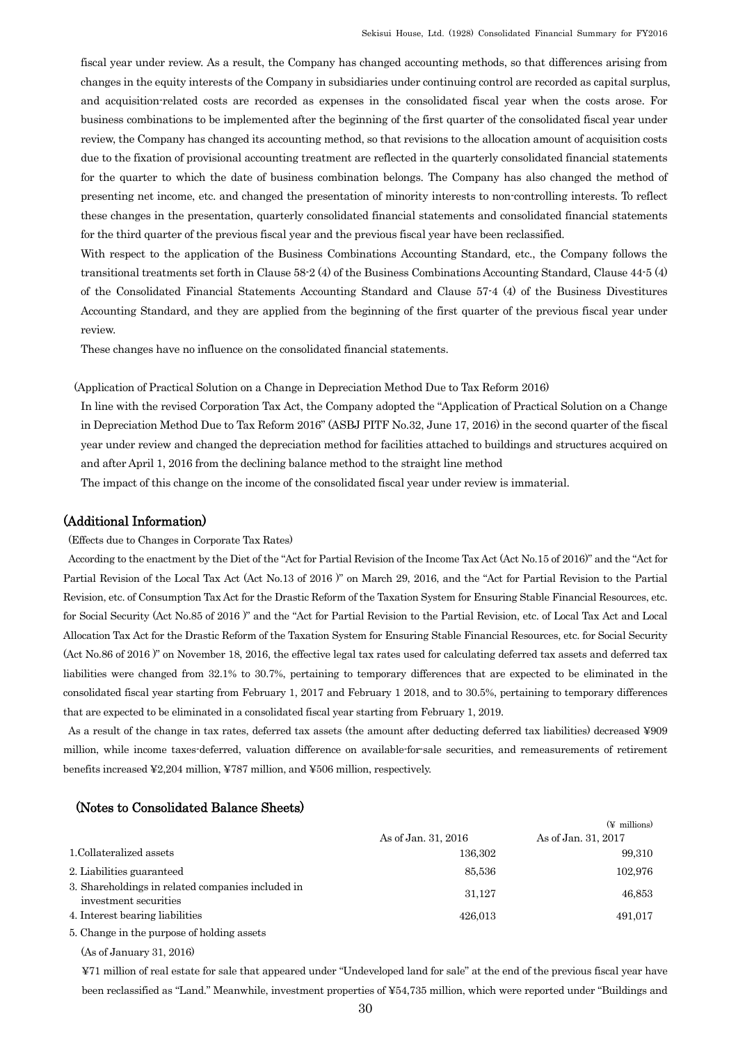fiscal year under review. As a result, the Company has changed accounting methods, so that differences arising from changes in the equity interests of the Company in subsidiaries under continuing control are recorded as capital surplus, and acquisition-related costs are recorded as expenses in the consolidated fiscal year when the costs arose. For business combinations to be implemented after the beginning of the first quarter of the consolidated fiscal year under review, the Company has changed its accounting method, so that revisions to the allocation amount of acquisition costs due to the fixation of provisional accounting treatment are reflected in the quarterly consolidated financial statements for the quarter to which the date of business combination belongs. The Company has also changed the method of presenting net income, etc. and changed the presentation of minority interests to non-controlling interests. To reflect these changes in the presentation, quarterly consolidated financial statements and consolidated financial statements for the third quarter of the previous fiscal year and the previous fiscal year have been reclassified.

With respect to the application of the Business Combinations Accounting Standard, etc., the Company follows the transitional treatments set forth in Clause 58-2 (4) of the Business Combinations Accounting Standard, Clause 44-5 (4) of the Consolidated Financial Statements Accounting Standard and Clause 57-4 (4) of the Business Divestitures Accounting Standard, and they are applied from the beginning of the first quarter of the previous fiscal year under review.

These changes have no influence on the consolidated financial statements.

(Application of Practical Solution on a Change in Depreciation Method Due to Tax Reform 2016)

In line with the revised Corporation Tax Act, the Company adopted the "Application of Practical Solution on a Change in Depreciation Method Due to Tax Reform 2016" (ASBJ PITF No.32, June 17, 2016) in the second quarter of the fiscal year under review and changed the depreciation method for facilities attached to buildings and structures acquired on and after April 1, 2016 from the declining balance method to the straight line method

The impact of this change on the income of the consolidated fiscal year under review is immaterial.

## (Additional Information)

(Effects due to Changes in Corporate Tax Rates)

According to the enactment by the Diet of the "Act for Partial Revision of the Income Tax Act (Act No.15 of 2016)" and the "Act for Partial Revision of the Local Tax Act (Act No.13 of 2016 )" on March 29, 2016, and the "Act for Partial Revision to the Partial Revision, etc. of Consumption Tax Act for the Drastic Reform of the Taxation System for Ensuring Stable Financial Resources, etc. for Social Security (Act No.85 of 2016 )" and the "Act for Partial Revision to the Partial Revision, etc. of Local Tax Act and Local Allocation Tax Act for the Drastic Reform of the Taxation System for Ensuring Stable Financial Resources, etc. for Social Security (Act No.86 of 2016 )" on November 18, 2016, the effective legal tax rates used for calculating deferred tax assets and deferred tax liabilities were changed from 32.1% to 30.7%, pertaining to temporary differences that are expected to be eliminated in the consolidated fiscal year starting from February 1, 2017 and February 1 2018, and to 30.5%, pertaining to temporary differences that are expected to be eliminated in a consolidated fiscal year starting from February 1, 2019.

As a result of the change in tax rates, deferred tax assets (the amount after deducting deferred tax liabilities) decreased ¥909 million, while income taxes-deferred, valuation difference on available-for-sale securities, and remeasurements of retirement benefits increased ¥2,204 million, ¥787 million, and ¥506 million, respectively.

## (Notes to Consolidated Balance Sheets)

(¥ millions)

| | As of Jan. 31, 2016 | As of Jan. 31, 2017 |
|---|---|---|
| 1.Collateralized assets | 136,302 | 99,310 |
| 2. Liabilities guaranteed | 85,536 | 102,976 |
| 3. Shareholdings in related companies included in investment securities | 31,127 | 46,853 |
| 4. Interest bearing liabilities | 426,013 | 491,017 |

5. Change in the purpose of holding assets

(As of January 31, 2016)

¥71 million of real estate for sale that appeared under "Undeveloped land for sale" at the end of the previous fiscal year have been reclassified as "Land." Meanwhile, investment properties of ¥54,735 million, which were reported under "Buildings and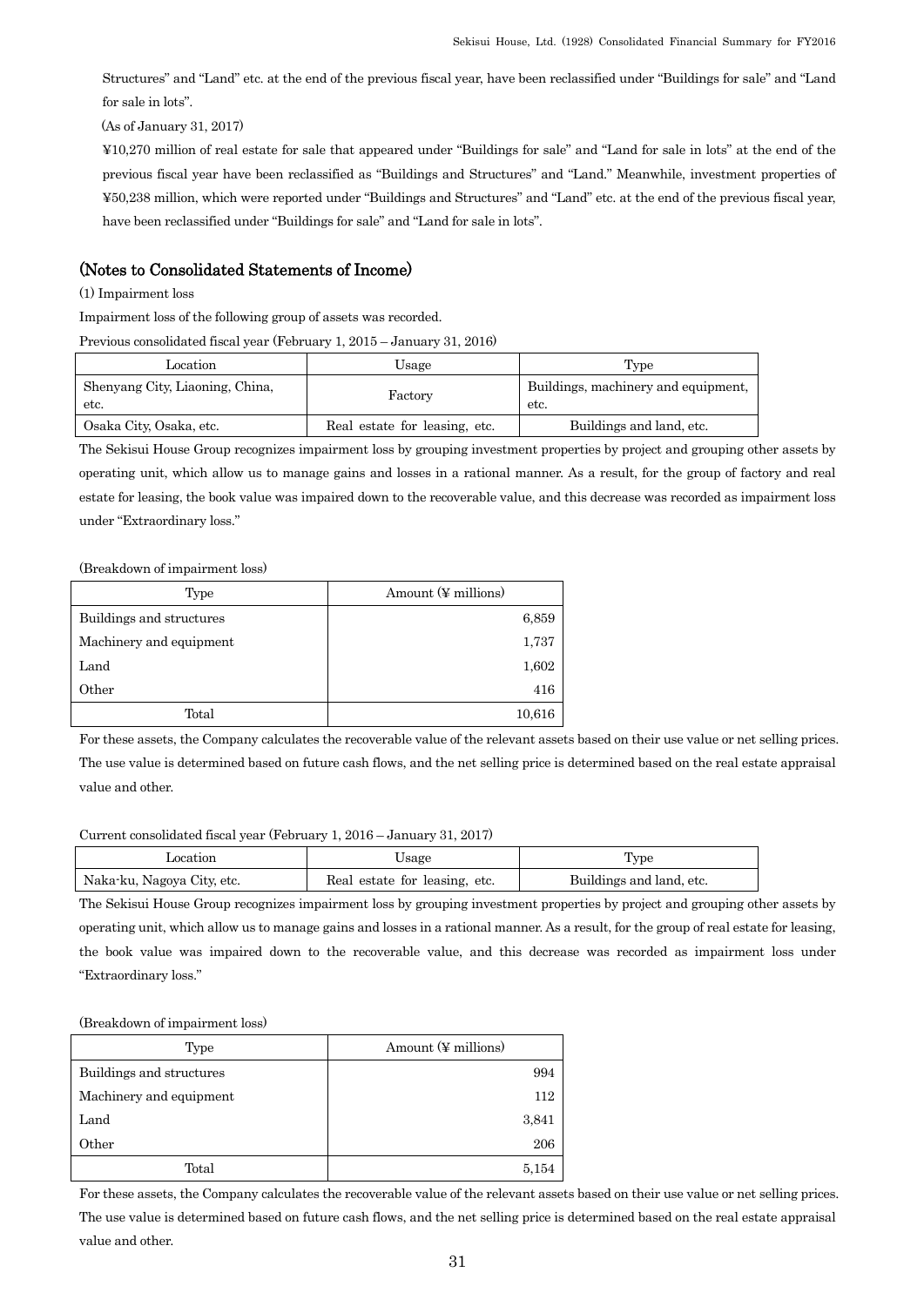Structures" and "Land" etc. at the end of the previous fiscal year, have been reclassified under "Buildings for sale" and "Land for sale in lots".

(As of January 31, 2017)

¥10,270 million of real estate for sale that appeared under "Buildings for sale" and "Land for sale in lots" at the end of the previous fiscal year have been reclassified as "Buildings and Structures" and "Land." Meanwhile, investment properties of ¥50,238 million, which were reported under "Buildings and Structures" and "Land" etc. at the end of the previous fiscal year, have been reclassified under "Buildings for sale" and "Land for sale in lots".

## (Notes to Consolidated Statements of Income)

(1) Impairment loss

Impairment loss of the following group of assets was recorded.

Previous consolidated fiscal year (February 1, 2015 – January 31, 2016)

| Location | Usage | Type |
|---|---|---|
| Shenyang City, Liaoning, China, etc. | Factory | Buildings, machinery and equipment, etc. |
| Osaka City, Osaka, etc. | Real estate for leasing, etc. | Buildings and land, etc. |

The Sekisui House Group recognizes impairment loss by grouping investment properties by project and grouping other assets by operating unit, which allow us to manage gains and losses in a rational manner. As a result, for the group of factory and real estate for leasing, the book value was impaired down to the recoverable value, and this decrease was recorded as impairment loss under "Extraordinary loss."

(Breakdown of impairment loss)

| Type | Amount (¥ millions) |
|---|---|
| Buildings and structures | 6,859 |
| Machinery and equipment | 1,737 |
| Land | 1,602 |
| Other | 416 |
| Total | 10,616 |

For these assets, the Company calculates the recoverable value of the relevant assets based on their use value or net selling prices. The use value is determined based on future cash flows, and the net selling price is determined based on the real estate appraisal value and other.

Current consolidated fiscal year (February 1, 2016 – January 31, 2017)

| Location | Usage | Type |
|---|---|---|
| Naka-ku, Nagoya City, etc. | Real estate for leasing, etc. | Buildings and land, etc. |

The Sekisui House Group recognizes impairment loss by grouping investment properties by project and grouping other assets by operating unit, which allow us to manage gains and losses in a rational manner. As a result, for the group of real estate for leasing, the book value was impaired down to the recoverable value, and this decrease was recorded as impairment loss under "Extraordinary loss."

(Breakdown of impairment loss)

| Type | Amount (¥ millions) |
|---|---|
| Buildings and structures | 994 |
| Machinery and equipment | 112 |
| Land | 3,841 |
| Other | 206 |
| Total | 5,154 |

For these assets, the Company calculates the recoverable value of the relevant assets based on their use value or net selling prices. The use value is determined based on future cash flows, and the net selling price is determined based on the real estate appraisal value and other.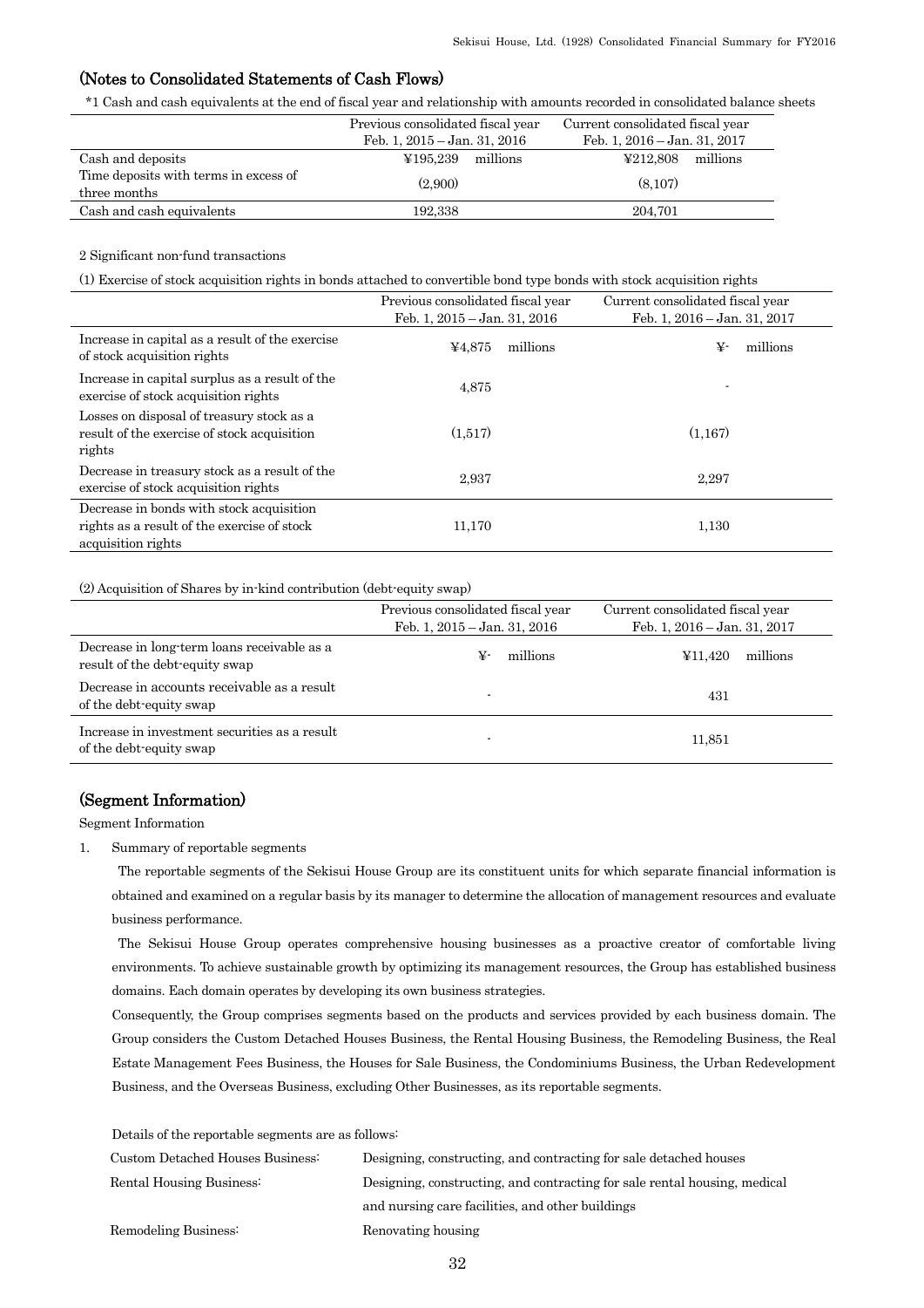## (Notes to Consolidated Statements of Cash Flows)

*1 Cash and cash equivalents at the end of fiscal year and relationship with amounts recorded in consolidated balance sheets

| | Previous consolidated fiscal year Feb. 1, 2015 – Jan. 31, 2016 | Current consolidated fiscal year Feb. 1, 2016 – Jan. 31, 2017 |
|---|---|---|
| Cash and deposits | ¥195,239 millions | ¥212,808 millions |
| Time deposits with terms in excess of three months | (2,900) | (8,107) |
| Cash and cash equivalents | 192,338 | 204,701 |

2 Significant non-fund transactions

(1) Exercise of stock acquisition rights in bonds attached to convertible bond type bonds with stock acquisition rights

| | Previous consolidated fiscal year Feb. 1, 2015 – Jan. 31, 2016 | Current consolidated fiscal year Feb. 1, 2016 – Jan. 31, 2017 |
|---|---|---|
| Increase in capital as a result of the exercise of stock acquisition rights | ¥4,875 millions | ¥- millions |
| Increase in capital surplus as a result of the exercise of stock acquisition rights | 4,875 | - |
| Losses on disposal of treasury stock as a result of the exercise of stock acquisition rights | (1,517) | (1,167) |
| Decrease in treasury stock as a result of the exercise of stock acquisition rights | 2,937 | 2,297 |
| Decrease in bonds with stock acquisition rights as a result of the exercise of stock acquisition rights | 11,170 | 1,130 |

(2) Acquisition of Shares by in-kind contribution (debt-equity swap)

| | Previous consolidated fiscal year Feb. 1, 2015 – Jan. 31, 2016 | Current consolidated fiscal year Feb. 1, 2016 – Jan. 31, 2017 |
|---|---|---|
| Decrease in long-term loans receivable as a result of the debt-equity swap | ¥- millions | ¥11,420 millions |
| Decrease in accounts receivable as a result of the debt-equity swap | - | 431 |
| Increase in investment securities as a result of the debt-equity swap | - | 11,851 |

## (Segment Information)

Segment Information

1. Summary of reportable segments

The reportable segments of the Sekisui House Group are its constituent units for which separate financial information is obtained and examined on a regular basis by its manager to determine the allocation of management resources and evaluate business performance.

The Sekisui House Group operates comprehensive housing businesses as a proactive creator of comfortable living environments. To achieve sustainable growth by optimizing its management resources, the Group has established business domains. Each domain operates by developing its own business strategies.

Consequently, the Group comprises segments based on the products and services provided by each business domain. The Group considers the Custom Detached Houses Business, the Rental Housing Business, the Remodeling Business, the Real Estate Management Fees Business, the Houses for Sale Business, the Condominiums Business, the Urban Redevelopment Business, and the Overseas Business, excluding Other Businesses, as its reportable segments.

Details of the reportable segments are as follows:

| | |
|---|---|
| Custom Detached Houses Business: | Designing, constructing, and contracting for sale detached houses |
| Rental Housing Business: | Designing, constructing, and contracting for sale rental housing, medical and nursing care facilities, and other buildings |
| Remodeling Business: | Renovating housing |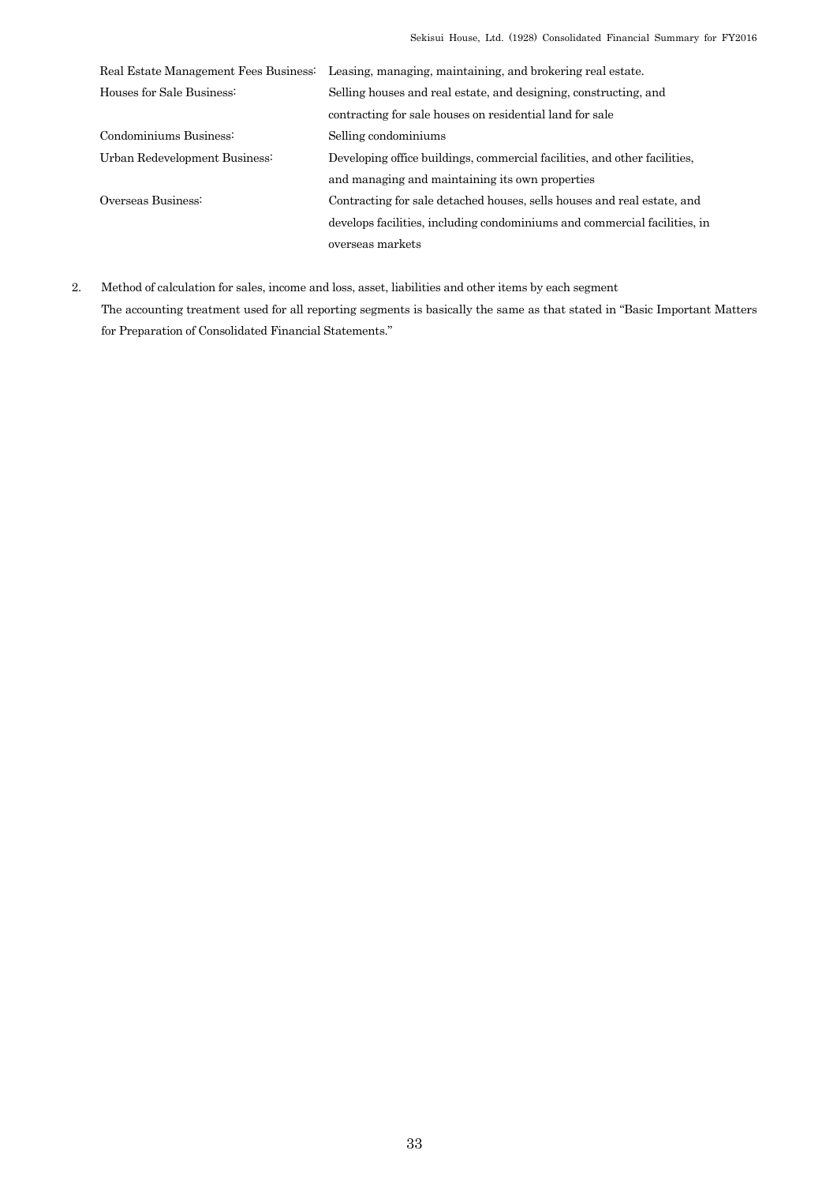| | |
|---|---|
| Real Estate Management Fees Business: | Leasing, managing, maintaining, and brokering real estate. |
| Houses for Sale Business: | Selling houses and real estate, and designing, constructing, and contracting for sale houses on residential land for sale |
| Condominiums Business: | Selling condominiums |
| Urban Redevelopment Business: | Developing office buildings, commercial facilities, and other facilities, and managing and maintaining its own properties |
| Overseas Business: | Contracting for sale detached houses, sells houses and real estate, and develops facilities, including condominiums and commercial facilities, in overseas markets |

2. Method of calculation for sales, income and loss, asset, liabilities and other items by each segment
   The accounting treatment used for all reporting segments is basically the same as that stated in "Basic Important Matters for Preparation of Consolidated Financial Statements."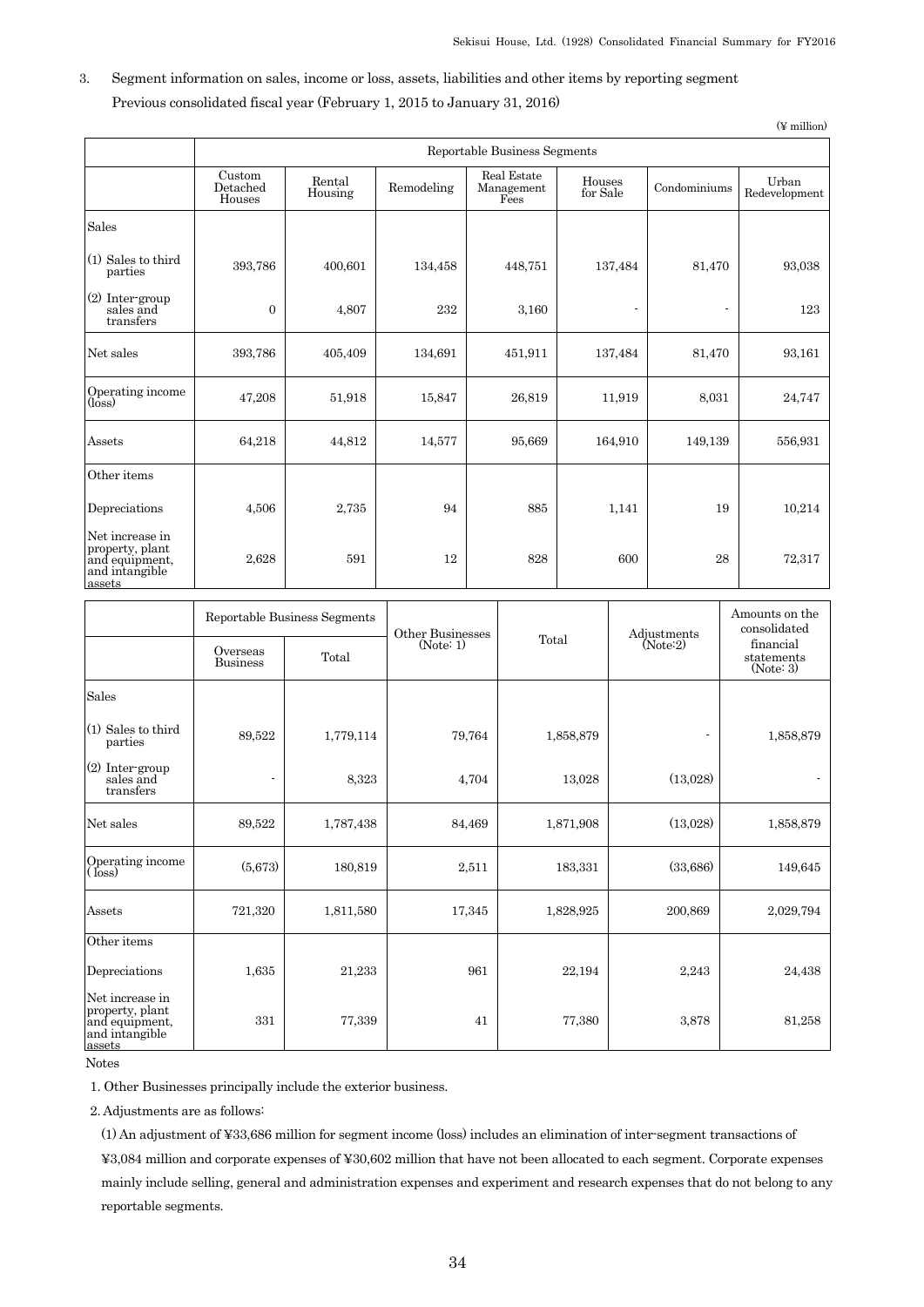3. Segment information on sales, income or loss, assets, liabilities and other items by reporting segment

Previous consolidated fiscal year (February 1, 2015 to January 31, 2016)

(¥ million)

| | Reportable Business Segments | | | | | | |
|---|---|---|---|---|---|---|---|
| | Custom Detached Houses | Rental Housing | Remodeling | Real Estate Management Fees | Houses for Sale | Condominiums | Urban Redevelopment |
| Sales | | | | | | | |
| (1) Sales to third parties | 393,786 | 400,601 | 134,458 | 448,751 | 137,484 | 81,470 | 93,038 |
| (2) Inter-group sales and transfers | 0 | 4,807 | 232 | 3,160 | - | - | 123 |
| Net sales | 393,786 | 405,409 | 134,691 | 451,911 | 137,484 | 81,470 | 93,161 |
| Operating income (loss) | 47,208 | 51,918 | 15,847 | 26,819 | 11,919 | 8,031 | 24,747 |
| Assets | 64,218 | 44,812 | 14,577 | 95,669 | 164,910 | 149,139 | 556,931 |
| Other items | | | | | | | |
| Depreciations | 4,506 | 2,735 | 94 | 885 | 1,141 | 19 | 10,214 |
| Net increase in property, plant and equipment, and intangible assets | 2,628 | 591 | 12 | 828 | 600 | 28 | 72,317 |

| | Reportable Business Segments | | Other Businesses (Note: 1) | Total | Adjustments (Note:2) | Amounts on the consolidated financial statements (Note: 3) |
|---|---|---|---|---|---|---|
| | Overseas Business | Total | | | | |
| Sales | | | | | | |
| (1) Sales to third parties | 89,522 | 1,779,114 | 79,764 | 1,858,879 | - | 1,858,879 |
| (2) Inter-group sales and transfers | - | 8,323 | 4,704 | 13,028 | (13,028) | - |
| Net sales | 89,522 | 1,787,438 | 84,469 | 1,871,908 | (13,028) | 1,858,879 |
| Operating income ( loss) | (5,673) | 180,819 | 2,511 | 183,331 | (33,686) | 149,645 |
| Assets | 721,320 | 1,811,580 | 17,345 | 1,828,925 | 200,869 | 2,029,794 |
| Other items | | | | | | |
| Depreciations | 1,635 | 21,233 | 961 | 22,194 | 2,243 | 24,438 |
| Net increase in property, plant and equipment, and intangible assets | 331 | 77,339 | 41 | 77,380 | 3,878 | 81,258 |

Notes

1. Other Businesses principally include the exterior business.

2. Adjustments are as follows:

(1) An adjustment of ¥33,686 million for segment income (loss) includes an elimination of inter-segment transactions of ¥3,084 million and corporate expenses of ¥30,602 million that have not been allocated to each segment. Corporate expenses mainly include selling, general and administration expenses and experiment and research expenses that do not belong to any reportable segments.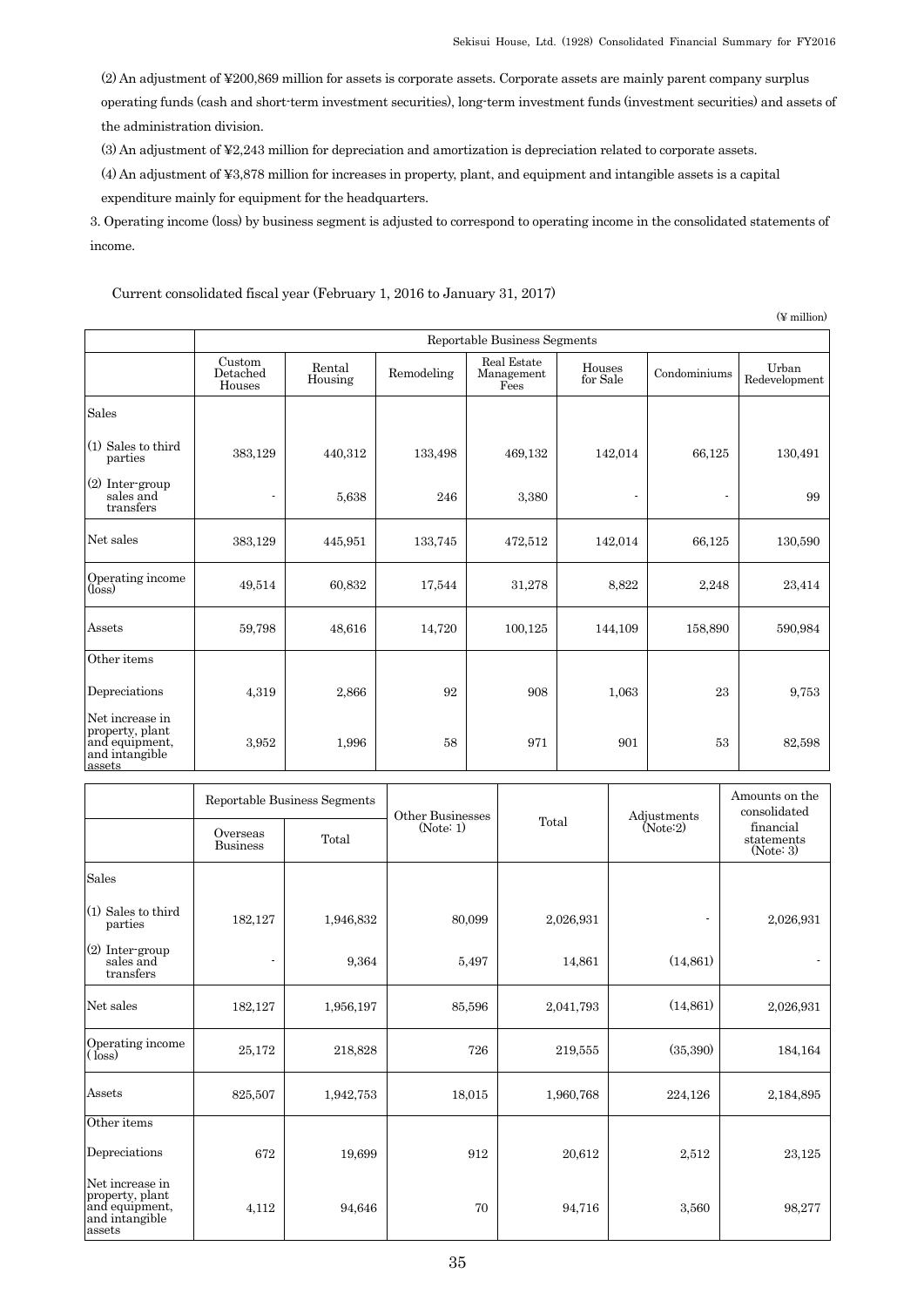(2) An adjustment of ¥200,869 million for assets is corporate assets. Corporate assets are mainly parent company surplus operating funds (cash and short-term investment securities), long-term investment funds (investment securities) and assets of the administration division.

(3) An adjustment of ¥2,243 million for depreciation and amortization is depreciation related to corporate assets.

(4) An adjustment of ¥3,878 million for increases in property, plant, and equipment and intangible assets is a capital expenditure mainly for equipment for the headquarters.

3. Operating income (loss) by business segment is adjusted to correspond to operating income in the consolidated statements of income.

Current consolidated fiscal year (February 1, 2016 to January 31, 2017)

(¥ million)

| | Reportable Business Segments | | | | | | |
|---|---|---|---|---|---|---|---|
| | Custom Detached Houses | Rental Housing | Remodeling | Real Estate Management Fees | Houses for Sale | Condominiums | Urban Redevelopment |
| Sales | | | | | | | |
| (1) Sales to third parties | 383,129 | 440,312 | 133,498 | 469,132 | 142,014 | 66,125 | 130,491 |
| (2) Inter-group sales and transfers | - | 5,638 | 246 | 3,380 | - | - | 99 |
| Net sales | 383,129 | 445,951 | 133,745 | 472,512 | 142,014 | 66,125 | 130,590 |
| Operating income (loss) | 49,514 | 60,832 | 17,544 | 31,278 | 8,822 | 2,248 | 23,414 |
| Assets | 59,798 | 48,616 | 14,720 | 100,125 | 144,109 | 158,890 | 590,984 |
| Other items | | | | | | | |
| Depreciations | 4,319 | 2,866 | 92 | 908 | 1,063 | 23 | 9,753 |
| Net increase in property, plant and equipment, and intangible assets | 3,952 | 1,996 | 58 | 971 | 901 | 53 | 82,598 |

| | Reportable Business Segments | | Other Businesses (Note: 1) | Total | Adjustments (Note:2) | Amounts on the consolidated financial statements (Note: 3) |
|---|---|---|---|---|---|---|
| | Overseas Business | Total | | | | |
| Sales | | | | | | |
| (1) Sales to third parties | 182,127 | 1,946,832 | 80,099 | 2,026,931 | - | 2,026,931 |
| (2) Inter-group sales and transfers | - | 9,364 | 5,497 | 14,861 | (14,861) | - |
| Net sales | 182,127 | 1,956,197 | 85,596 | 2,041,793 | (14,861) | 2,026,931 |
| Operating income (loss) | 25,172 | 218,828 | 726 | 219,555 | (35,390) | 184,164 |
| Assets | 825,507 | 1,942,753 | 18,015 | 1,960,768 | 224,126 | 2,184,895 |
| Other items | | | | | | |
| Depreciations | 672 | 19,699 | 912 | 20,612 | 2,512 | 23,125 |
| Net increase in property, plant and equipment, and intangible assets | 4,112 | 94,646 | 70 | 94,716 | 3,560 | 98,277 |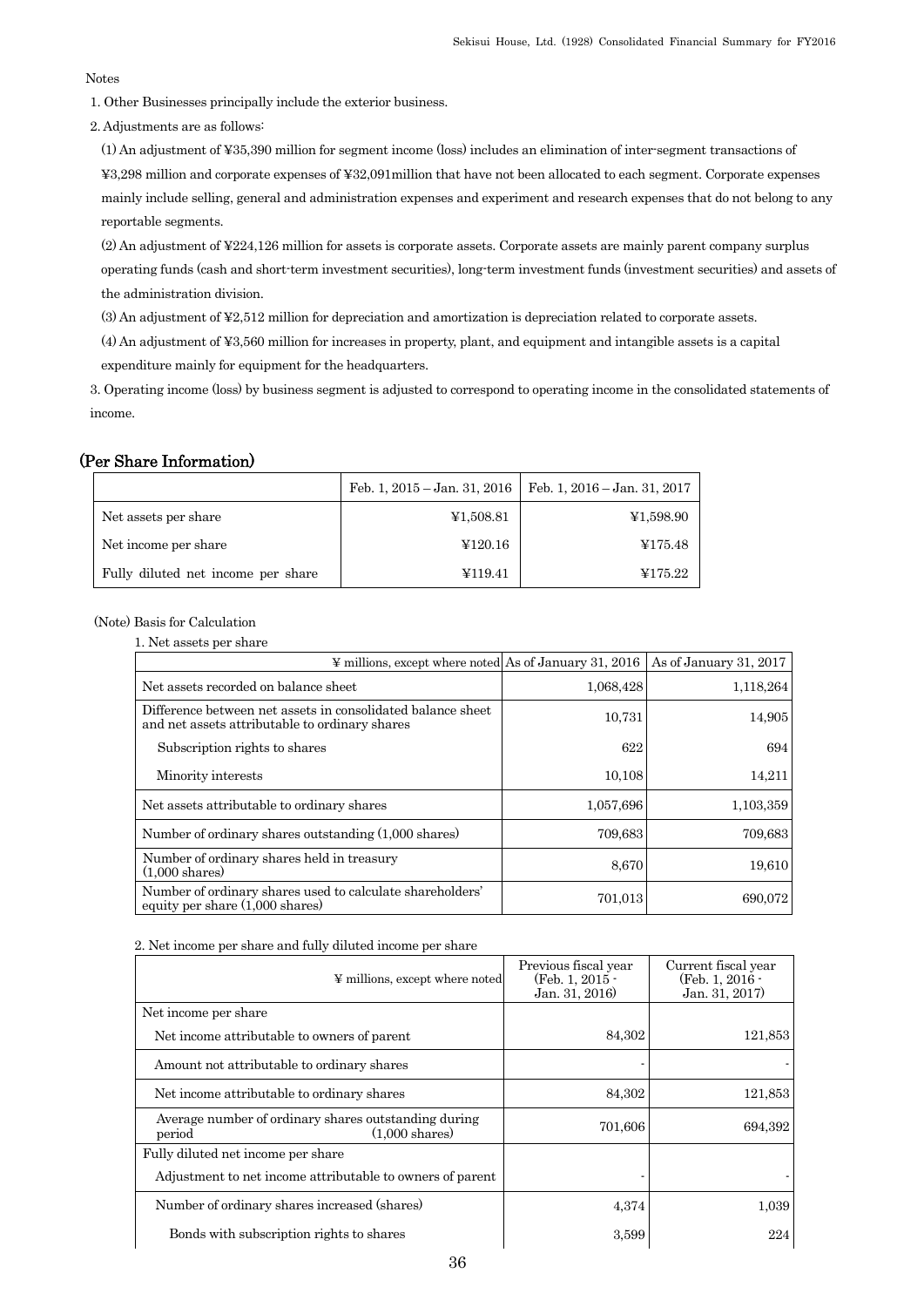Notes

1. Other Businesses principally include the exterior business.
2. Adjustments are as follows:

   (1) An adjustment of ¥35,390 million for segment income (loss) includes an elimination of inter-segment transactions of ¥3,298 million and corporate expenses of ¥32,091million that have not been allocated to each segment. Corporate expenses mainly include selling, general and administration expenses and experiment and research expenses that do not belong to any reportable segments.

   (2) An adjustment of ¥224,126 million for assets is corporate assets. Corporate assets are mainly parent company surplus operating funds (cash and short-term investment securities), long-term investment funds (investment securities) and assets of the administration division.

   (3) An adjustment of ¥2,512 million for depreciation and amortization is depreciation related to corporate assets.

   (4) An adjustment of ¥3,560 million for increases in property, plant, and equipment and intangible assets is a capital expenditure mainly for equipment for the headquarters.

3. Operating income (loss) by business segment is adjusted to correspond to operating income in the consolidated statements of income.

## (Per Share Information)

| | Feb. 1, 2015 – Jan. 31, 2016 | Feb. 1, 2016 – Jan. 31, 2017 |
|---|---|---|
| Net assets per share | ¥1,508.81 | ¥1,598.90 |
| Net income per share | ¥120.16 | ¥175.48 |
| Fully diluted net income per share | ¥119.41 | ¥175.22 |

(Note) Basis for Calculation

1. Net assets per share

| ¥ millions, except where noted | As of January 31, 2016 | As of January 31, 2017 |
|---|---|---|
| Net assets recorded on balance sheet | 1,068,428 | 1,118,264 |
| Difference between net assets in consolidated balance sheet and net assets attributable to ordinary shares | 10,731 | 14,905 |
| Subscription rights to shares | 622 | 694 |
| Minority interests | 10,108 | 14,211 |
| Net assets attributable to ordinary shares | 1,057,696 | 1,103,359 |
| Number of ordinary shares outstanding (1,000 shares) | 709,683 | 709,683 |
| Number of ordinary shares held in treasury (1,000 shares) | 8,670 | 19,610 |
| Number of ordinary shares used to calculate shareholders' equity per share (1,000 shares) | 701,013 | 690,072 |

2. Net income per share and fully diluted income per share

| ¥ millions, except where noted | Previous fiscal year (Feb. 1, 2015 - Jan. 31, 2016) | Current fiscal year (Feb. 1, 2016 - Jan. 31, 2017) |
|---|---|---|
| Net income per share | | |
| Net income attributable to owners of parent | 84,302 | 121,853 |
| Amount not attributable to ordinary shares | - | - |
| Net income attributable to ordinary shares | 84,302 | 121,853 |
| Average number of ordinary shares outstanding during period (1,000 shares) | 701,606 | 694,392 |
| Fully diluted net income per share | | |
| Adjustment to net income attributable to owners of parent | - | - |
| Number of ordinary shares increased (shares) | 4,374 | 1,039 |
| Bonds with subscription rights to shares | 3,599 | 224 |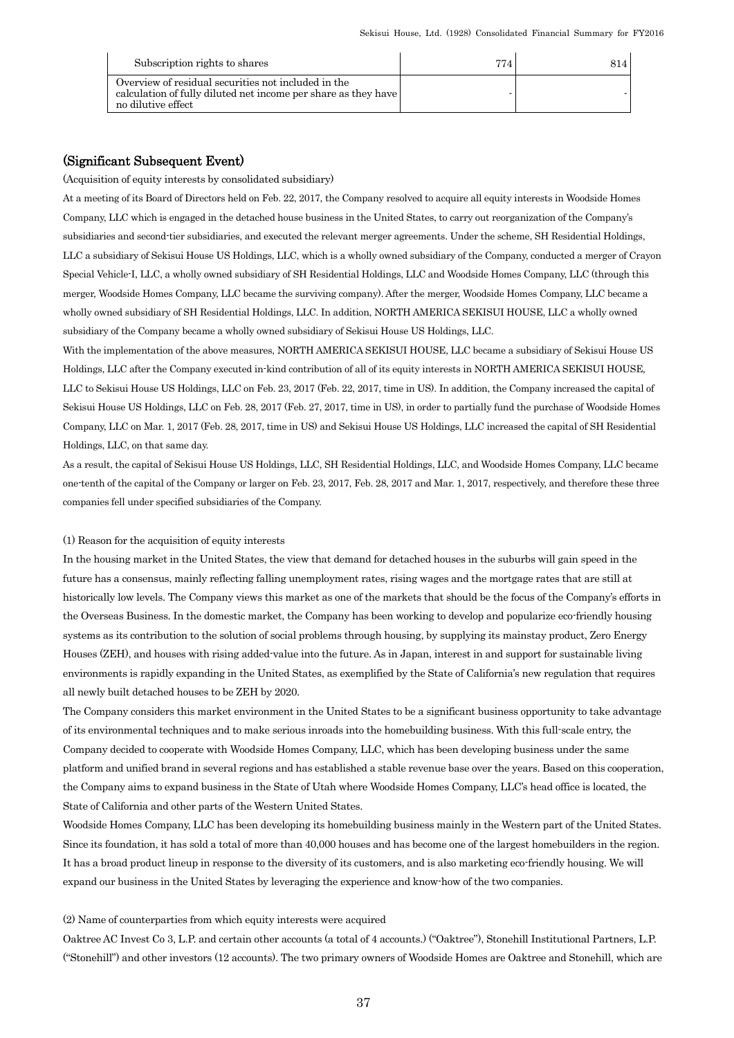| Subscription rights to shares | 774 | 814 |
|---|---|---|
| Overview of residual securities not included in the calculation of fully diluted net income per share as they have no dilutive effect | - | - |

## (Significant Subsequent Event)

(Acquisition of equity interests by consolidated subsidiary)

At a meeting of its Board of Directors held on Feb. 22, 2017, the Company resolved to acquire all equity interests in Woodside Homes Company, LLC which is engaged in the detached house business in the United States, to carry out reorganization of the Company's subsidiaries and second-tier subsidiaries, and executed the relevant merger agreements. Under the scheme, SH Residential Holdings, LLC a subsidiary of Sekisui House US Holdings, LLC, which is a wholly owned subsidiary of the Company, conducted a merger of Crayon Special Vehicle-I, LLC, a wholly owned subsidiary of SH Residential Holdings, LLC and Woodside Homes Company, LLC (through this merger, Woodside Homes Company, LLC became the surviving company). After the merger, Woodside Homes Company, LLC became a wholly owned subsidiary of SH Residential Holdings, LLC. In addition, NORTH AMERICA SEKISUI HOUSE, LLC a wholly owned subsidiary of the Company became a wholly owned subsidiary of Sekisui House US Holdings, LLC.

With the implementation of the above measures, NORTH AMERICA SEKISUI HOUSE, LLC became a subsidiary of Sekisui House US Holdings, LLC after the Company executed in-kind contribution of all of its equity interests in NORTH AMERICA SEKISUI HOUSE, LLC to Sekisui House US Holdings, LLC on Feb. 23, 2017 (Feb. 22, 2017, time in US). In addition, the Company increased the capital of Sekisui House US Holdings, LLC on Feb. 28, 2017 (Feb. 27, 2017, time in US), in order to partially fund the purchase of Woodside Homes Company, LLC on Mar. 1, 2017 (Feb. 28, 2017, time in US) and Sekisui House US Holdings, LLC increased the capital of SH Residential Holdings, LLC, on that same day.

As a result, the capital of Sekisui House US Holdings, LLC, SH Residential Holdings, LLC, and Woodside Homes Company, LLC became one-tenth of the capital of the Company or larger on Feb. 23, 2017, Feb. 28, 2017 and Mar. 1, 2017, respectively, and therefore these three companies fell under specified subsidiaries of the Company.

(1) Reason for the acquisition of equity interests

In the housing market in the United States, the view that demand for detached houses in the suburbs will gain speed in the future has a consensus, mainly reflecting falling unemployment rates, rising wages and the mortgage rates that are still at historically low levels. The Company views this market as one of the markets that should be the focus of the Company's efforts in the Overseas Business. In the domestic market, the Company has been working to develop and popularize eco-friendly housing systems as its contribution to the solution of social problems through housing, by supplying its mainstay product, Zero Energy Houses (ZEH), and houses with rising added-value into the future. As in Japan, interest in and support for sustainable living environments is rapidly expanding in the United States, as exemplified by the State of California's new regulation that requires all newly built detached houses to be ZEH by 2020.

The Company considers this market environment in the United States to be a significant business opportunity to take advantage of its environmental techniques and to make serious inroads into the homebuilding business. With this full-scale entry, the Company decided to cooperate with Woodside Homes Company, LLC, which has been developing business under the same platform and unified brand in several regions and has established a stable revenue base over the years. Based on this cooperation, the Company aims to expand business in the State of Utah where Woodside Homes Company, LLC's head office is located, the State of California and other parts of the Western United States.

Woodside Homes Company, LLC has been developing its homebuilding business mainly in the Western part of the United States. Since its foundation, it has sold a total of more than 40,000 houses and has become one of the largest homebuilders in the region. It has a broad product lineup in response to the diversity of its customers, and is also marketing eco-friendly housing. We will expand our business in the United States by leveraging the experience and know-how of the two companies.

(2) Name of counterparties from which equity interests were acquired

Oaktree AC Invest Co 3, L.P. and certain other accounts (a total of 4 accounts.) ("Oaktree"), Stonehill Institutional Partners, L.P. ("Stonehill") and other investors (12 accounts). The two primary owners of Woodside Homes are Oaktree and Stonehill, which are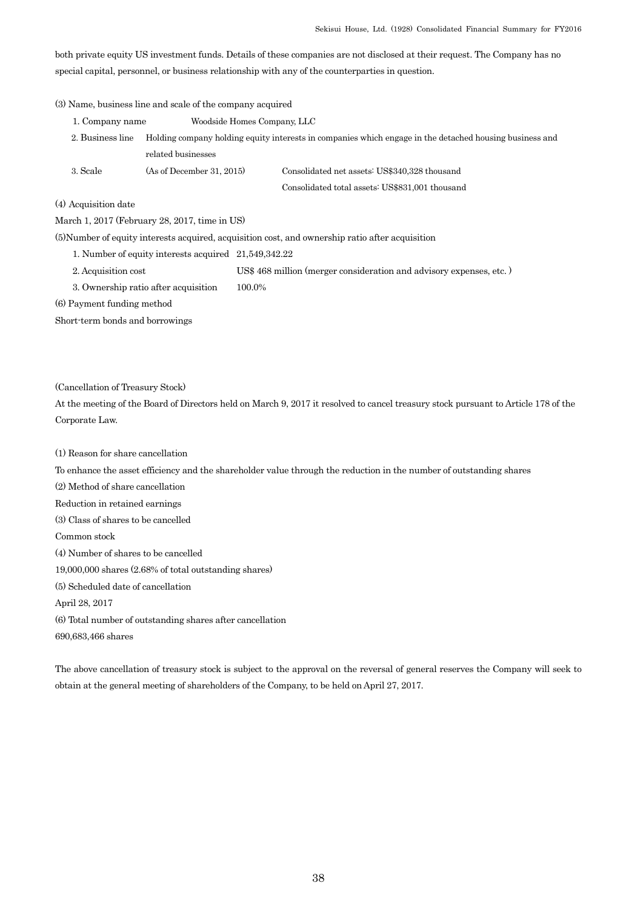both private equity US investment funds. Details of these companies are not disclosed at their request. The Company has no special capital, personnel, or business relationship with any of the counterparties in question.

(3) Name, business line and scale of the company acquired

| | | |
|---|---|---|
| 1. Company name | Woodside Homes Company, LLC | |
| 2. Business line | Holding company holding equity interests in companies which engage in the detached housing business and related businesses | |
| 3. Scale | (As of December 31, 2015) | Consolidated net assets: US$340,328 thousand<br>Consolidated total assets: US$831,001 thousand |

(4) Acquisition date

March 1, 2017 (February 28, 2017, time in US)

(5)Number of equity interests acquired, acquisition cost, and ownership ratio after acquisition

1. Number of equity interests acquired 21,549,342.22
2. Acquisition cost US$ 468 million (merger consideration and advisory expenses, etc. )
3. Ownership ratio after acquisition 100.0%

(6) Payment funding method

Short-term bonds and borrowings

(Cancellation of Treasury Stock)

At the meeting of the Board of Directors held on March 9, 2017 it resolved to cancel treasury stock pursuant to Article 178 of the Corporate Law.

(1) Reason for share cancellation

To enhance the asset efficiency and the shareholder value through the reduction in the number of outstanding shares

(2) Method of share cancellation

Reduction in retained earnings

(3) Class of shares to be cancelled

Common stock

(4) Number of shares to be cancelled

19,000,000 shares (2.68% of total outstanding shares)

(5) Scheduled date of cancellation

April 28, 2017

(6) Total number of outstanding shares after cancellation

690,683,466 shares

The above cancellation of treasury stock is subject to the approval on the reversal of general reserves the Company will seek to obtain at the general meeting of shareholders of the Company, to be held on April 27, 2017.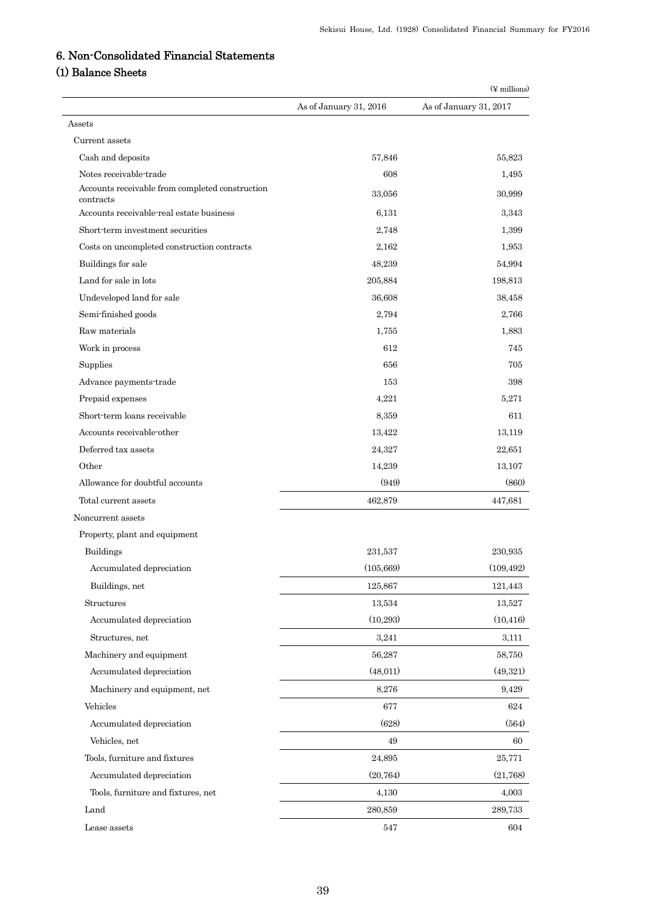## 6. Non-Consolidated Financial Statements

### (1) Balance Sheets

(¥ millions)

| | As of January 31, 2016 | As of January 31, 2017 |
|---|---|---|
| Assets | | |
| Current assets | | |
| Cash and deposits | 57,846 | 55,823 |
| Notes receivable-trade | 608 | 1,495 |
| Accounts receivable from completed construction contracts | 33,056 | 30,999 |
| Accounts receivable-real estate business | 6,131 | 3,343 |
| Short-term investment securities | 2,748 | 1,399 |
| Costs on uncompleted construction contracts | 2,162 | 1,953 |
| Buildings for sale | 48,239 | 54,994 |
| Land for sale in lots | 205,884 | 198,813 |
| Undeveloped land for sale | 36,608 | 38,458 |
| Semi-finished goods | 2,794 | 2,766 |
| Raw materials | 1,755 | 1,883 |
| Work in process | 612 | 745 |
| Supplies | 656 | 705 |
| Advance payments-trade | 153 | 398 |
| Prepaid expenses | 4,221 | 5,271 |
| Short-term loans receivable | 8,359 | 611 |
| Accounts receivable-other | 13,422 | 13,119 |
| Deferred tax assets | 24,327 | 22,651 |
| Other | 14,239 | 13,107 |
| Allowance for doubtful accounts | (949) | (860) |
| Total current assets | 462,879 | 447,681 |
| Noncurrent assets | | |
| Property, plant and equipment | | |
| Buildings | 231,537 | 230,935 |
| Accumulated depreciation | (105,669) | (109,492) |
| Buildings, net | 125,867 | 121,443 |
| Structures | 13,534 | 13,527 |
| Accumulated depreciation | (10,293) | (10,416) |
| Structures, net | 3,241 | 3,111 |
| Machinery and equipment | 56,287 | 58,750 |
| Accumulated depreciation | (48,011) | (49,321) |
| Machinery and equipment, net | 8,276 | 9,429 |
| Vehicles | 677 | 624 |
| Accumulated depreciation | (628) | (564) |
| Vehicles, net | 49 | 60 |
| Tools, furniture and fixtures | 24,895 | 25,771 |
| Accumulated depreciation | (20,764) | (21,768) |
| Tools, furniture and fixtures, net | 4,130 | 4,003 |
| Land | 280,859 | 289,733 |
| Lease assets | 547 | 604 |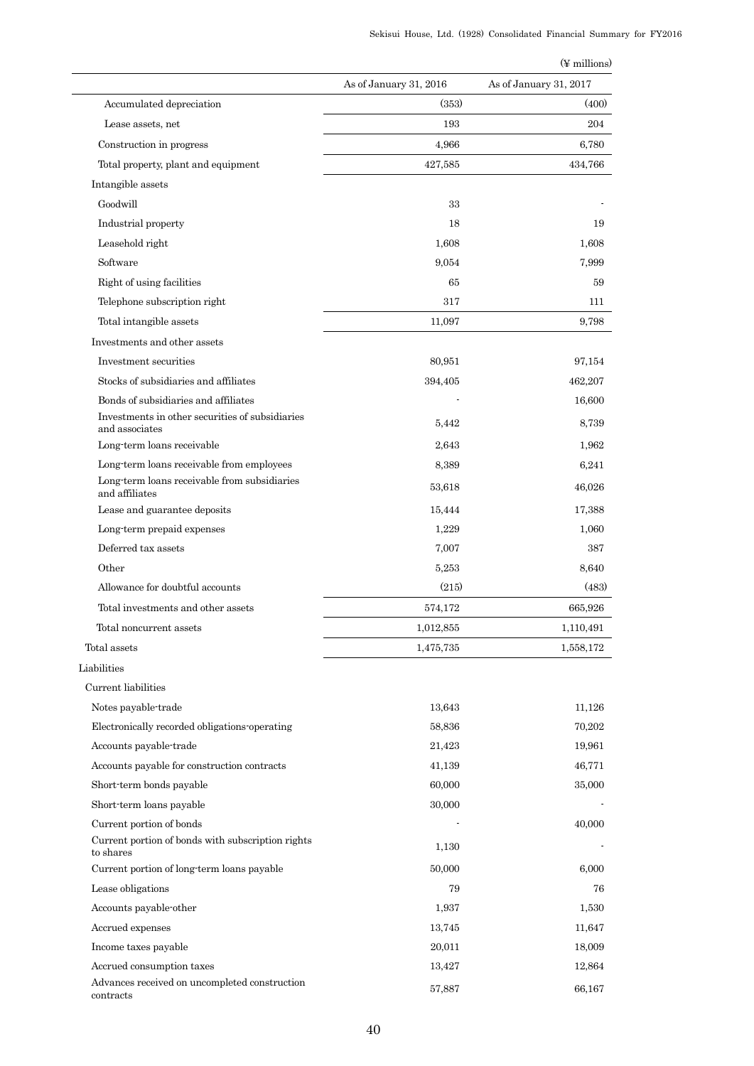(¥ millions)

| | As of January 31, 2016 | As of January 31, 2017 |
|---|---|---|
| Accumulated depreciation | (353) | (400) |
| Lease assets, net | 193 | 204 |
| Construction in progress | 4,966 | 6,780 |
| Total property, plant and equipment | 427,585 | 434,766 |
| Intangible assets | | |
| Goodwill | 33 | - |
| Industrial property | 18 | 19 |
| Leasehold right | 1,608 | 1,608 |
| Software | 9,054 | 7,999 |
| Right of using facilities | 65 | 59 |
| Telephone subscription right | 317 | 111 |
| Total intangible assets | 11,097 | 9,798 |
| Investments and other assets | | |
| Investment securities | 80,951 | 97,154 |
| Stocks of subsidiaries and affiliates | 394,405 | 462,207 |
| Bonds of subsidiaries and affiliates | - | 16,600 |
| Investments in other securities of subsidiaries and associates | 5,442 | 8,739 |
| Long-term loans receivable | 2,643 | 1,962 |
| Long-term loans receivable from employees | 8,389 | 6,241 |
| Long-term loans receivable from subsidiaries and affiliates | 53,618 | 46,026 |
| Lease and guarantee deposits | 15,444 | 17,388 |
| Long-term prepaid expenses | 1,229 | 1,060 |
| Deferred tax assets | 7,007 | 387 |
| Other | 5,253 | 8,640 |
| Allowance for doubtful accounts | (215) | (483) |
| Total investments and other assets | 574,172 | 665,926 |
| Total noncurrent assets | 1,012,855 | 1,110,491 |
| Total assets | 1,475,735 | 1,558,172 |
| Liabilities | | |
| Current liabilities | | |
| Notes payable-trade | 13,643 | 11,126 |
| Electronically recorded obligations-operating | 58,836 | 70,202 |
| Accounts payable-trade | 21,423 | 19,961 |
| Accounts payable for construction contracts | 41,139 | 46,771 |
| Short-term bonds payable | 60,000 | 35,000 |
| Short-term loans payable | 30,000 | - |
| Current portion of bonds | - | 40,000 |
| Current portion of bonds with subscription rights to shares | 1,130 | - |
| Current portion of long-term loans payable | 50,000 | 6,000 |
| Lease obligations | 79 | 76 |
| Accounts payable-other | 1,937 | 1,530 |
| Accrued expenses | 13,745 | 11,647 |
| Income taxes payable | 20,011 | 18,009 |
| Accrued consumption taxes | 13,427 | 12,864 |
| Advances received on uncompleted construction contracts | 57,887 | 66,167 |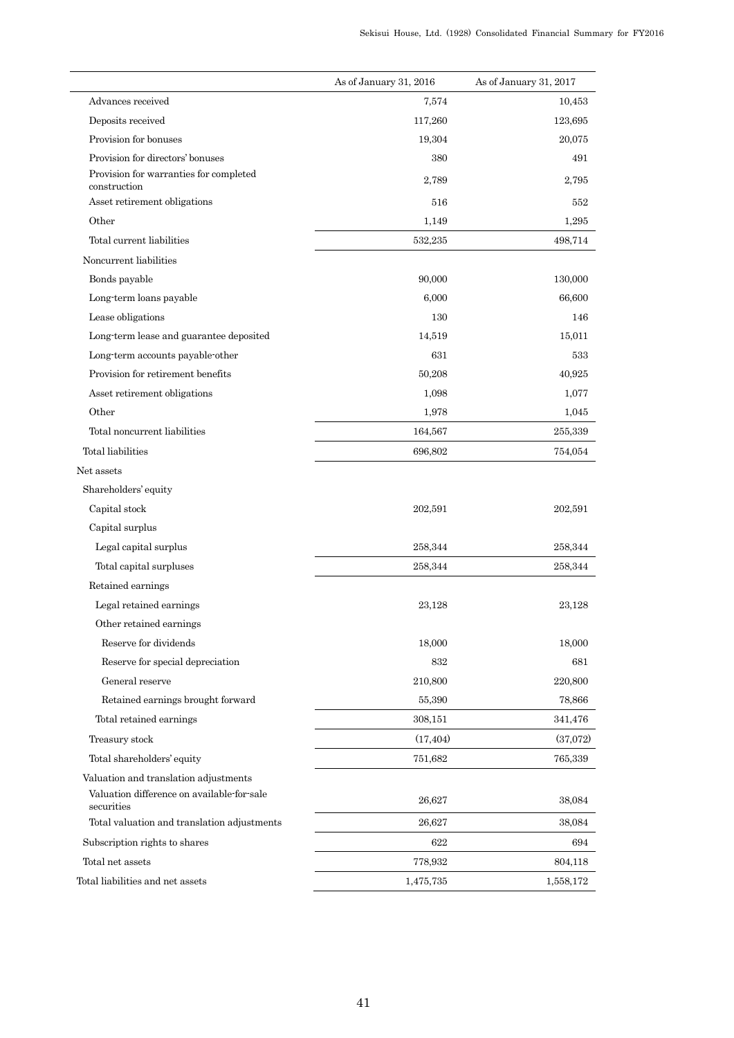| | As of January 31, 2016 | As of January 31, 2017 |
|---|---|---|
| Advances received | 7,574 | 10,453 |
| Deposits received | 117,260 | 123,695 |
| Provision for bonuses | 19,304 | 20,075 |
| Provision for directors' bonuses | 380 | 491 |
| Provision for warranties for completed construction | 2,789 | 2,795 |
| Asset retirement obligations | 516 | 552 |
| Other | 1,149 | 1,295 |
| Total current liabilities | 532,235 | 498,714 |
| Noncurrent liabilities | | |
| Bonds payable | 90,000 | 130,000 |
| Long-term loans payable | 6,000 | 66,600 |
| Lease obligations | 130 | 146 |
| Long-term lease and guarantee deposited | 14,519 | 15,011 |
| Long-term accounts payable-other | 631 | 533 |
| Provision for retirement benefits | 50,208 | 40,925 |
| Asset retirement obligations | 1,098 | 1,077 |
| Other | 1,978 | 1,045 |
| Total noncurrent liabilities | 164,567 | 255,339 |
| Total liabilities | 696,802 | 754,054 |
| Net assets | | |
| Shareholders' equity | | |
| Capital stock | 202,591 | 202,591 |
| Capital surplus | | |
| Legal capital surplus | 258,344 | 258,344 |
| Total capital surpluses | 258,344 | 258,344 |
| Retained earnings | | |
| Legal retained earnings | 23,128 | 23,128 |
| Other retained earnings | | |
| Reserve for dividends | 18,000 | 18,000 |
| Reserve for special depreciation | 832 | 681 |
| General reserve | 210,800 | 220,800 |
| Retained earnings brought forward | 55,390 | 78,866 |
| Total retained earnings | 308,151 | 341,476 |
| Treasury stock | (17,404) | (37,072) |
| Total shareholders' equity | 751,682 | 765,339 |
| Valuation and translation adjustments | | |
| Valuation difference on available-for-sale securities | 26,627 | 38,084 |
| Total valuation and translation adjustments | 26,627 | 38,084 |
| Subscription rights to shares | 622 | 694 |
| Total net assets | 778,932 | 804,118 |
| Total liabilities and net assets | 1,475,735 | 1,558,172 |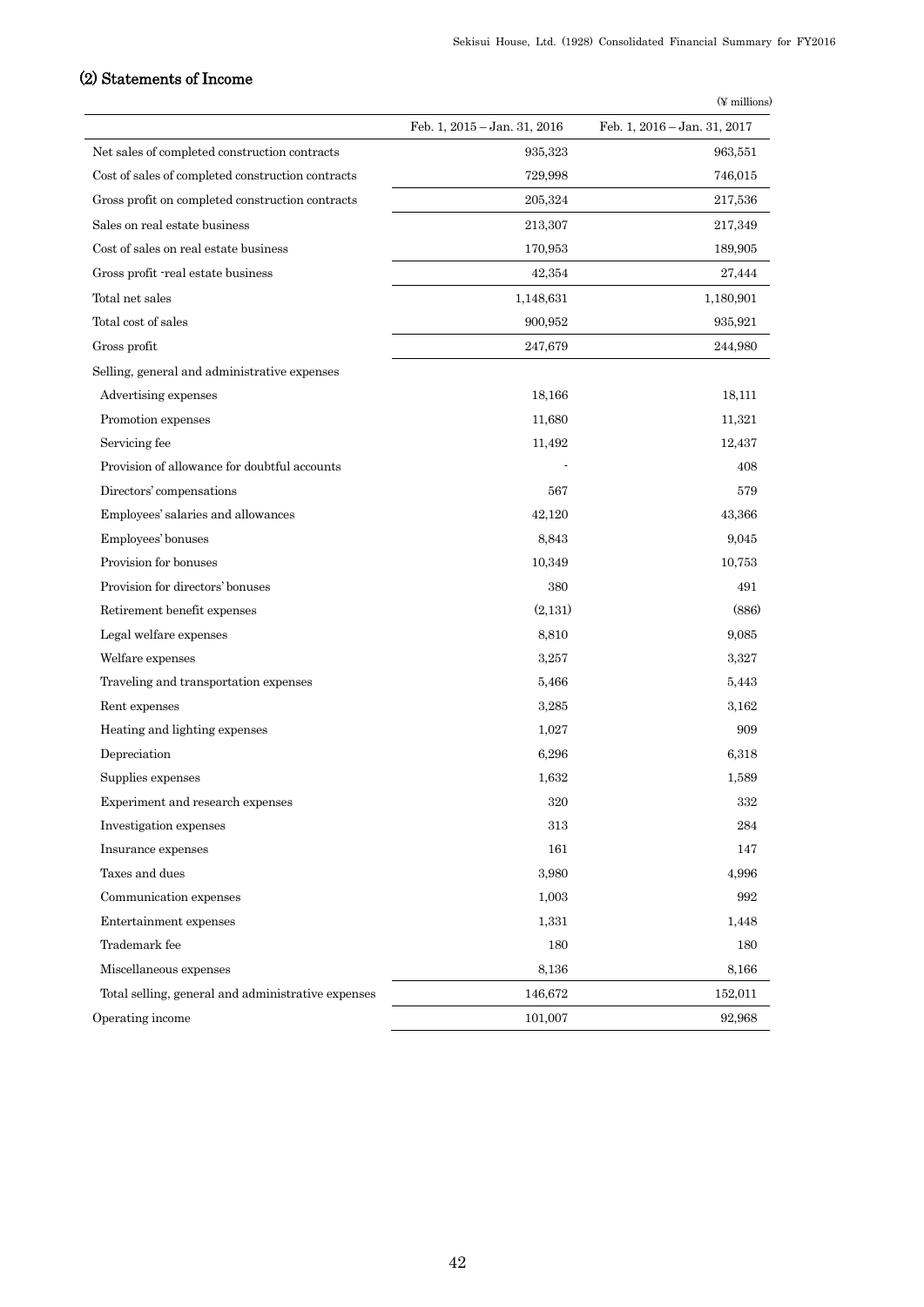## (2) Statements of Income

(¥ millions)

| | Feb. 1, 2015 – Jan. 31, 2016 | Feb. 1, 2016 – Jan. 31, 2017 |
|---|---|---|
| Net sales of completed construction contracts | 935,323 | 963,551 |
| Cost of sales of completed construction contracts | 729,998 | 746,015 |
| Gross profit on completed construction contracts | 205,324 | 217,536 |
| Sales on real estate business | 213,307 | 217,349 |
| Cost of sales on real estate business | 170,953 | 189,905 |
| Gross profit -real estate business | 42,354 | 27,444 |
| Total net sales | 1,148,631 | 1,180,901 |
| Total cost of sales | 900,952 | 935,921 |
| Gross profit | 247,679 | 244,980 |
| Selling, general and administrative expenses | | |
| Advertising expenses | 18,166 | 18,111 |
| Promotion expenses | 11,680 | 11,321 |
| Servicing fee | 11,492 | 12,437 |
| Provision of allowance for doubtful accounts | - | 408 |
| Directors' compensations | 567 | 579 |
| Employees' salaries and allowances | 42,120 | 43,366 |
| Employees' bonuses | 8,843 | 9,045 |
| Provision for bonuses | 10,349 | 10,753 |
| Provision for directors' bonuses | 380 | 491 |
| Retirement benefit expenses | (2,131) | (886) |
| Legal welfare expenses | 8,810 | 9,085 |
| Welfare expenses | 3,257 | 3,327 |
| Traveling and transportation expenses | 5,466 | 5,443 |
| Rent expenses | 3,285 | 3,162 |
| Heating and lighting expenses | 1,027 | 909 |
| Depreciation | 6,296 | 6,318 |
| Supplies expenses | 1,632 | 1,589 |
| Experiment and research expenses | 320 | 332 |
| Investigation expenses | 313 | 284 |
| Insurance expenses | 161 | 147 |
| Taxes and dues | 3,980 | 4,996 |
| Communication expenses | 1,003 | 992 |
| Entertainment expenses | 1,331 | 1,448 |
| Trademark fee | 180 | 180 |
| Miscellaneous expenses | 8,136 | 8,166 |
| Total selling, general and administrative expenses | 146,672 | 152,011 |
| Operating income | 101,007 | 92,968 |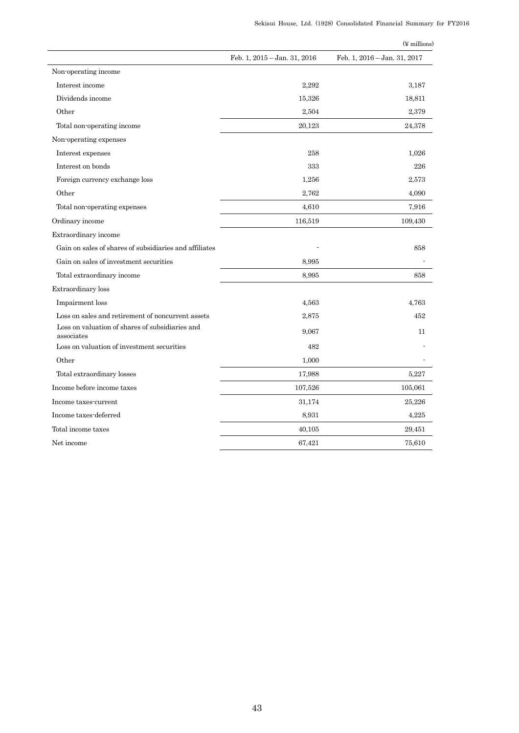(¥ millions)

| | Feb. 1, 2015 – Jan. 31, 2016 | Feb. 1, 2016 – Jan. 31, 2017 |
|---|---|---|
| Non-operating income | | |
| Interest income | 2,292 | 3,187 |
| Dividends income | 15,326 | 18,811 |
| Other | 2,504 | 2,379 |
| Total non-operating income | 20,123 | 24,378 |
| Non-operating expenses | | |
| Interest expenses | 258 | 1,026 |
| Interest on bonds | 333 | 226 |
| Foreign currency exchange loss | 1,256 | 2,573 |
| Other | 2,762 | 4,090 |
| Total non-operating expenses | 4,610 | 7,916 |
| Ordinary income | 116,519 | 109,430 |
| Extraordinary income | | |
| Gain on sales of shares of subsidiaries and affiliates | - | 858 |
| Gain on sales of investment securities | 8,995 | - |
| Total extraordinary income | 8,995 | 858 |
| Extraordinary loss | | |
| Impairment loss | 4,563 | 4,763 |
| Loss on sales and retirement of noncurrent assets | 2,875 | 452 |
| Loss on valuation of shares of subsidiaries and associates | 9,067 | 11 |
| Loss on valuation of investment securities | 482 | - |
| Other | 1,000 | - |
| Total extraordinary losses | 17,988 | 5,227 |
| Income before income taxes | 107,526 | 105,061 |
| Income taxes-current | 31,174 | 25,226 |
| Income taxes-deferred | 8,931 | 4,225 |
| Total income taxes | 40,105 | 29,451 |
| Net income | 67,421 | 75,610 |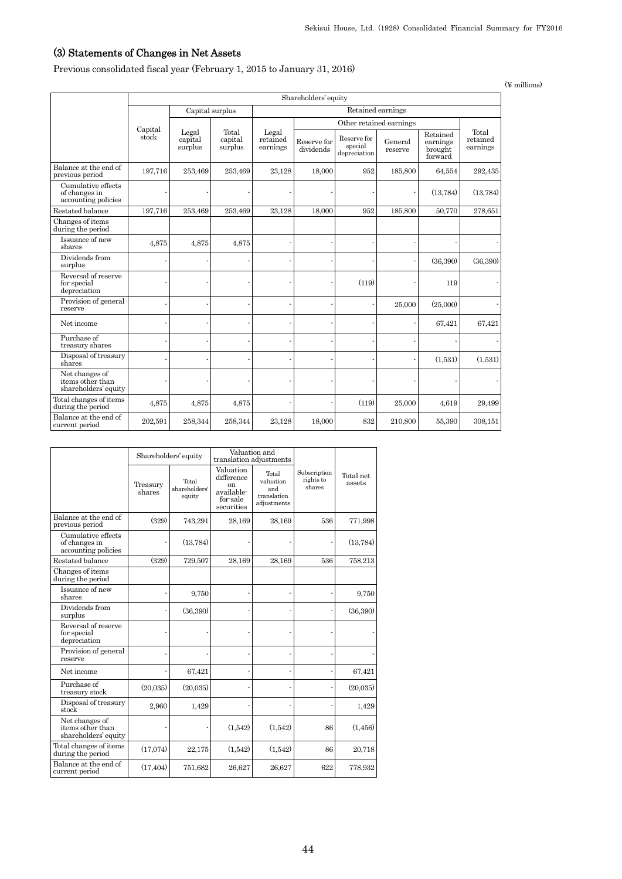## (3) Statements of Changes in Net Assets

Previous consolidated fiscal year (February 1, 2015 to January 31, 2016)

(¥ millions)

| | Shareholders' equity | | | | | | | | |
|---|---|---|---|---|---|---|---|---|---|
| | Capital stock | Capital surplus | | Retained earnings | | | | | |
| | | Legal capital surplus | Total capital surplus | Legal retained earnings | Other retained earnings | | | | Total retained earnings |
| | | | | | Reserve for dividends | Reserve for special depreciation | General reserve | Retained earnings brought forward | |
| Balance at the end of previous period | 197,716 | 253,469 | 253,469 | 23,128 | 18,000 | 952 | 185,800 | 64,554 | 292,435 |
| Cumulative effects of changes in accounting policies | - | - | - | - | - | - | - | (13,784) | (13,784) |
| Restated balance | 197,716 | 253,469 | 253,469 | 23,128 | 18,000 | 952 | 185,800 | 50,770 | 278,651 |
| Changes of items during the period | | | | | | | | | |
| Issuance of new shares | 4,875 | 4,875 | 4,875 | - | - | - | - | - | - |
| Dividends from surplus | - | - | - | - | - | - | - | (36,390) | (36,390) |
| Reversal of reserve for special depreciation | - | - | - | - | - | (119) | - | 119 | - |
| Provision of general reserve | - | - | - | - | - | - | 25,000 | (25,000) | - |
| Net income | - | - | - | - | - | - | - | 67,421 | 67,421 |
| Purchase of treasury shares | - | - | - | - | - | - | - | - | - |
| Disposal of treasury shares | - | - | - | - | - | - | - | (1,531) | (1,531) |
| Net changes of items other than shareholders' equity | - | - | - | - | - | - | - | - | - |
| Total changes of items during the period | 4,875 | 4,875 | 4,875 | - | - | (119) | 25,000 | 4,619 | 29,499 |
| Balance at the end of current period | 202,591 | 258,344 | 258,344 | 23,128 | 18,000 | 832 | 210,800 | 55,390 | 308,151 |

| | Shareholders' equity | | Valuation and translation adjustments | | Subscription rights to shares | Total net assets |
|---|---|---|---|---|---|---|
| | Treasury shares | Total shareholders' equity | Valuation difference on available-for-sale securities | Total valuation and translation adjustments | | |
| Balance at the end of previous period | (329) | 743,291 | 28,169 | 28,169 | 536 | 771,998 |
| Cumulative effects of changes in accounting policies | - | (13,784) | - | - | - | (13,784) |
| Restated balance | (329) | 729,507 | 28,169 | 28,169 | 536 | 758,213 |
| Changes of items during the period | | | | | | |
| Issuance of new shares | - | 9,750 | - | - | - | 9,750 |
| Dividends from surplus | - | (36,390) | - | - | - | (36,390) |
| Reversal of reserve for special depreciation | - | - | - | - | - | - |
| Provision of general reserve | - | - | - | - | - | - |
| Net income | - | 67,421 | - | - | - | 67,421 |
| Purchase of treasury stock | (20,035) | (20,035) | - | - | - | (20,035) |
| Disposal of treasury stock | 2,960 | 1,429 | - | - | - | 1,429 |
| Net changes of items other than shareholders' equity | - | - | (1,542) | (1,542) | 86 | (1,456) |
| Total changes of items during the period | (17,074) | 22,175 | (1,542) | (1,542) | 86 | 20,718 |
| Balance at the end of current period | (17,404) | 751,682 | 26,627 | 26,627 | 622 | 778,932 |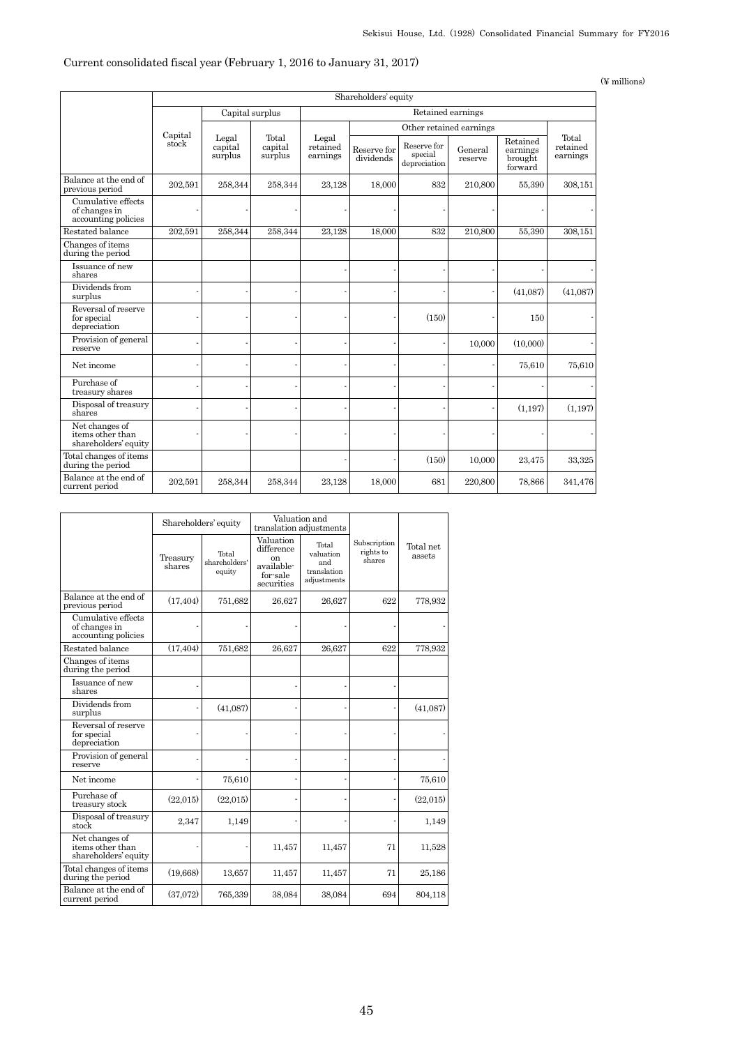Current consolidated fiscal year (February 1, 2016 to January 31, 2017)

(¥ millions)

| | Shareholders' equity | | | | | | | | |
|---|---|---|---|---|---|---|---|---|---|
| | | Capital surplus | | Retained earnings | | | | | |
| | | | | | Other retained earnings | | | | |
| | Capital stock | Legal capital surplus | Total capital surplus | Legal retained earnings | Reserve for dividends | Reserve for special depreciation | General reserve | Retained earnings brought forward | Total retained earnings |
| Balance at the end of previous period | 202,591 | 258,344 | 258,344 | 23,128 | 18,000 | 832 | 210,800 | 55,390 | 308,151 |
| Cumulative effects of changes in accounting policies | - | - | - | - | - | - | - | - | - |
| Restated balance | 202,591 | 258,344 | 258,344 | 23,128 | 18,000 | 832 | 210,800 | 55,390 | 308,151 |
| Changes of items during the period | | | | | | | | | |
| Issuance of new shares | | | | - | - | - | - | - | - |
| Dividends from surplus | - | - | - | - | - | - | - | (41,087) | (41,087) |
| Reversal of reserve for special depreciation | - | - | - | - | - | (150) | - | 150 | - |
| Provision of general reserve | - | - | - | - | - | - | 10,000 | (10,000) | - |
| Net income | - | - | - | - | - | - | - | 75,610 | 75,610 |
| Purchase of treasury shares | - | - | - | - | - | - | - | - | - |
| Disposal of treasury shares | - | - | - | - | - | - | - | (1,197) | (1,197) |
| Net changes of items other than shareholders' equity | - | - | - | - | - | - | - | - | - |
| Total changes of items during the period | | | | - | - | (150) | 10,000 | 23,475 | 33,325 |
| Balance at the end of current period | 202,591 | 258,344 | 258,344 | 23,128 | 18,000 | 681 | 220,800 | 78,866 | 341,476 |

| | Shareholders' equity | | Valuation and translation adjustments | | | |
|---|---|---|---|---|---|---|
| | Treasury shares | Total shareholders' equity | Valuation difference on available-for-sale securities | Total valuation and translation adjustments | Subscription rights to shares | Total net assets |
| Balance at the end of previous period | (17,404) | 751,682 | 26,627 | 26,627 | 622 | 778,932 |
| Cumulative effects of changes in accounting policies | - | - | - | - | - | - |
| Restated balance | (17,404) | 751,682 | 26,627 | 26,627 | 622 | 778,932 |
| Changes of items during the period | | | | | | |
| Issuance of new shares | - | | - | - | - | |
| Dividends from surplus | - | (41,087) | - | - | - | (41,087) |
| Reversal of reserve for special depreciation | - | - | - | - | - | - |
| Provision of general reserve | - | - | - | - | - | - |
| Net income | - | 75,610 | - | - | - | 75,610 |
| Purchase of treasury stock | (22,015) | (22,015) | - | - | - | (22,015) |
| Disposal of treasury stock | 2,347 | 1,149 | - | - | - | 1,149 |
| Net changes of items other than shareholders' equity | - | - | 11,457 | 11,457 | 71 | 11,528 |
| Total changes of items during the period | (19,668) | 13,657 | 11,457 | 11,457 | 71 | 25,186 |
| Balance at the end of current period | (37,072) | 765,339 | 38,084 | 38,084 | 694 | 804,118 |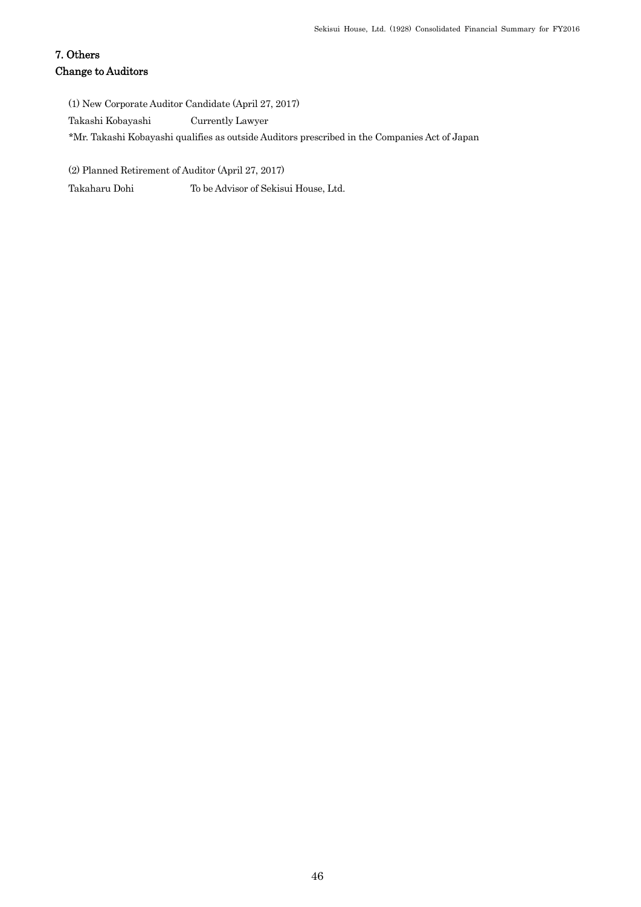## 7. Others

### Change to Auditors

(1) New Corporate Auditor Candidate (April 27, 2017)

Takashi Kobayashi Currently Lawyer

*Mr. Takashi Kobayashi qualifies as outside Auditors prescribed in the Companies Act of Japan

(2) Planned Retirement of Auditor (April 27, 2017)

Takaharu Dohi To be Advisor of Sekisui House, Ltd.